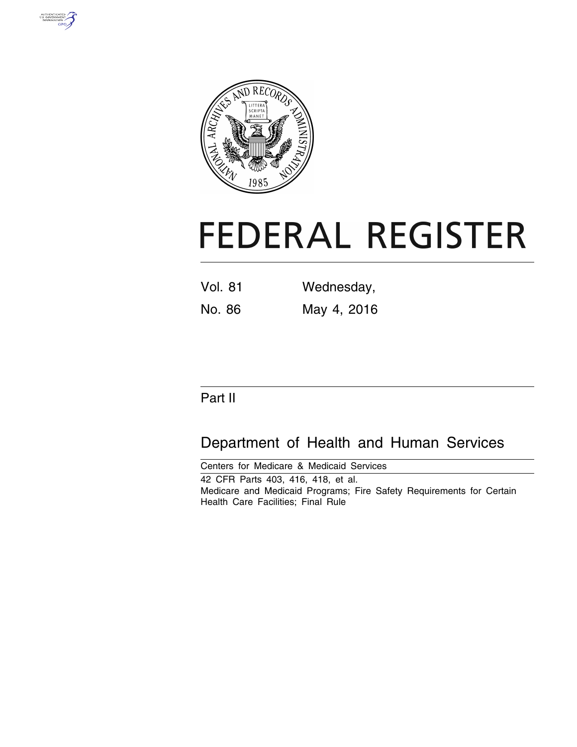# FEDERAL REGISTER

Vol. 81 Wednesday,

No. 86 May 4, 2016

## Part II

## Department of Health and Human Services

Centers for Medicare & Medicaid Services

42 CFR Parts 403, 416, 418, et al.

Medicare and Medicaid Programs; Fire Safety Requirements for Certain Health Care Facilities; Final Rule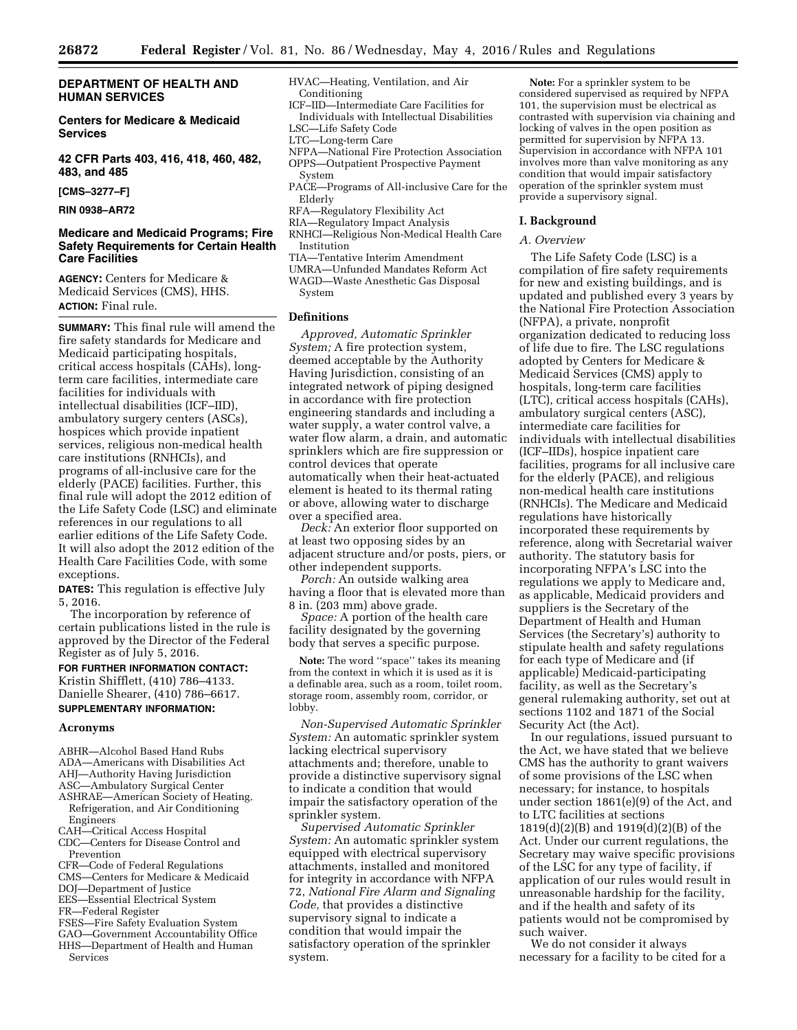# DEPARTMENT OF HEALTH AND HUMAN SERVICES

## Centers for Medicare & Medicaid Services

## 42 CFR Parts 403, 416, 418, 460, 482, 483, and 485

**[CMS–3277–F]**

**RIN 0938–AR72**

## Medicare and Medicaid Programs; Fire Safety Requirements for Certain Health Care Facilities

**AGENCY:** Centers for Medicare & Medicaid Services (CMS), HHS.

**ACTION:** Final rule.

**SUMMARY:** This final rule will amend the fire safety standards for Medicare and Medicaid participating hospitals, critical access hospitals (CAHs), long-term care facilities, intermediate care facilities for individuals with intellectual disabilities (ICF–IID), ambulatory surgery centers (ASCs), hospices which provide inpatient services, religious non-medical health care institutions (RNHCIs), and programs of all-inclusive care for the elderly (PACE) facilities. Further, this final rule will adopt the 2012 edition of the Life Safety Code (LSC) and eliminate references in our regulations to all earlier editions of the Life Safety Code. It will also adopt the 2012 edition of the Health Care Facilities Code, with some exceptions.

**DATES:** This regulation is effective July 5, 2016.

The incorporation by reference of certain publications listed in the rule is approved by the Director of the Federal Register as of July 5, 2016.

**FOR FURTHER INFORMATION CONTACT:** Kristin Shifflett, (410) 786–4133. Danielle Shearer, (410) 786–6617.

**SUPPLEMENTARY INFORMATION:**

### Acronyms

ABHR—Alcohol Based Hand Rubs
ADA—Americans with Disabilities Act
AHJ—Authority Having Jurisdiction
ASC—Ambulatory Surgical Center
ASHRAE—American Society of Heating, Refrigeration, and Air Conditioning Engineers
CAH—Critical Access Hospital
CDC—Centers for Disease Control and Prevention
CFR—Code of Federal Regulations
CMS—Centers for Medicare & Medicaid
DOJ—Department of Justice
EES—Essential Electrical System
FR—Federal Register
FSES—Fire Safety Evaluation System
GAO—Government Accountability Office
HHS—Department of Health and Human Services
HVAC—Heating, Ventilation, and Air Conditioning
ICF–IID—Intermediate Care Facilities for Individuals with Intellectual Disabilities
LSC—Life Safety Code
LTC—Long-term Care
NFPA—National Fire Protection Association
OPPS—Outpatient Prospective Payment System
PACE—Programs of All-inclusive Care for the Elderly
RFA—Regulatory Flexibility Act
RIA—Regulatory Impact Analysis
RNHCI—Religious Non-Medical Health Care Institution
TIA—Tentative Interim Amendment
UMRA—Unfunded Mandates Reform Act
WAGD—Waste Anesthetic Gas Disposal System

### Definitions

*Approved, Automatic Sprinkler System;* A fire protection system, deemed acceptable by the Authority Having Jurisdiction, consisting of an integrated network of piping designed in accordance with fire protection engineering standards and including a water supply, a water control valve, a water flow alarm, a drain, and automatic sprinklers which are fire suppression or control devices that operate automatically when their heat-actuated element is heated to its thermal rating or above, allowing water to discharge over a specified area.

*Deck:* An exterior floor supported on at least two opposing sides by an adjacent structure and/or posts, piers, or other independent supports.

*Porch:* An outside walking area having a floor that is elevated more than 8 in. (203 mm) above grade.

*Space:* A portion of the health care facility designated by the governing body that serves a specific purpose.

**Note:** The word "space" takes its meaning from the context in which it is used as it is a definable area, such as a room, toilet room, storage room, assembly room, corridor, or lobby.

*Non-Supervised Automatic Sprinkler System:* An automatic sprinkler system lacking electrical supervisory attachments and; therefore, unable to provide a distinctive supervisory signal to indicate a condition that would impair the satisfactory operation of the sprinkler system.

*Supervised Automatic Sprinkler System:* An automatic sprinkler system equipped with electrical supervisory attachments, installed and monitored for integrity in accordance with NFPA 72, *National Fire Alarm and Signaling Code,* that provides a distinctive supervisory signal to indicate a condition that would impair the satisfactory operation of the sprinkler system.

**Note:** For a sprinkler system to be considered supervised as required by NFPA 101, the supervision must be electrical as contrasted with supervision via chaining and locking of valves in the open position as permitted for supervision by NFPA 13. Supervision in accordance with NFPA 101 involves more than valve monitoring as any condition that would impair satisfactory operation of the sprinkler system must provide a supervisory signal.

## I. Background

### A. Overview

The Life Safety Code (LSC) is a compilation of fire safety requirements for new and existing buildings, and is updated and published every 3 years by the National Fire Protection Association (NFPA), a private, nonprofit organization dedicated to reducing loss of life due to fire. The LSC regulations adopted by Centers for Medicare & Medicaid Services (CMS) apply to hospitals, long-term care facilities (LTC), critical access hospitals (CAHs), ambulatory surgical centers (ASC), intermediate care facilities for individuals with intellectual disabilities (ICF–IIDs), hospice inpatient care facilities, programs for all inclusive care for the elderly (PACE), and religious non-medical health care institutions (RNHCIs). The Medicare and Medicaid regulations have historically incorporated these requirements by reference, along with Secretarial waiver authority. The statutory basis for incorporating NFPA's LSC into the regulations we apply to Medicare and, as applicable, Medicaid providers and suppliers is the Secretary of the Department of Health and Human Services (the Secretary's) authority to stipulate health and safety regulations for each type of Medicare and (if applicable) Medicaid-participating facility, as well as the Secretary's general rulemaking authority, set out at sections 1102 and 1871 of the Social Security Act (the Act).

In our regulations, issued pursuant to the Act, we have stated that we believe CMS has the authority to grant waivers of some provisions of the LSC when necessary; for instance, to hospitals under section 1861(e)(9) of the Act, and to LTC facilities at sections 1819(d)(2)(B) and 1919(d)(2)(B) of the Act. Under our current regulations, the Secretary may waive specific provisions of the LSC for any type of facility, if application of our rules would result in unreasonable hardship for the facility, and if the health and safety of its patients would not be compromised by such waiver.

We do not consider it always necessary for a facility to be cited for a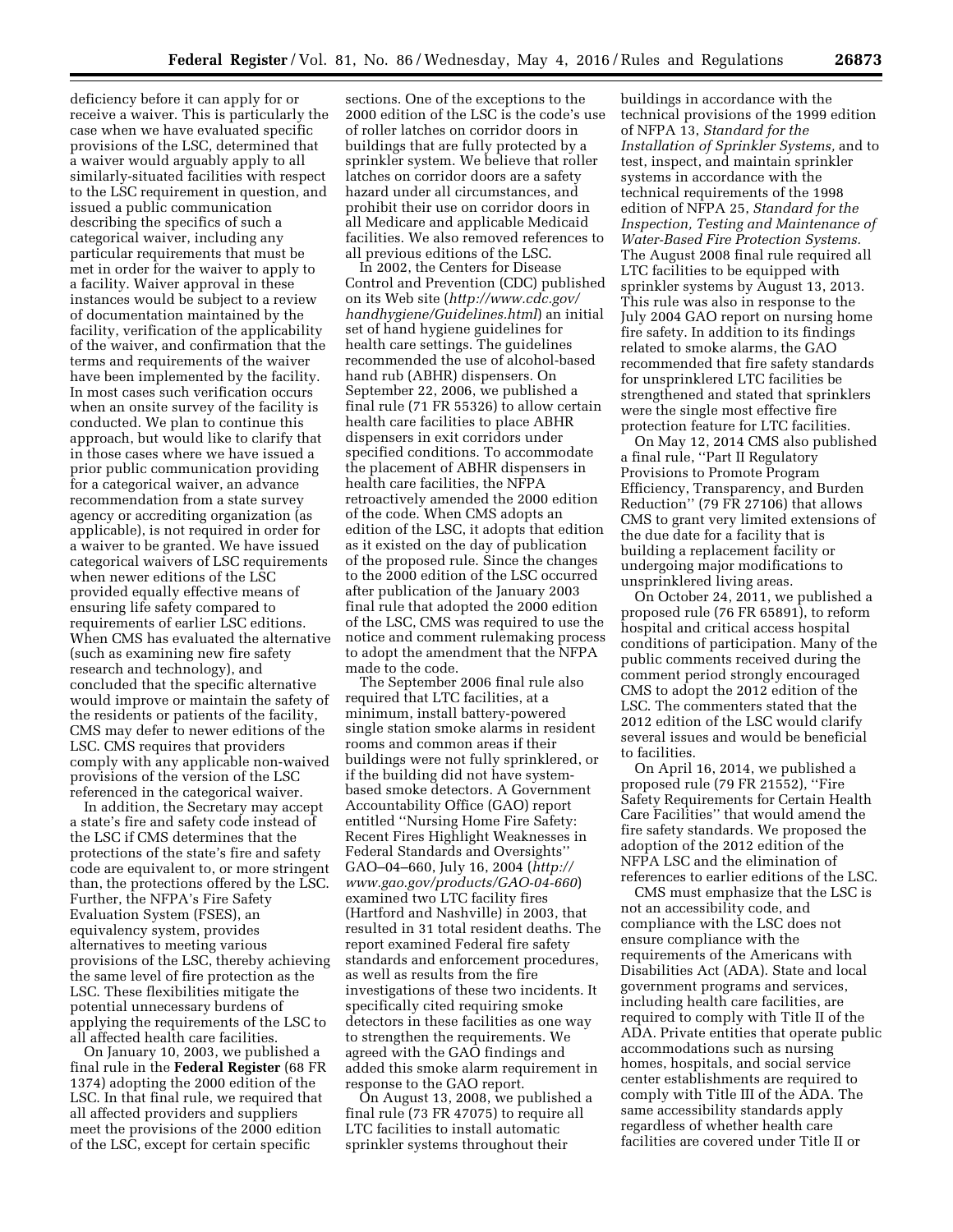deficiency before it can apply for or receive a waiver. This is particularly the case when we have evaluated specific provisions of the LSC, determined that a waiver would arguably apply to all similarly-situated facilities with respect to the LSC requirement in question, and issued a public communication describing the specifics of such a categorical waiver, including any particular requirements that must be met in order for the waiver to apply to a facility. Waiver approval in these instances would be subject to a review of documentation maintained by the facility, verification of the applicability of the waiver, and confirmation that the terms and requirements of the waiver have been implemented by the facility. In most cases such verification occurs when an onsite survey of the facility is conducted. We plan to continue this approach, but would like to clarify that in those cases where we have issued a prior public communication providing for a categorical waiver, an advance recommendation from a state survey agency or accrediting organization (as applicable), is not required in order for a waiver to be granted. We have issued categorical waivers of LSC requirements when newer editions of the LSC provided equally effective means of ensuring life safety compared to requirements of earlier LSC editions. When CMS has evaluated the alternative (such as examining new fire safety research and technology), and concluded that the specific alternative would improve or maintain the safety of the residents or patients of the facility, CMS may defer to newer editions of the LSC. CMS requires that providers comply with any applicable non-waived provisions of the version of the LSC referenced in the categorical waiver.

In addition, the Secretary may accept a state's fire and safety code instead of the LSC if CMS determines that the protections of the state's fire and safety code are equivalent to, or more stringent than, the protections offered by the LSC. Further, the NFPA's Fire Safety Evaluation System (FSES), an equivalency system, provides alternatives to meeting various provisions of the LSC, thereby achieving the same level of fire protection as the LSC. These flexibilities mitigate the potential unnecessary burdens of applying the requirements of the LSC to all affected health care facilities.

On January 10, 2003, we published a final rule in the **Federal Register** (68 FR 1374) adopting the 2000 edition of the LSC. In that final rule, we required that all affected providers and suppliers meet the provisions of the 2000 edition of the LSC, except for certain specific sections. One of the exceptions to the 2000 edition of the LSC is the code's use of roller latches on corridor doors in buildings that are fully protected by a sprinkler system. We believe that roller latches on corridor doors are a safety hazard under all circumstances, and prohibit their use on corridor doors in all Medicare and applicable Medicaid facilities. We also removed references to all previous editions of the LSC.

In 2002, the Centers for Disease Control and Prevention (CDC) published on its Web site (*http://www.cdc.gov/handhygiene/Guidelines.html*) an initial set of hand hygiene guidelines for health care settings. The guidelines recommended the use of alcohol-based hand rub (ABHR) dispensers. On September 22, 2006, we published a final rule (71 FR 55326) to allow certain health care facilities to place ABHR dispensers in exit corridors under specified conditions. To accommodate the placement of ABHR dispensers in health care facilities, the NFPA retroactively amended the 2000 edition of the code. When CMS adopts an edition of the LSC, it adopts that edition as it existed on the day of publication of the proposed rule. Since the changes to the 2000 edition of the LSC occurred after publication of the January 2003 final rule that adopted the 2000 edition of the LSC, CMS was required to use the notice and comment rulemaking process to adopt the amendment that the NFPA made to the code.

The September 2006 final rule also required that LTC facilities, at a minimum, install battery-powered single station smoke alarms in resident rooms and common areas if their buildings were not fully sprinklered, or if the building did not have system-based smoke detectors. A Government Accountability Office (GAO) report entitled ''Nursing Home Fire Safety: Recent Fires Highlight Weaknesses in Federal Standards and Oversights'' GAO–04–660, July 16, 2004 (*http://www.gao.gov/products/GAO-04-660*) examined two LTC facility fires (Hartford and Nashville) in 2003, that resulted in 31 total resident deaths. The report examined Federal fire safety standards and enforcement procedures, as well as results from the fire investigations of these two incidents. It specifically cited requiring smoke detectors in these facilities as one way to strengthen the requirements. We agreed with the GAO findings and added this smoke alarm requirement in response to the GAO report.

On August 13, 2008, we published a final rule (73 FR 47075) to require all LTC facilities to install automatic sprinkler systems throughout their buildings in accordance with the technical provisions of the 1999 edition of NFPA 13, *Standard for the Installation of Sprinkler Systems,* and to test, inspect, and maintain sprinkler systems in accordance with the technical requirements of the 1998 edition of NFPA 25, *Standard for the Inspection, Testing and Maintenance of Water-Based Fire Protection Systems.* The August 2008 final rule required all LTC facilities to be equipped with sprinkler systems by August 13, 2013. This rule was also in response to the July 2004 GAO report on nursing home fire safety. In addition to its findings related to smoke alarms, the GAO recommended that fire safety standards for unsprinklered LTC facilities be strengthened and stated that sprinklers were the single most effective fire protection feature for LTC facilities.

On May 12, 2014 CMS also published a final rule, ''Part II Regulatory Provisions to Promote Program Efficiency, Transparency, and Burden Reduction'' (79 FR 27106) that allows CMS to grant very limited extensions of the due date for a facility that is building a replacement facility or undergoing major modifications to unsprinklered living areas.

On October 24, 2011, we published a proposed rule (76 FR 65891), to reform hospital and critical access hospital conditions of participation. Many of the public comments received during the comment period strongly encouraged CMS to adopt the 2012 edition of the LSC. The commenters stated that the 2012 edition of the LSC would clarify several issues and would be beneficial to facilities.

On April 16, 2014, we published a proposed rule (79 FR 21552), ''Fire Safety Requirements for Certain Health Care Facilities'' that would amend the fire safety standards. We proposed the adoption of the 2012 edition of the NFPA LSC and the elimination of references to earlier editions of the LSC.

CMS must emphasize that the LSC is not an accessibility code, and compliance with the LSC does not ensure compliance with the requirements of the Americans with Disabilities Act (ADA). State and local government programs and services, including health care facilities, are required to comply with Title II of the ADA. Private entities that operate public accommodations such as nursing homes, hospitals, and social service center establishments are required to comply with Title III of the ADA. The same accessibility standards apply regardless of whether health care facilities are covered under Title II or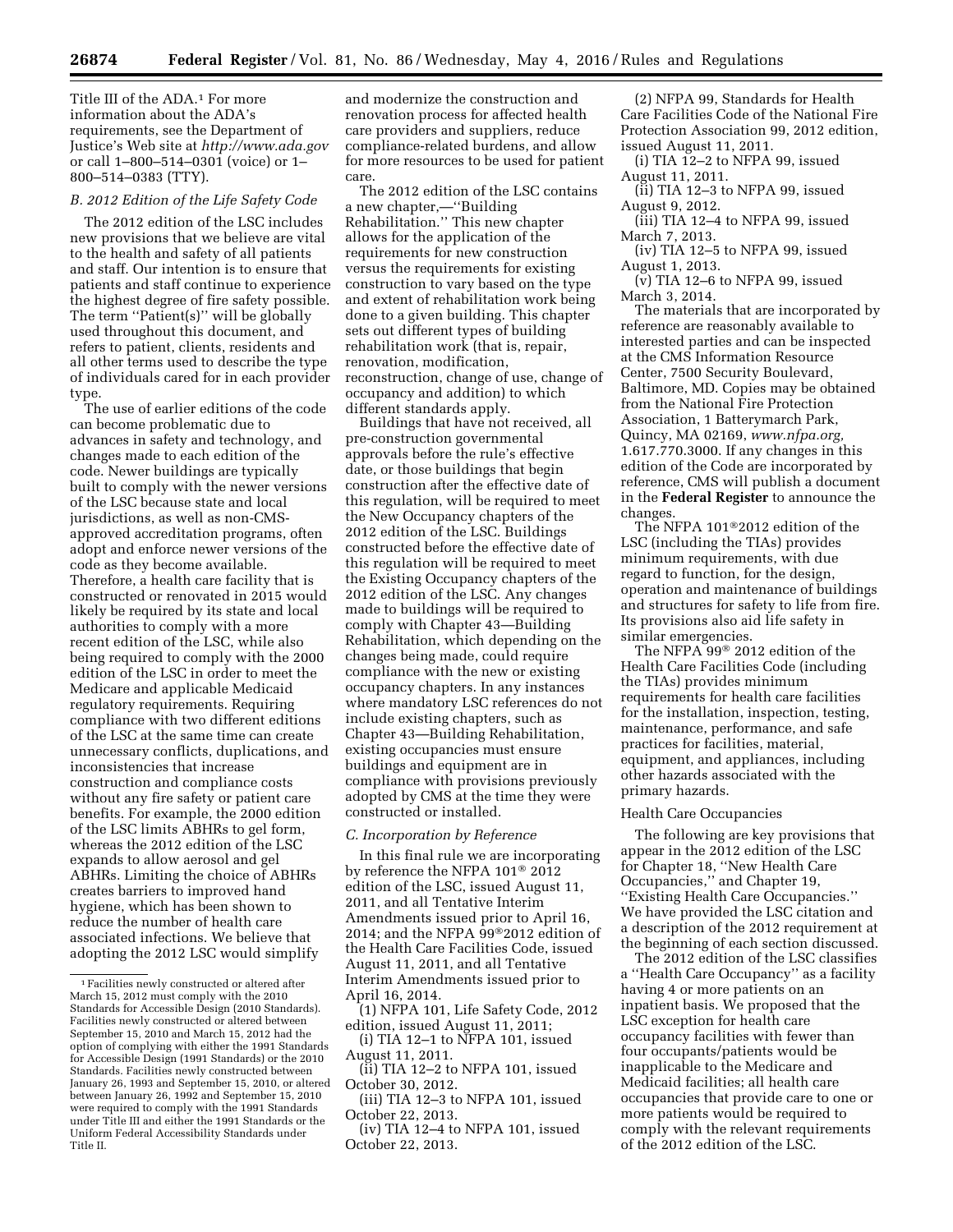Title III of the ADA.[1] For more information about the ADA's requirements, see the Department of Justice's Web site at *http://www.ada.gov* or call 1–800–514–0301 (voice) or 1–800–514–0383 (TTY).

### *B. 2012 Edition of the Life Safety Code*

The 2012 edition of the LSC includes new provisions that we believe are vital to the health and safety of all patients and staff. Our intention is to ensure that patients and staff continue to experience the highest degree of fire safety possible. The term ''Patient(s)'' will be globally used throughout this document, and refers to patient, clients, residents and all other terms used to describe the type of individuals cared for in each provider type.

The use of earlier editions of the code can become problematic due to advances in safety and technology, and changes made to each edition of the code. Newer buildings are typically built to comply with the newer versions of the LSC because state and local jurisdictions, as well as non-CMS-approved accreditation programs, often adopt and enforce newer versions of the code as they become available. Therefore, a health care facility that is constructed or renovated in 2015 would likely be required by its state and local authorities to comply with a more recent edition of the LSC, while also being required to comply with the 2000 edition of the LSC in order to meet the Medicare and applicable Medicaid regulatory requirements. Requiring compliance with two different editions of the LSC at the same time can create unnecessary conflicts, duplications, and inconsistencies that increase construction and compliance costs without any fire safety or patient care benefits. For example, the 2000 edition of the LSC limits ABHRs to gel form, whereas the 2012 edition of the LSC expands to allow aerosol and gel ABHRs. Limiting the choice of ABHRs creates barriers to improved hand hygiene, which has been shown to reduce the number of health care associated infections. We believe that adopting the 2012 LSC would simplify and modernize the construction and renovation process for affected health care providers and suppliers, reduce compliance-related burdens, and allow for more resources to be used for patient care.

The 2012 edition of the LSC contains a new chapter,—''Building Rehabilitation.'' This new chapter allows for the application of the requirements for new construction versus the requirements for existing construction to vary based on the type and extent of rehabilitation work being done to a given building. This chapter sets out different types of building rehabilitation work (that is, repair, renovation, modification, reconstruction, change of use, change of occupancy and addition) to which different standards apply.

Buildings that have not received, all pre-construction governmental approvals before the rule's effective date, or those buildings that begin construction after the effective date of this regulation, will be required to meet the New Occupancy chapters of the 2012 edition of the LSC. Buildings constructed before the effective date of this regulation will be required to meet the Existing Occupancy chapters of the 2012 edition of the LSC. Any changes made to buildings will be required to comply with Chapter 43—Building Rehabilitation, which depending on the changes being made, could require compliance with the new or existing occupancy chapters. In any instances where mandatory LSC references do not include existing chapters, such as Chapter 43—Building Rehabilitation, existing occupancies must ensure buildings and equipment are in compliance with provisions previously adopted by CMS at the time they were constructed or installed.

### *C. Incorporation by Reference*

In this final rule we are incorporating by reference the NFPA 101® 2012 edition of the LSC, issued August 11, 2011, and all Tentative Interim Amendments issued prior to April 16, 2014; and the NFPA 99®2012 edition of the Health Care Facilities Code, issued August 11, 2011, and all Tentative Interim Amendments issued prior to April 16, 2014.

(1) NFPA 101, Life Safety Code, 2012 edition, issued August 11, 2011;

(i) TIA 12–1 to NFPA 101, issued August 11, 2011.

(ii) TIA 12–2 to NFPA 101, issued October 30, 2012.

(iii) TIA 12–3 to NFPA 101, issued October 22, 2013.

(iv) TIA 12–4 to NFPA 101, issued October 22, 2013.

(2) NFPA 99, Standards for Health Care Facilities Code of the National Fire Protection Association 99, 2012 edition, issued August 11, 2011.

(i) TIA 12–2 to NFPA 99, issued August 11, 2011.

(ii) TIA 12–3 to NFPA 99, issued August 9, 2012.

(iii) TIA 12–4 to NFPA 99, issued March 7, 2013.

(iv) TIA 12–5 to NFPA 99, issued August 1, 2013.

(v) TIA 12–6 to NFPA 99, issued March 3, 2014.

The materials that are incorporated by reference are reasonably available to interested parties and can be inspected at the CMS Information Resource Center, 7500 Security Boulevard, Baltimore, MD. Copies may be obtained from the National Fire Protection Association, 1 Batterymarch Park, Quincy, MA 02169, *www.nfpa.org,* 1.617.770.3000. If any changes in this edition of the Code are incorporated by reference, CMS will publish a document in the **Federal Register** to announce the changes.

The NFPA 101®2012 edition of the LSC (including the TIAs) provides minimum requirements, with due regard to function, for the design, operation and maintenance of buildings and structures for safety to life from fire. Its provisions also aid life safety in similar emergencies.

The NFPA 99® 2012 edition of the Health Care Facilities Code (including the TIAs) provides minimum requirements for health care facilities for the installation, inspection, testing, maintenance, performance, and safe practices for facilities, material, equipment, and appliances, including other hazards associated with the primary hazards.

#### Health Care Occupancies

The following are key provisions that appear in the 2012 edition of the LSC for Chapter 18, ''New Health Care Occupancies,'' and Chapter 19, ''Existing Health Care Occupancies.'' We have provided the LSC citation and a description of the 2012 requirement at the beginning of each section discussed.

The 2012 edition of the LSC classifies a ''Health Care Occupancy'' as a facility having 4 or more patients on an inpatient basis. We proposed that the LSC exception for health care occupancy facilities with fewer than four occupants/patients would be inapplicable to the Medicare and Medicaid facilities; all health care occupancies that provide care to one or more patients would be required to comply with the relevant requirements of the 2012 edition of the LSC.

---

[1] Facilities newly constructed or altered after March 15, 2012 must comply with the 2010 Standards for Accessible Design (2010 Standards). Facilities newly constructed or altered between September 15, 2010 and March 15, 2012 had the option of complying with either the 1991 Standards for Accessible Design (1991 Standards) or the 2010 Standards. Facilities newly constructed between January 26, 1993 and September 15, 2010, or altered between January 26, 1992 and September 15, 2010 were required to comply with the 1991 Standards under Title III and either the 1991 Standards or the Uniform Federal Accessibility Standards under Title II.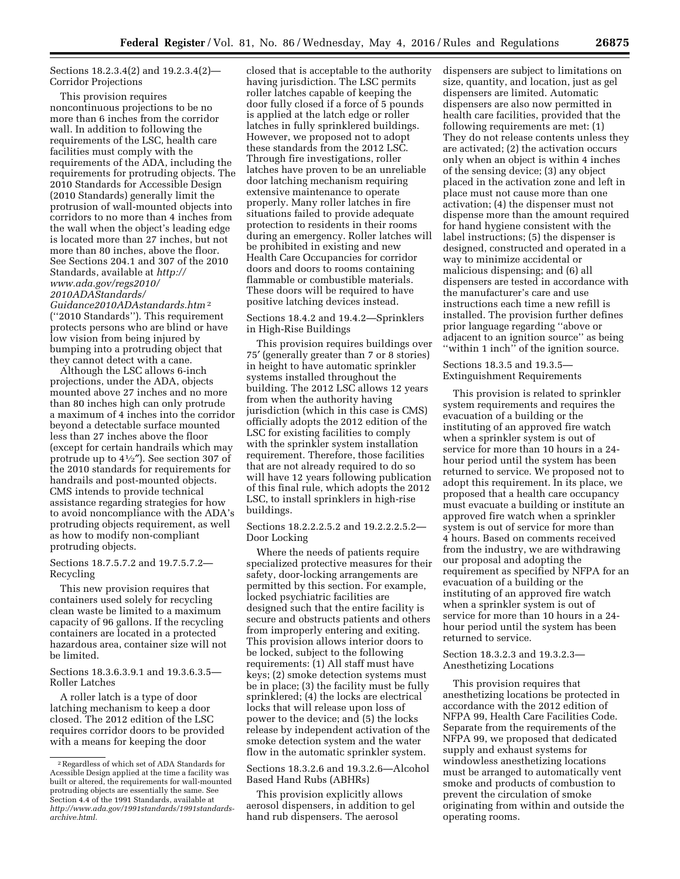Sections 18.2.3.4(2) and 19.2.3.4(2)—Corridor Projections

This provision requires noncontinuous projections to be no more than 6 inches from the corridor wall. In addition to following the requirements of the LSC, health care facilities must comply with the requirements of the ADA, including the requirements for protruding objects. The 2010 Standards for Accessible Design (2010 Standards) generally limit the protrusion of wall-mounted objects into corridors to no more than 4 inches from the wall when the object's leading edge is located more than 27 inches, but not more than 80 inches, above the floor. See Sections 204.1 and 307 of the 2010 Standards, available at *http://www.ada.gov/regs2010/2010ADAStandards/Guidance2010ADAstandards.htm* [2] (''2010 Standards''). This requirement protects persons who are blind or have low vision from being injured by bumping into a protruding object that they cannot detect with a cane.

Although the LSC allows 6-inch projections, under the ADA, objects mounted above 27 inches and no more than 80 inches high can only protrude a maximum of 4 inches into the corridor beyond a detectable surface mounted less than 27 inches above the floor (except for certain handrails which may protrude up to 4½″). See section 307 of the 2010 standards for requirements for handrails and post-mounted objects. CMS intends to provide technical assistance regarding strategies for how to avoid noncompliance with the ADA's protruding objects requirement, as well as how to modify non-compliant protruding objects.

Sections 18.7.5.7.2 and 19.7.5.7.2—Recycling

This new provision requires that containers used solely for recycling clean waste be limited to a maximum capacity of 96 gallons. If the recycling containers are located in a protected hazardous area, container size will not be limited.

Sections 18.3.6.3.9.1 and 19.3.6.3.5—Roller Latches

A roller latch is a type of door latching mechanism to keep a door closed. The 2012 edition of the LSC requires corridor doors to be provided with a means for keeping the door closed that is acceptable to the authority having jurisdiction. The LSC permits roller latches capable of keeping the door fully closed if a force of 5 pounds is applied at the latch edge or roller latches in fully sprinklered buildings. However, we proposed not to adopt these standards from the 2012 LSC. Through fire investigations, roller latches have proven to be an unreliable door latching mechanism requiring extensive maintenance to operate properly. Many roller latches in fire situations failed to provide adequate protection to residents in their rooms during an emergency. Roller latches will be prohibited in existing and new Health Care Occupancies for corridor doors and doors to rooms containing flammable or combustible materials. These doors will be required to have positive latching devices instead.

Sections 18.4.2 and 19.4.2—Sprinklers in High-Rise Buildings

This provision requires buildings over 75′ (generally greater than 7 or 8 stories) in height to have automatic sprinkler systems installed throughout the building. The 2012 LSC allows 12 years from when the authority having jurisdiction (which in this case is CMS) officially adopts the 2012 edition of the LSC for existing facilities to comply with the sprinkler system installation requirement. Therefore, those facilities that are not already required to do so will have 12 years following publication of this final rule, which adopts the 2012 LSC, to install sprinklers in high-rise buildings.

Sections 18.2.2.2.5.2 and 19.2.2.2.5.2—Door Locking

Where the needs of patients require specialized protective measures for their safety, door-locking arrangements are permitted by this section. For example, locked psychiatric facilities are designed such that the entire facility is secure and obstructs patients and others from improperly entering and exiting. This provision allows interior doors to be locked, subject to the following requirements: (1) All staff must have keys; (2) smoke detection systems must be in place; (3) the facility must be fully sprinklered; (4) the locks are electrical locks that will release upon loss of power to the device; and (5) the locks release by independent activation of the smoke detection system and the water flow in the automatic sprinkler system.

Sections 18.3.2.6 and 19.3.2.6—Alcohol Based Hand Rubs (ABHRs)

This provision explicitly allows aerosol dispensers, in addition to gel hand rub dispensers. The aerosol dispensers are subject to limitations on size, quantity, and location, just as gel dispensers are limited. Automatic dispensers are also now permitted in health care facilities, provided that the following requirements are met: (1) They do not release contents unless they are activated; (2) the activation occurs only when an object is within 4 inches of the sensing device; (3) any object placed in the activation zone and left in place must not cause more than one activation; (4) the dispenser must not dispense more than the amount required for hand hygiene consistent with the label instructions; (5) the dispenser is designed, constructed and operated in a way to minimize accidental or malicious dispensing; and (6) all dispensers are tested in accordance with the manufacturer's care and use instructions each time a new refill is installed. The provision further defines prior language regarding ''above or adjacent to an ignition source'' as being ''within 1 inch'' of the ignition source.

Sections 18.3.5 and 19.3.5—Extinguishment Requirements

This provision is related to sprinkler system requirements and requires the evacuation of a building or the instituting of an approved fire watch when a sprinkler system is out of service for more than 10 hours in a 24-hour period until the system has been returned to service. We proposed not to adopt this requirement. In its place, we proposed that a health care occupancy must evacuate a building or institute an approved fire watch when a sprinkler system is out of service for more than 4 hours. Based on comments received from the industry, we are withdrawing our proposal and adopting the requirement as specified by NFPA for an evacuation of a building or the instituting of an approved fire watch when a sprinkler system is out of service for more than 10 hours in a 24-hour period until the system has been returned to service.

Section 18.3.2.3 and 19.3.2.3—Anesthetizing Locations

This provision requires that anesthetizing locations be protected in accordance with the 2012 edition of NFPA 99, Health Care Facilities Code. Separate from the requirements of the NFPA 99, we proposed that dedicated supply and exhaust systems for windowless anesthetizing locations must be arranged to automatically vent smoke and products of combustion to prevent the circulation of smoke originating from within and outside the operating rooms.

---

[2] Regardless of which set of ADA Standards for Acessible Design applied at the time a facility was built or altered, the requirements for wall-mounted protruding objects are essentially the same. See Section 4.4 of the 1991 Standards, available at *http://www.ada.gov/1991standards/1991standards-archive.html.*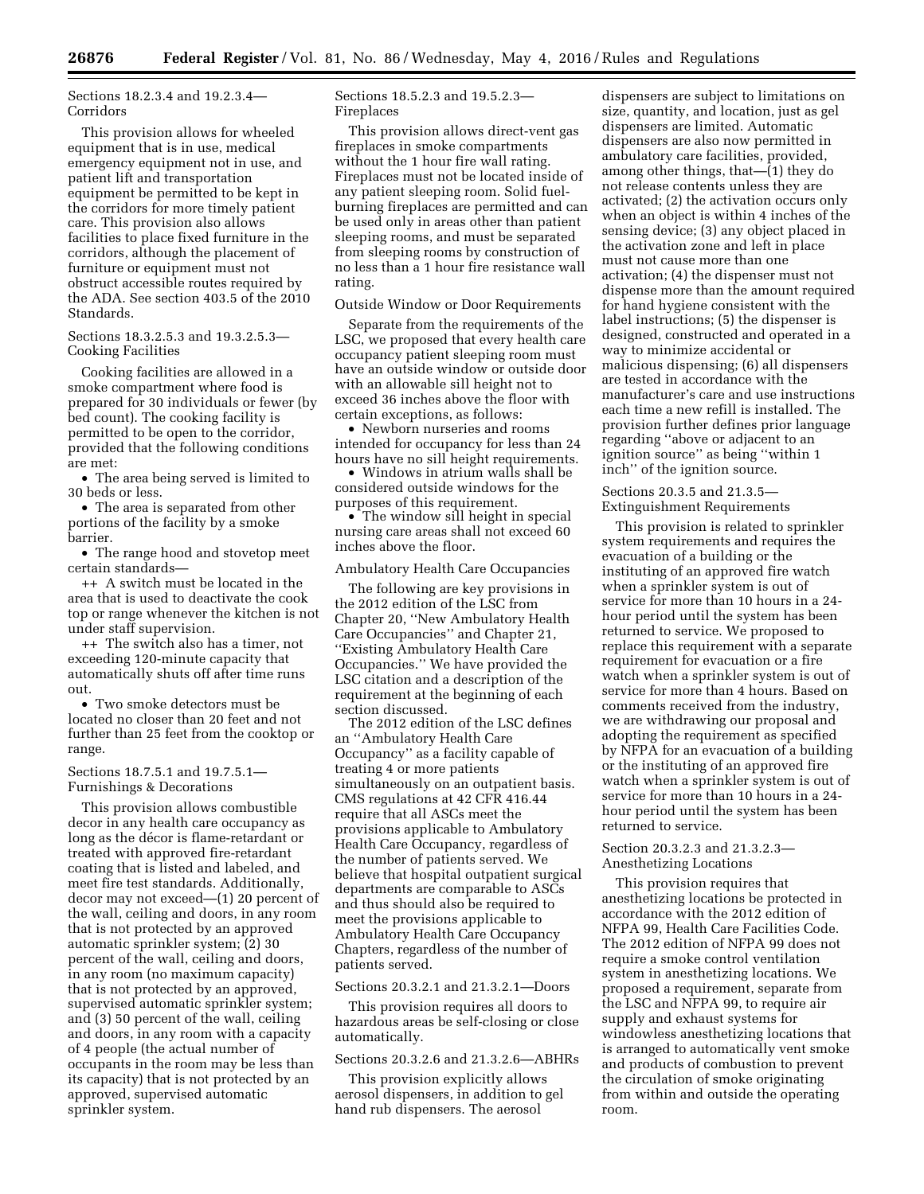Sections 18.2.3.4 and 19.2.3.4—Corridors

This provision allows for wheeled equipment that is in use, medical emergency equipment not in use, and patient lift and transportation equipment be permitted to be kept in the corridors for more timely patient care. This provision also allows facilities to place fixed furniture in the corridors, although the placement of furniture or equipment must not obstruct accessible routes required by the ADA. See section 403.5 of the 2010 Standards.

Sections 18.3.2.5.3 and 19.3.2.5.3—Cooking Facilities

Cooking facilities are allowed in a smoke compartment where food is prepared for 30 individuals or fewer (by bed count). The cooking facility is permitted to be open to the corridor, provided that the following conditions are met:

- The area being served is limited to 30 beds or less.
- The area is separated from other portions of the facility by a smoke barrier.
- The range hood and stovetop meet certain standards—
  - ++ A switch must be located in the area that is used to deactivate the cook top or range whenever the kitchen is not under staff supervision.
  - ++ The switch also has a timer, not exceeding 120-minute capacity that automatically shuts off after time runs out.
- Two smoke detectors must be located no closer than 20 feet and not further than 25 feet from the cooktop or range.

Sections 18.7.5.1 and 19.7.5.1—Furnishings & Decorations

This provision allows combustible decor in any health care occupancy as long as the décor is flame-retardant or treated with approved fire-retardant coating that is listed and labeled, and meet fire test standards. Additionally, decor may not exceed—(1) 20 percent of the wall, ceiling and doors, in any room that is not protected by an approved automatic sprinkler system; (2) 30 percent of the wall, ceiling and doors, in any room (no maximum capacity) that is not protected by an approved, supervised automatic sprinkler system; and (3) 50 percent of the wall, ceiling and doors, in any room with a capacity of 4 people (the actual number of occupants in the room may be less than its capacity) that is not protected by an approved, supervised automatic sprinkler system.

Sections 18.5.2.3 and 19.5.2.3—Fireplaces

This provision allows direct-vent gas fireplaces in smoke compartments without the 1 hour fire wall rating. Fireplaces must not be located inside of any patient sleeping room. Solid fuel-burning fireplaces are permitted and can be used only in areas other than patient sleeping rooms, and must be separated from sleeping rooms by construction of no less than a 1 hour fire resistance wall rating.

Outside Window or Door Requirements

Separate from the requirements of the LSC, we proposed that every health care occupancy patient sleeping room must have an outside window or outside door with an allowable sill height not to exceed 36 inches above the floor with certain exceptions, as follows:

- Newborn nurseries and rooms intended for occupancy for less than 24 hours have no sill height requirements.
- Windows in atrium walls shall be considered outside windows for the purposes of this requirement.
- The window sill height in special nursing care areas shall not exceed 60 inches above the floor.

Ambulatory Health Care Occupancies

The following are key provisions in the 2012 edition of the LSC from Chapter 20, ''New Ambulatory Health Care Occupancies'' and Chapter 21, ''Existing Ambulatory Health Care Occupancies.'' We have provided the LSC citation and a description of the requirement at the beginning of each section discussed.

The 2012 edition of the LSC defines an ''Ambulatory Health Care Occupancy'' as a facility capable of treating 4 or more patients simultaneously on an outpatient basis. CMS regulations at 42 CFR 416.44 require that all ASCs meet the provisions applicable to Ambulatory Health Care Occupancy, regardless of the number of patients served. We believe that hospital outpatient surgical departments are comparable to ASCs and thus should also be required to meet the provisions applicable to Ambulatory Health Care Occupancy Chapters, regardless of the number of patients served.

Sections 20.3.2.1 and 21.3.2.1—Doors

This provision requires all doors to hazardous areas be self-closing or close automatically.

Sections 20.3.2.6 and 21.3.2.6—ABHRs

This provision explicitly allows aerosol dispensers, in addition to gel hand rub dispensers. The aerosol dispensers are subject to limitations on size, quantity, and location, just as gel dispensers are limited. Automatic dispensers are also now permitted in ambulatory care facilities, provided, among other things, that—(1) they do not release contents unless they are activated; (2) the activation occurs only when an object is within 4 inches of the sensing device; (3) any object placed in the activation zone and left in place must not cause more than one activation; (4) the dispenser must not dispense more than the amount required for hand hygiene consistent with the label instructions; (5) the dispenser is designed, constructed and operated in a way to minimize accidental or malicious dispensing; (6) all dispensers are tested in accordance with the manufacturer's care and use instructions each time a new refill is installed. The provision further defines prior language regarding ''above or adjacent to an ignition source'' as being ''within 1 inch'' of the ignition source.

Sections 20.3.5 and 21.3.5—Extinguishment Requirements

This provision is related to sprinkler system requirements and requires the evacuation of a building or the instituting of an approved fire watch when a sprinkler system is out of service for more than 10 hours in a 24-hour period until the system has been returned to service. We proposed to replace this requirement with a separate requirement for evacuation or a fire watch when a sprinkler system is out of service for more than 4 hours. Based on comments received from the industry, we are withdrawing our proposal and adopting the requirement as specified by NFPA for an evacuation of a building or the instituting of an approved fire watch when a sprinkler system is out of service for more than 10 hours in a 24-hour period until the system has been returned to service.

Section 20.3.2.3 and 21.3.2.3—Anesthetizing Locations

This provision requires that anesthetizing locations be protected in accordance with the 2012 edition of NFPA 99, Health Care Facilities Code. The 2012 edition of NFPA 99 does not require a smoke control ventilation system in anesthetizing locations. We proposed a requirement, separate from the LSC and NFPA 99, to require air supply and exhaust systems for windowless anesthetizing locations that is arranged to automatically vent smoke and products of combustion to prevent the circulation of smoke originating from within and outside the operating room.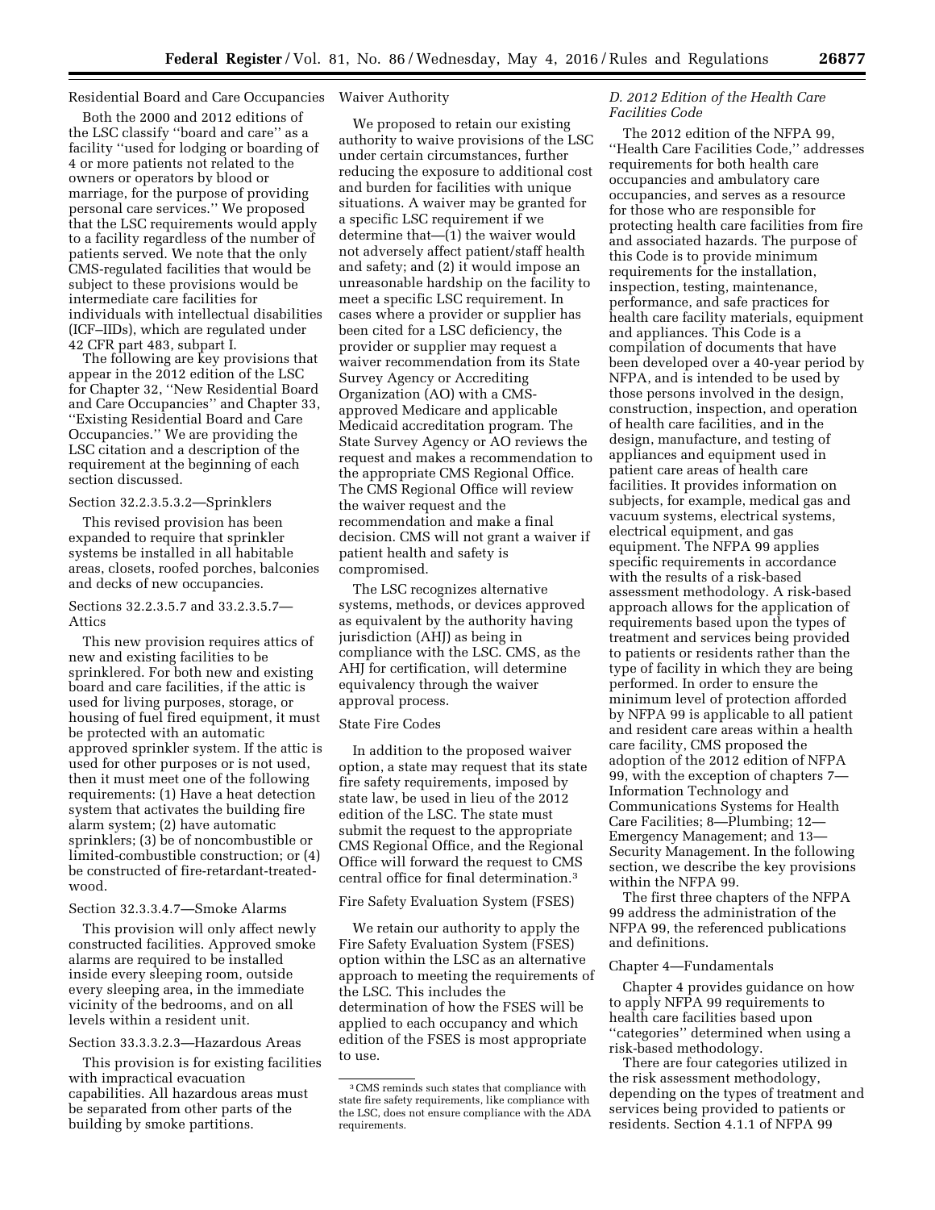Residential Board and Care Occupancies

Both the 2000 and 2012 editions of the LSC classify ''board and care'' as a facility ''used for lodging or boarding of 4 or more patients not related to the owners or operators by blood or marriage, for the purpose of providing personal care services.'' We proposed that the LSC requirements would apply to a facility regardless of the number of patients served. We note that the only CMS-regulated facilities that would be subject to these provisions would be intermediate care facilities for individuals with intellectual disabilities (ICF–IIDs), which are regulated under 42 CFR part 483, subpart I.

The following are key provisions that appear in the 2012 edition of the LSC for Chapter 32, ''New Residential Board and Care Occupancies'' and Chapter 33, ''Existing Residential Board and Care Occupancies.'' We are providing the LSC citation and a description of the requirement at the beginning of each section discussed.

Section 32.2.3.5.3.2—Sprinklers

This revised provision has been expanded to require that sprinkler systems be installed in all habitable areas, closets, roofed porches, balconies and decks of new occupancies.

Sections 32.2.3.5.7 and 33.2.3.5.7—Attics

This new provision requires attics of new and existing facilities to be sprinklered. For both new and existing board and care facilities, if the attic is used for living purposes, storage, or housing of fuel fired equipment, it must be protected with an automatic approved sprinkler system. If the attic is used for other purposes or is not used, then it must meet one of the following requirements: (1) Have a heat detection system that activates the building fire alarm system; (2) have automatic sprinklers; (3) be of noncombustible or limited-combustible construction; or (4) be constructed of fire-retardant-treated-wood.

Section 32.3.3.4.7—Smoke Alarms

This provision will only affect newly constructed facilities. Approved smoke alarms are required to be installed inside every sleeping room, outside every sleeping area, in the immediate vicinity of the bedrooms, and on all levels within a resident unit.

Section 33.3.3.2.3—Hazardous Areas

This provision is for existing facilities with impractical evacuation capabilities. All hazardous areas must be separated from other parts of the building by smoke partitions.

Waiver Authority

We proposed to retain our existing authority to waive provisions of the LSC under certain circumstances, further reducing the exposure to additional cost and burden for facilities with unique situations. A waiver may be granted for a specific LSC requirement if we determine that—(1) the waiver would not adversely affect patient/staff health and safety; and (2) it would impose an unreasonable hardship on the facility to meet a specific LSC requirement. In cases where a provider or supplier has been cited for a LSC deficiency, the provider or supplier may request a waiver recommendation from its State Survey Agency or Accrediting Organization (AO) with a CMS-approved Medicare and applicable Medicaid accreditation program. The State Survey Agency or AO reviews the request and makes a recommendation to the appropriate CMS Regional Office. The CMS Regional Office will review the waiver request and the recommendation and make a final decision. CMS will not grant a waiver if patient health and safety is compromised.

The LSC recognizes alternative systems, methods, or devices approved as equivalent by the authority having jurisdiction (AHJ) as being in compliance with the LSC. CMS, as the AHJ for certification, will determine equivalency through the waiver approval process.

State Fire Codes

In addition to the proposed waiver option, a state may request that its state fire safety requirements, imposed by state law, be used in lieu of the 2012 edition of the LSC. The state must submit the request to the appropriate CMS Regional Office, and the Regional Office will forward the request to CMS central office for final determination.[3]

Fire Safety Evaluation System (FSES)

We retain our authority to apply the Fire Safety Evaluation System (FSES) option within the LSC as an alternative approach to meeting the requirements of the LSC. This includes the determination of how the FSES will be applied to each occupancy and which edition of the FSES is most appropriate to use.

[3] CMS reminds such states that compliance with state fire safety requirements, like compliance with the LSC, does not ensure compliance with the ADA requirements.

### D. 2012 Edition of the Health Care Facilities Code

The 2012 edition of the NFPA 99, ''Health Care Facilities Code,'' addresses requirements for both health care occupancies and ambulatory care occupancies, and serves as a resource for those who are responsible for protecting health care facilities from fire and associated hazards. The purpose of this Code is to provide minimum requirements for the installation, inspection, testing, maintenance, performance, and safe practices for health care facility materials, equipment and appliances. This Code is a compilation of documents that have been developed over a 40-year period by NFPA, and is intended to be used by those persons involved in the design, construction, inspection, and operation of health care facilities, and in the design, manufacture, and testing of appliances and equipment used in patient care areas of health care facilities. It provides information on subjects, for example, medical gas and vacuum systems, electrical systems, electrical equipment, and gas equipment. The NFPA 99 applies specific requirements in accordance with the results of a risk-based assessment methodology. A risk-based approach allows for the application of requirements based upon the types of treatment and services being provided to patients or residents rather than the type of facility in which they are being performed. In order to ensure the minimum level of protection afforded by NFPA 99 is applicable to all patient and resident care areas within a health care facility, CMS proposed the adoption of the 2012 edition of NFPA 99, with the exception of chapters 7—Information Technology and Communications Systems for Health Care Facilities; 8—Plumbing; 12—Emergency Management; and 13—Security Management. In the following section, we describe the key provisions within the NFPA 99.

The first three chapters of the NFPA 99 address the administration of the NFPA 99, the referenced publications and definitions.

Chapter 4—Fundamentals

Chapter 4 provides guidance on how to apply NFPA 99 requirements to health care facilities based upon ''categories'' determined when using a risk-based methodology.

There are four categories utilized in the risk assessment methodology, depending on the types of treatment and services being provided to patients or residents. Section 4.1.1 of NFPA 99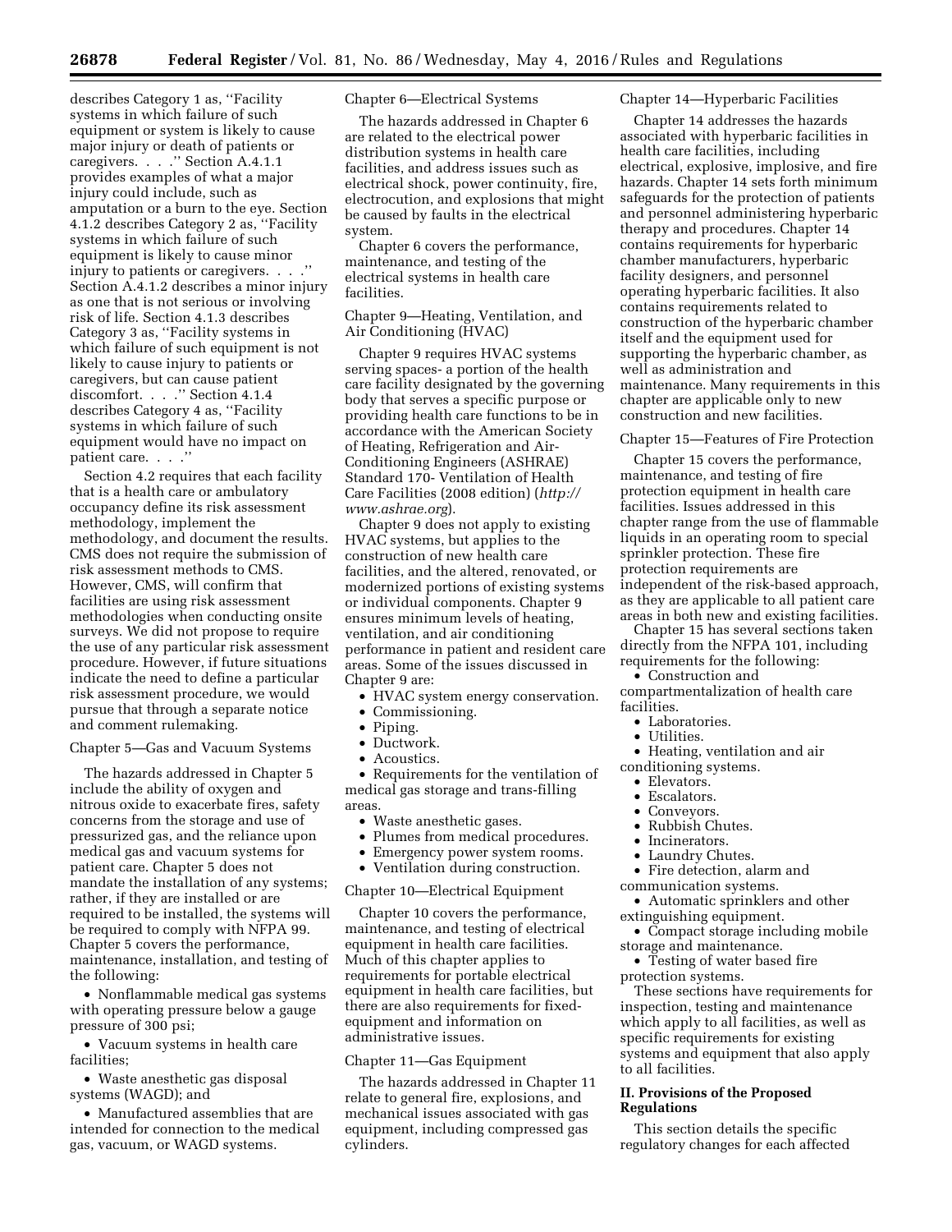describes Category 1 as, ''Facility systems in which failure of such equipment or system is likely to cause major injury or death of patients or caregivers. . . .'' Section A.4.1.1 provides examples of what a major injury could include, such as amputation or a burn to the eye. Section 4.1.2 describes Category 2 as, ''Facility systems in which failure of such equipment is likely to cause minor injury to patients or caregivers. . . .'' Section A.4.1.2 describes a minor injury as one that is not serious or involving risk of life. Section 4.1.3 describes Category 3 as, ''Facility systems in which failure of such equipment is not likely to cause injury to patients or caregivers, but can cause patient discomfort. . . .'' Section 4.1.4 describes Category 4 as, ''Facility systems in which failure of such equipment would have no impact on patient care. . . .''

Section 4.2 requires that each facility that is a health care or ambulatory occupancy define its risk assessment methodology, implement the methodology, and document the results. CMS does not require the submission of risk assessment methods to CMS. However, CMS, will confirm that facilities are using risk assessment methodologies when conducting onsite surveys. We did not propose to require the use of any particular risk assessment procedure. However, if future situations indicate the need to define a particular risk assessment procedure, we would pursue that through a separate notice and comment rulemaking.

Chapter 5—Gas and Vacuum Systems

The hazards addressed in Chapter 5 include the ability of oxygen and nitrous oxide to exacerbate fires, safety concerns from the storage and use of pressurized gas, and the reliance upon medical gas and vacuum systems for patient care. Chapter 5 does not mandate the installation of any systems; rather, if they are installed or are required to be installed, the systems will be required to comply with NFPA 99. Chapter 5 covers the performance, maintenance, installation, and testing of the following:

- Nonflammable medical gas systems with operating pressure below a gauge pressure of 300 psi;
- Vacuum systems in health care facilities;
- Waste anesthetic gas disposal systems (WAGD); and
- Manufactured assemblies that are intended for connection to the medical gas, vacuum, or WAGD systems.

Chapter 6—Electrical Systems

The hazards addressed in Chapter 6 are related to the electrical power distribution systems in health care facilities, and address issues such as electrical shock, power continuity, fire, electrocution, and explosions that might be caused by faults in the electrical system.

Chapter 6 covers the performance, maintenance, and testing of the electrical systems in health care facilities.

Chapter 9—Heating, Ventilation, and Air Conditioning (HVAC)

Chapter 9 requires HVAC systems serving spaces- a portion of the health care facility designated by the governing body that serves a specific purpose or providing health care functions to be in accordance with the American Society of Heating, Refrigeration and Air-Conditioning Engineers (ASHRAE) Standard 170- Ventilation of Health Care Facilities (2008 edition) (*http://www.ashrae.org*).

Chapter 9 does not apply to existing HVAC systems, but applies to the construction of new health care facilities, and the altered, renovated, or modernized portions of existing systems or individual components. Chapter 9 ensures minimum levels of heating, ventilation, and air conditioning performance in patient and resident care areas. Some of the issues discussed in Chapter 9 are:

- HVAC system energy conservation.
- Commissioning.
- Piping.
- Ductwork.
- Acoustics.
- Requirements for the ventilation of medical gas storage and trans-filling areas.
- Waste anesthetic gases.
- Plumes from medical procedures.
- Emergency power system rooms.
- Ventilation during construction.

Chapter 10—Electrical Equipment

Chapter 10 covers the performance, maintenance, and testing of electrical equipment in health care facilities. Much of this chapter applies to requirements for portable electrical equipment in health care facilities, but there are also requirements for fixed-equipment and information on administrative issues.

Chapter 11—Gas Equipment

The hazards addressed in Chapter 11 relate to general fire, explosions, and mechanical issues associated with gas equipment, including compressed gas cylinders.

Chapter 14—Hyperbaric Facilities

Chapter 14 addresses the hazards associated with hyperbaric facilities in health care facilities, including electrical, explosive, implosive, and fire hazards. Chapter 14 sets forth minimum safeguards for the protection of patients and personnel administering hyperbaric therapy and procedures. Chapter 14 contains requirements for hyperbaric chamber manufacturers, hyperbaric facility designers, and personnel operating hyperbaric facilities. It also contains requirements related to construction of the hyperbaric chamber itself and the equipment used for supporting the hyperbaric chamber, as well as administration and maintenance. Many requirements in this chapter are applicable only to new construction and new facilities.

Chapter 15—Features of Fire Protection

Chapter 15 covers the performance, maintenance, and testing of fire protection equipment in health care facilities. Issues addressed in this chapter range from the use of flammable liquids in an operating room to special sprinkler protection. These fire protection requirements are independent of the risk-based approach, as they are applicable to all patient care areas in both new and existing facilities.

Chapter 15 has several sections taken directly from the NFPA 101, including requirements for the following:

- Construction and compartmentalization of health care facilities.
- Laboratories.
- Utilities.
- Heating, ventilation and air conditioning systems.
- Elevators.
- Escalators.
- Conveyors.
- Rubbish Chutes.
- Incinerators.
- Laundry Chutes.
- Fire detection, alarm and communication systems.
- Automatic sprinklers and other extinguishing equipment.
- Compact storage including mobile storage and maintenance.
- Testing of water based fire protection systems.

These sections have requirements for inspection, testing and maintenance which apply to all facilities, as well as specific requirements for existing systems and equipment that also apply to all facilities.

## II. Provisions of the Proposed Regulations

This section details the specific regulatory changes for each affected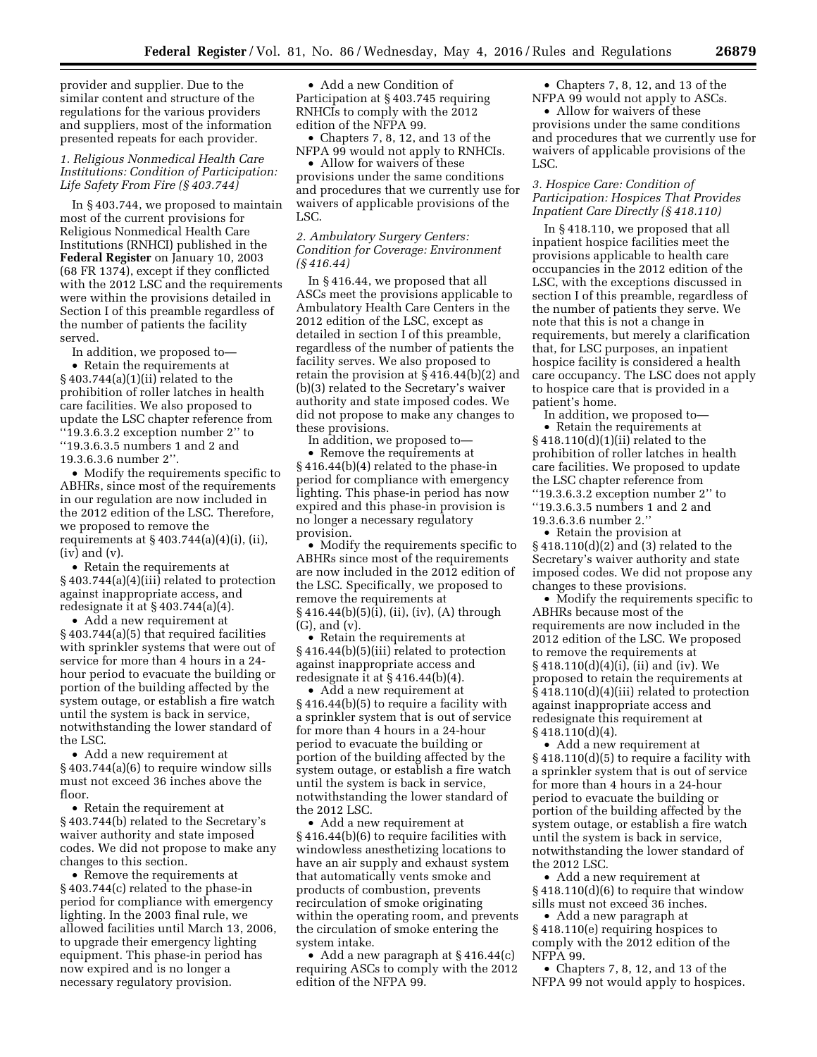provider and supplier. Due to the similar content and structure of the regulations for the various providers and suppliers, most of the information presented repeats for each provider.

*1. Religious Nonmedical Health Care Institutions: Condition of Participation: Life Safety From Fire (§ 403.744)*

In § 403.744, we proposed to maintain most of the current provisions for Religious Nonmedical Health Care Institutions (RNHCI) published in the **Federal Register** on January 10, 2003 (68 FR 1374), except if they conflicted with the 2012 LSC and the requirements were within the provisions detailed in Section I of this preamble regardless of the number of patients the facility served.

In addition, we proposed to—

- Retain the requirements at § 403.744(a)(1)(ii) related to the prohibition of roller latches in health care facilities. We also proposed to update the LSC chapter reference from ''19.3.6.3.2 exception number 2'' to ''19.3.6.3.5 numbers 1 and 2 and 19.3.6.3.6 number 2''.
- Modify the requirements specific to ABHRs, since most of the requirements in our regulation are now included in the 2012 edition of the LSC. Therefore, we proposed to remove the requirements at § 403.744(a)(4)(i), (ii), (iv) and (v).
- Retain the requirements at § 403.744(a)(4)(iii) related to protection against inappropriate access, and redesignate it at § 403.744(a)(4).
- Add a new requirement at § 403.744(a)(5) that required facilities with sprinkler systems that were out of service for more than 4 hours in a 24-hour period to evacuate the building or portion of the building affected by the system outage, or establish a fire watch until the system is back in service, notwithstanding the lower standard of the LSC.
- Add a new requirement at § 403.744(a)(6) to require window sills must not exceed 36 inches above the floor.
- Retain the requirement at § 403.744(b) related to the Secretary's waiver authority and state imposed codes. We did not propose to make any changes to this section.
- Remove the requirements at § 403.744(c) related to the phase-in period for compliance with emergency lighting. In the 2003 final rule, we allowed facilities until March 13, 2006, to upgrade their emergency lighting equipment. This phase-in period has now expired and is no longer a necessary regulatory provision.
- Add a new Condition of Participation at § 403.745 requiring RNHCIs to comply with the 2012 edition of the NFPA 99.
- Chapters 7, 8, 12, and 13 of the NFPA 99 would not apply to RNHCIs.
- Allow for waivers of these provisions under the same conditions and procedures that we currently use for waivers of applicable provisions of the LSC.

*2. Ambulatory Surgery Centers: Condition for Coverage: Environment (§ 416.44)*

In § 416.44, we proposed that all ASCs meet the provisions applicable to Ambulatory Health Care Centers in the 2012 edition of the LSC, except as detailed in section I of this preamble, regardless of the number of patients the facility serves. We also proposed to retain the provision at § 416.44(b)(2) and (b)(3) related to the Secretary's waiver authority and state imposed codes. We did not propose to make any changes to these provisions.

In addition, we proposed to—

- Remove the requirements at § 416.44(b)(4) related to the phase-in period for compliance with emergency lighting. This phase-in period has now expired and this phase-in provision is no longer a necessary regulatory provision.
- Modify the requirements specific to ABHRs since most of the requirements are now included in the 2012 edition of the LSC. Specifically, we proposed to remove the requirements at § 416.44(b)(5)(i), (ii), (iv), (A) through (G), and (v).
- Retain the requirements at § 416.44(b)(5)(iii) related to protection against inappropriate access and redesignate it at § 416.44(b)(4).
- Add a new requirement at § 416.44(b)(5) to require a facility with a sprinkler system that is out of service for more than 4 hours in a 24-hour period to evacuate the building or portion of the building affected by the system outage, or establish a fire watch until the system is back in service, notwithstanding the lower standard of the 2012 LSC.
- Add a new requirement at § 416.44(b)(6) to require facilities with windowless anesthetizing locations to have an air supply and exhaust system that automatically vents smoke and products of combustion, prevents recirculation of smoke originating within the operating room, and prevents the circulation of smoke entering the system intake.
- Add a new paragraph at § 416.44(c) requiring ASCs to comply with the 2012 edition of the NFPA 99.
- Chapters 7, 8, 12, and 13 of the NFPA 99 would not apply to ASCs.
- Allow for waivers of these provisions under the same conditions and procedures that we currently use for waivers of applicable provisions of the LSC.

*3. Hospice Care: Condition of Participation: Hospices That Provides Inpatient Care Directly (§ 418.110)*

In § 418.110, we proposed that all inpatient hospice facilities meet the provisions applicable to health care occupancies in the 2012 edition of the LSC, with the exceptions discussed in section I of this preamble, regardless of the number of patients they serve. We note that this is not a change in requirements, but merely a clarification that, for LSC purposes, an inpatient hospice facility is considered a health care occupancy. The LSC does not apply to hospice care that is provided in a patient's home.

In addition, we proposed to—

- Retain the requirements at § 418.110(d)(1)(ii) related to the prohibition of roller latches in health care facilities. We proposed to update the LSC chapter reference from ''19.3.6.3.2 exception number 2'' to ''19.3.6.3.5 numbers 1 and 2 and 19.3.6.3.6 number 2.''
- Retain the provision at § 418.110(d)(2) and (3) related to the Secretary's waiver authority and state imposed codes. We did not propose any changes to these provisions.
- Modify the requirements specific to ABHRs because most of the requirements are now included in the 2012 edition of the LSC. We proposed to remove the requirements at § 418.110(d)(4)(i), (ii) and (iv). We proposed to retain the requirements at § 418.110(d)(4)(iii) related to protection against inappropriate access and redesignate this requirement at § 418.110(d)(4).
- Add a new requirement at § 418.110(d)(5) to require a facility with a sprinkler system that is out of service for more than 4 hours in a 24-hour period to evacuate the building or portion of the building affected by the system outage, or establish a fire watch until the system is back in service, notwithstanding the lower standard of the 2012 LSC.
- Add a new requirement at § 418.110(d)(6) to require that window sills must not exceed 36 inches.
- Add a new paragraph at § 418.110(e) requiring hospices to comply with the 2012 edition of the NFPA 99.
- Chapters 7, 8, 12, and 13 of the NFPA 99 not would apply to hospices.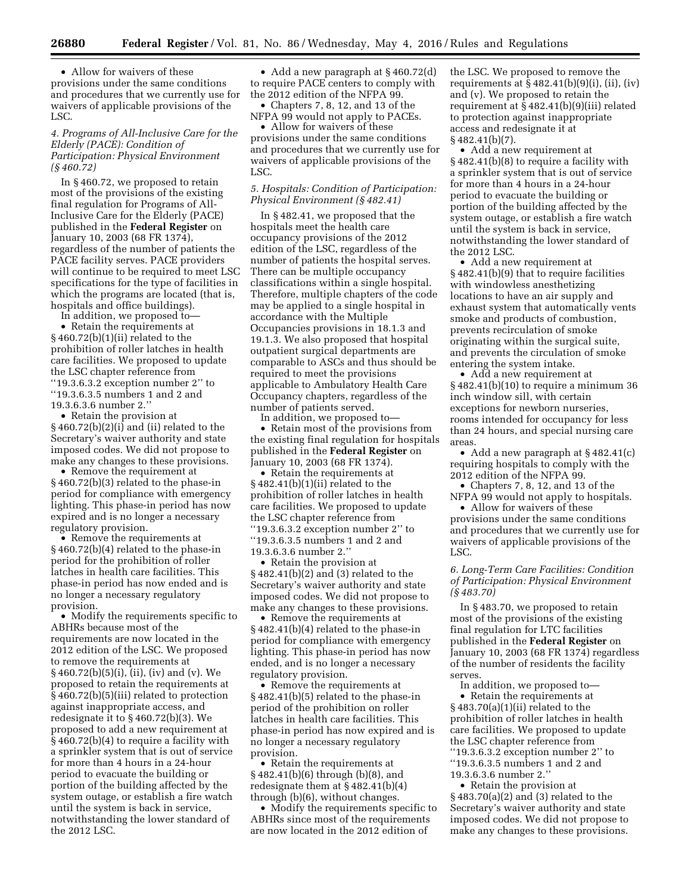- Allow for waivers of these provisions under the same conditions and procedures that we currently use for waivers of applicable provisions of the LSC.

*4. Programs of All-Inclusive Care for the Elderly (PACE): Condition of Participation: Physical Environment (§ 460.72)*

In § 460.72, we proposed to retain most of the provisions of the existing final regulation for Programs of All-Inclusive Care for the Elderly (PACE) published in the **Federal Register** on January 10, 2003 (68 FR 1374), regardless of the number of patients the PACE facility serves. PACE providers will continue to be required to meet LSC specifications for the type of facilities in which the programs are located (that is, hospitals and office buildings).

In addition, we proposed to—

- Retain the requirements at § 460.72(b)(1)(ii) related to the prohibition of roller latches in health care facilities. We proposed to update the LSC chapter reference from ''19.3.6.3.2 exception number 2'' to ''19.3.6.3.5 numbers 1 and 2 and 19.3.6.3.6 number 2.''
- Retain the provision at § 460.72(b)(2)(i) and (ii) related to the Secretary's waiver authority and state imposed codes. We did not propose to make any changes to these provisions.
- Remove the requirement at § 460.72(b)(3) related to the phase-in period for compliance with emergency lighting. This phase-in period has now expired and is no longer a necessary regulatory provision.
- Remove the requirements at § 460.72(b)(4) related to the phase-in period for the prohibition of roller latches in health care facilities. This phase-in period has now ended and is no longer a necessary regulatory provision.
- Modify the requirements specific to ABHRs because most of the requirements are now located in the 2012 edition of the LSC. We proposed to remove the requirements at § 460.72(b)(5)(i), (ii), (iv) and (v). We proposed to retain the requirements at § 460.72(b)(5)(iii) related to protection against inappropriate access, and redesignate it to § 460.72(b)(3). We proposed to add a new requirement at § 460.72(b)(4) to require a facility with a sprinkler system that is out of service for more than 4 hours in a 24-hour period to evacuate the building or portion of the building affected by the system outage, or establish a fire watch until the system is back in service, notwithstanding the lower standard of the 2012 LSC.
- Add a new paragraph at § 460.72(d) to require PACE centers to comply with the 2012 edition of the NFPA 99.
- Chapters 7, 8, 12, and 13 of the NFPA 99 would not apply to PACEs.
- Allow for waivers of these provisions under the same conditions and procedures that we currently use for waivers of applicable provisions of the LSC.

*5. Hospitals: Condition of Participation: Physical Environment (§ 482.41)*

In § 482.41, we proposed that the hospitals meet the health care occupancy provisions of the 2012 edition of the LSC, regardless of the number of patients the hospital serves. There can be multiple occupancy classifications within a single hospital. Therefore, multiple chapters of the code may be applied to a single hospital in accordance with the Multiple Occupancies provisions in 18.1.3 and 19.1.3. We also proposed that hospital outpatient surgical departments are comparable to ASCs and thus should be required to meet the provisions applicable to Ambulatory Health Care Occupancy chapters, regardless of the number of patients served.

In addition, we proposed to—

- Retain most of the provisions from the existing final regulation for hospitals published in the **Federal Register** on January 10, 2003 (68 FR 1374).
- Retain the requirements at § 482.41(b)(1)(ii) related to the prohibition of roller latches in health care facilities. We proposed to update the LSC chapter reference from ''19.3.6.3.2 exception number 2'' to ''19.3.6.3.5 numbers 1 and 2 and 19.3.6.3.6 number 2.''
- Retain the provision at § 482.41(b)(2) and (3) related to the Secretary's waiver authority and state imposed codes. We did not propose to make any changes to these provisions.
- Remove the requirements at § 482.41(b)(4) related to the phase-in period for compliance with emergency lighting. This phase-in period has now ended, and is no longer a necessary regulatory provision.
- Remove the requirements at § 482.41(b)(5) related to the phase-in period of the prohibition on roller latches in health care facilities. This phase-in period has now expired and is no longer a necessary regulatory provision.
- Retain the requirements at § 482.41(b)(6) through (b)(8), and redesignate them at § 482.41(b)(4) through (b)(6), without changes.
- Modify the requirements specific to ABHRs since most of the requirements are now located in the 2012 edition of the LSC. We proposed to remove the requirements at § 482.41(b)(9)(i), (ii), (iv) and (v). We proposed to retain the requirement at § 482.41(b)(9)(iii) related to protection against inappropriate access and redesignate it at § 482.41(b)(7).
- Add a new requirement at § 482.41(b)(8) to require a facility with a sprinkler system that is out of service for more than 4 hours in a 24-hour period to evacuate the building or portion of the building affected by the system outage, or establish a fire watch until the system is back in service, notwithstanding the lower standard of the 2012 LSC.
- Add a new requirement at § 482.41(b)(9) to require facilities with windowless anesthetizing locations to have an air supply and exhaust system that automatically vents smoke and products of combustion, prevents recirculation of smoke originating within the surgical suite, and prevents the circulation of smoke entering the system intake.
- Add a new requirement at § 482.41(b)(10) to require a minimum 36 inch window sill, with certain exceptions for newborn nurseries, rooms intended for occupancy for less than 24 hours, and special nursing care areas.
- Add a new paragraph at § 482.41(c) requiring hospitals to comply with the 2012 edition of the NFPA 99.
- Chapters 7, 8, 12, and 13 of the NFPA 99 would not apply to hospitals.
- Allow for waivers of these provisions under the same conditions and procedures that we currently use for waivers of applicable provisions of the LSC.

*6. Long-Term Care Facilities: Condition of Participation: Physical Environment (§ 483.70)*

In § 483.70, we proposed to retain most of the provisions of the existing final regulation for LTC facilities published in the **Federal Register** on January 10, 2003 (68 FR 1374) regardless of the number of residents the facility serves.

In addition, we proposed to—

- Retain the requirements at § 483.70(a)(1)(ii) related to the prohibition of roller latches in health care facilities. We proposed to update the LSC chapter reference from ''19.3.6.3.2 exception number 2'' to ''19.3.6.3.5 numbers 1 and 2 and 19.3.6.3.6 number 2.''
- Retain the provision at § 483.70(a)(2) and (3) related to the Secretary's waiver authority and state imposed codes. We did not propose to make any changes to these provisions.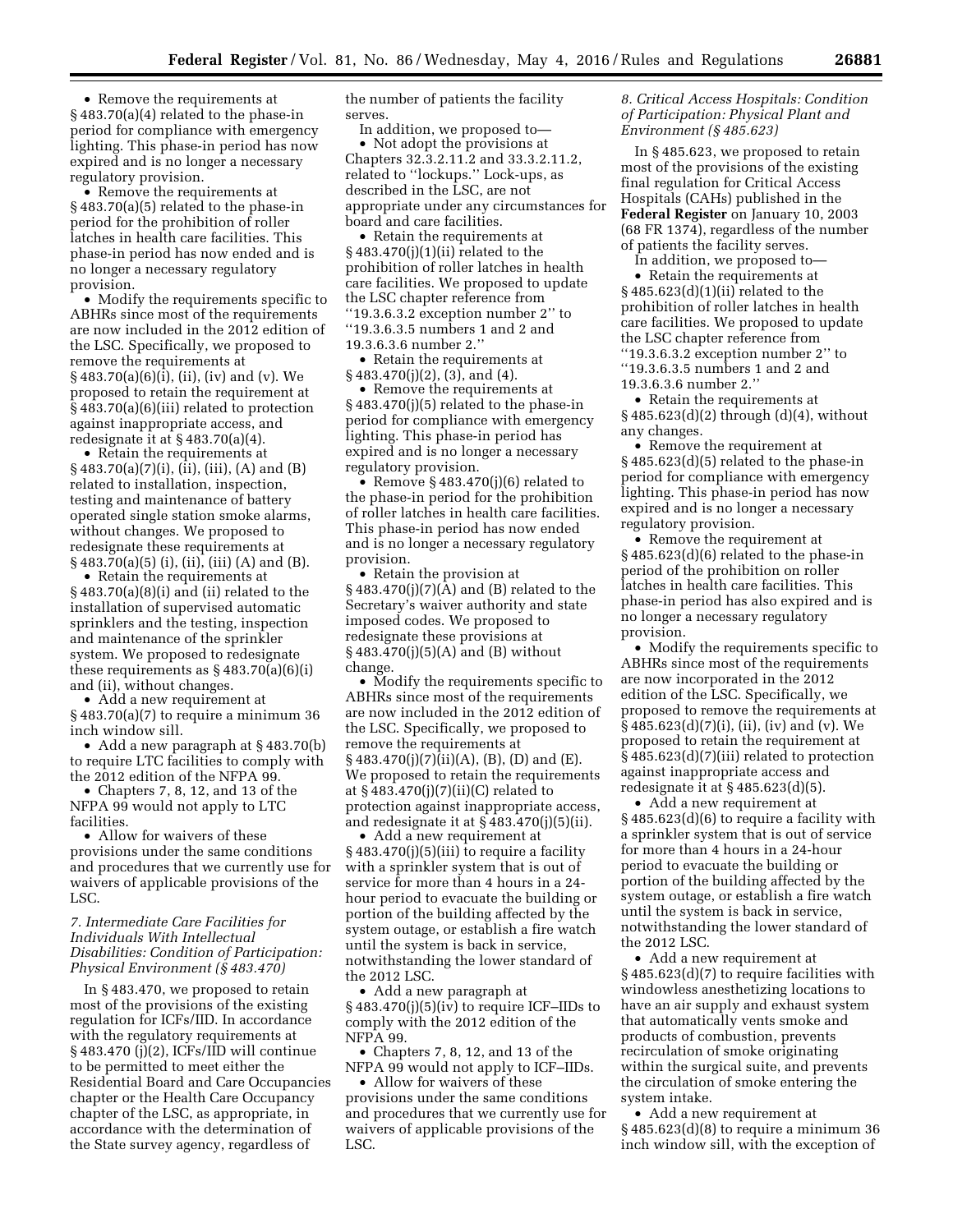- Remove the requirements at § 483.70(a)(4) related to the phase-in period for compliance with emergency lighting. This phase-in period has now expired and is no longer a necessary regulatory provision.
- Remove the requirements at § 483.70(a)(5) related to the phase-in period for the prohibition of roller latches in health care facilities. This phase-in period has now ended and is no longer a necessary regulatory provision.
- Modify the requirements specific to ABHRs since most of the requirements are now included in the 2012 edition of the LSC. Specifically, we proposed to remove the requirements at § 483.70(a)(6)(i), (ii), (iv) and (v). We proposed to retain the requirement at § 483.70(a)(6)(iii) related to protection against inappropriate access, and redesignate it at § 483.70(a)(4).
- Retain the requirements at § 483.70(a)(7)(i), (ii), (iii), (A) and (B) related to installation, inspection, testing and maintenance of battery operated single station smoke alarms, without changes. We proposed to redesignate these requirements at § 483.70(a)(5) (i), (ii), (iii) (A) and (B).
- Retain the requirements at § 483.70(a)(8)(i) and (ii) related to the installation of supervised automatic sprinklers and the testing, inspection and maintenance of the sprinkler system. We proposed to redesignate these requirements as § 483.70(a)(6)(i) and (ii), without changes.
- Add a new requirement at § 483.70(a)(7) to require a minimum 36 inch window sill.
- Add a new paragraph at § 483.70(b) to require LTC facilities to comply with the 2012 edition of the NFPA 99.
- Chapters 7, 8, 12, and 13 of the NFPA 99 would not apply to LTC facilities.
- Allow for waivers of these provisions under the same conditions and procedures that we currently use for waivers of applicable provisions of the LSC.

### *7. Intermediate Care Facilities for Individuals With Intellectual Disabilities: Condition of Participation: Physical Environment (§ 483.470)*

In § 483.470, we proposed to retain most of the provisions of the existing regulation for ICFs/IID. In accordance with the regulatory requirements at § 483.470 (j)(2), ICFs/IID will continue to be permitted to meet either the Residential Board and Care Occupancies chapter or the Health Care Occupancy chapter of the LSC, as appropriate, in accordance with the determination of the State survey agency, regardless of the number of patients the facility serves.

In addition, we proposed to—

- Not adopt the provisions at Chapters 32.3.2.11.2 and 33.3.2.11.2, related to ''lockups.'' Lock-ups, as described in the LSC, are not appropriate under any circumstances for board and care facilities.
- Retain the requirements at § 483.470(j)(1)(ii) related to the prohibition of roller latches in health care facilities. We proposed to update the LSC chapter reference from ''19.3.6.3.2 exception number 2'' to ''19.3.6.3.5 numbers 1 and 2 and 19.3.6.3.6 number 2.''
- Retain the requirements at § 483.470(j)(2), (3), and (4).
- Remove the requirements at § 483.470(j)(5) related to the phase-in period for compliance with emergency lighting. This phase-in period has expired and is no longer a necessary regulatory provision.
- Remove § 483.470(j)(6) related to the phase-in period for the prohibition of roller latches in health care facilities. This phase-in period has now ended and is no longer a necessary regulatory provision.
- Retain the provision at § 483.470(j)(7)(A) and (B) related to the Secretary's waiver authority and state imposed codes. We proposed to redesignate these provisions at § 483.470(j)(5)(A) and (B) without change.
- Modify the requirements specific to ABHRs since most of the requirements are now included in the 2012 edition of the LSC. Specifically, we proposed to remove the requirements at § 483.470(j)(7)(ii)(A), (B), (D) and (E). We proposed to retain the requirements at § 483.470(j)(7)(ii)(C) related to protection against inappropriate access, and redesignate it at § 483.470(j)(5)(ii).
- Add a new requirement at § 483.470(j)(5)(iii) to require a facility with a sprinkler system that is out of service for more than 4 hours in a 24-hour period to evacuate the building or portion of the building affected by the system outage, or establish a fire watch until the system is back in service, notwithstanding the lower standard of the 2012 LSC.
- Add a new paragraph at § 483.470(j)(5)(iv) to require ICF–IIDs to comply with the 2012 edition of the NFPA 99.
- Chapters 7, 8, 12, and 13 of the NFPA 99 would not apply to ICF–IIDs.
- Allow for waivers of these provisions under the same conditions and procedures that we currently use for waivers of applicable provisions of the LSC.

### *8. Critical Access Hospitals: Condition of Participation: Physical Plant and Environment (§ 485.623)*

In § 485.623, we proposed to retain most of the provisions of the existing final regulation for Critical Access Hospitals (CAHs) published in the **Federal Register** on January 10, 2003 (68 FR 1374), regardless of the number of patients the facility serves.

In addition, we proposed to—

- Retain the requirements at § 485.623(d)(1)(ii) related to the prohibition of roller latches in health care facilities. We proposed to update the LSC chapter reference from ''19.3.6.3.2 exception number 2'' to ''19.3.6.3.5 numbers 1 and 2 and 19.3.6.3.6 number 2.''
- Retain the requirements at § 485.623(d)(2) through (d)(4), without any changes.
- Remove the requirement at § 485.623(d)(5) related to the phase-in period for compliance with emergency lighting. This phase-in period has now expired and is no longer a necessary regulatory provision.
- Remove the requirement at § 485.623(d)(6) related to the phase-in period of the prohibition on roller latches in health care facilities. This phase-in period has also expired and is no longer a necessary regulatory provision.
- Modify the requirements specific to ABHRs since most of the requirements are now incorporated in the 2012 edition of the LSC. Specifically, we proposed to remove the requirements at § 485.623(d)(7)(i), (ii), (iv) and (v). We proposed to retain the requirement at § 485.623(d)(7)(iii) related to protection against inappropriate access and redesignate it at § 485.623(d)(5).
- Add a new requirement at § 485.623(d)(6) to require a facility with a sprinkler system that is out of service for more than 4 hours in a 24-hour period to evacuate the building or portion of the building affected by the system outage, or establish a fire watch until the system is back in service, notwithstanding the lower standard of the 2012 LSC.
- Add a new requirement at § 485.623(d)(7) to require facilities with windowless anesthetizing locations to have an air supply and exhaust system that automatically vents smoke and products of combustion, prevents recirculation of smoke originating within the surgical suite, and prevents the circulation of smoke entering the system intake.
- Add a new requirement at § 485.623(d)(8) to require a minimum 36 inch window sill, with the exception of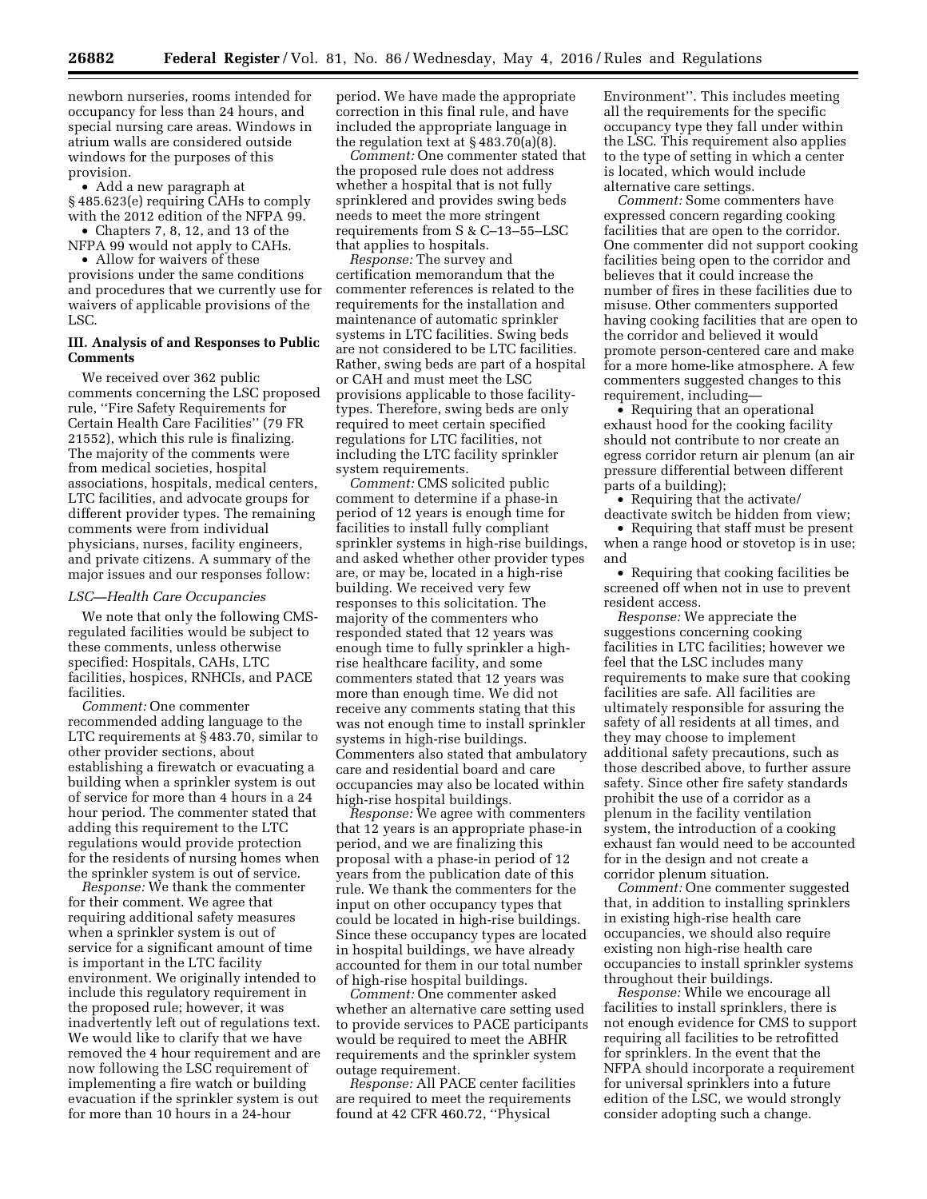newborn nurseries, rooms intended for occupancy for less than 24 hours, and special nursing care areas. Windows in atrium walls are considered outside windows for the purposes of this provision.

- Add a new paragraph at § 485.623(e) requiring CAHs to comply with the 2012 edition of the NFPA 99.
- Chapters 7, 8, 12, and 13 of the NFPA 99 would not apply to CAHs.
- Allow for waivers of these provisions under the same conditions and procedures that we currently use for waivers of applicable provisions of the LSC.

## III. Analysis of and Responses to Public Comments

We received over 362 public comments concerning the LSC proposed rule, ''Fire Safety Requirements for Certain Health Care Facilities'' (79 FR 21552), which this rule is finalizing. The majority of the comments were from medical societies, hospital associations, hospitals, medical centers, LTC facilities, and advocate groups for different provider types. The remaining comments were from individual physicians, nurses, facility engineers, and private citizens. A summary of the major issues and our responses follow:

### *LSC—Health Care Occupancies*

We note that only the following CMS-regulated facilities would be subject to these comments, unless otherwise specified: Hospitals, CAHs, LTC facilities, hospices, RNHCIs, and PACE facilities.

*Comment:* One commenter recommended adding language to the LTC requirements at § 483.70, similar to other provider sections, about establishing a firewatch or evacuating a building when a sprinkler system is out of service for more than 4 hours in a 24 hour period. The commenter stated that adding this requirement to the LTC regulations would provide protection for the residents of nursing homes when the sprinkler system is out of service.

*Response:* We thank the commenter for their comment. We agree that requiring additional safety measures when a sprinkler system is out of service for a significant amount of time is important in the LTC facility environment. We originally intended to include this regulatory requirement in the proposed rule; however, it was inadvertently left out of regulations text. We would like to clarify that we have removed the 4 hour requirement and are now following the LSC requirement of implementing a fire watch or building evacuation if the sprinkler system is out for more than 10 hours in a 24-hour period. We have made the appropriate correction in this final rule, and have included the appropriate language in the regulation text at § 483.70(a)(8).

*Comment:* One commenter stated that the proposed rule does not address whether a hospital that is not fully sprinklered and provides swing beds needs to meet the more stringent requirements from S & C–13–55–LSC that applies to hospitals.

*Response:* The survey and certification memorandum that the commenter references is related to the requirements for the installation and maintenance of automatic sprinkler systems in LTC facilities. Swing beds are not considered to be LTC facilities. Rather, swing beds are part of a hospital or CAH and must meet the LSC provisions applicable to those facility-types. Therefore, swing beds are only required to meet certain specified regulations for LTC facilities, not including the LTC facility sprinkler system requirements.

*Comment:* CMS solicited public comment to determine if a phase-in period of 12 years is enough time for facilities to install fully compliant sprinkler systems in high-rise buildings, and asked whether other provider types are, or may be, located in a high-rise building. We received very few responses to this solicitation. The majority of the commenters who responded stated that 12 years was enough time to fully sprinkler a high-rise healthcare facility, and some commenters stated that 12 years was more than enough time. We did not receive any comments stating that this was not enough time to install sprinkler systems in high-rise buildings. Commenters also stated that ambulatory care and residential board and care occupancies may also be located within high-rise hospital buildings.

*Response:* We agree with commenters that 12 years is an appropriate phase-in period, and we are finalizing this proposal with a phase-in period of 12 years from the publication date of this rule. We thank the commenters for the input on other occupancy types that could be located in high-rise buildings. Since these occupancy types are located in hospital buildings, we have already accounted for them in our total number of high-rise hospital buildings.

*Comment:* One commenter asked whether an alternative care setting used to provide services to PACE participants would be required to meet the ABHR requirements and the sprinkler system outage requirement.

*Response:* All PACE center facilities are required to meet the requirements found at 42 CFR 460.72, ''Physical Environment''. This includes meeting all the requirements for the specific occupancy type they fall under within the LSC. This requirement also applies to the type of setting in which a center is located, which would include alternative care settings.

*Comment:* Some commenters have expressed concern regarding cooking facilities that are open to the corridor. One commenter did not support cooking facilities being open to the corridor and believes that it could increase the number of fires in these facilities due to misuse. Other commenters supported having cooking facilities that are open to the corridor and believed it would promote person-centered care and make for a more home-like atmosphere. A few commenters suggested changes to this requirement, including—

- Requiring that an operational exhaust hood for the cooking facility should not contribute to nor create an egress corridor return air plenum (an air pressure differential between different parts of a building);
- Requiring that the activate/deactivate switch be hidden from view;
- Requiring that staff must be present when a range hood or stovetop is in use; and
- Requiring that cooking facilities be screened off when not in use to prevent resident access.

*Response:* We appreciate the suggestions concerning cooking facilities in LTC facilities; however we feel that the LSC includes many requirements to make sure that cooking facilities are safe. All facilities are ultimately responsible for assuring the safety of all residents at all times, and they may choose to implement additional safety precautions, such as those described above, to further assure safety. Since other fire safety standards prohibit the use of a corridor as a plenum in the facility ventilation system, the introduction of a cooking exhaust fan would need to be accounted for in the design and not create a corridor plenum situation.

*Comment:* One commenter suggested that, in addition to installing sprinklers in existing high-rise health care occupancies, we should also require existing non high-rise health care occupancies to install sprinkler systems throughout their buildings.

*Response:* While we encourage all facilities to install sprinklers, there is not enough evidence for CMS to support requiring all facilities to be retrofitted for sprinklers. In the event that the NFPA should incorporate a requirement for universal sprinklers into a future edition of the LSC, we would strongly consider adopting such a change.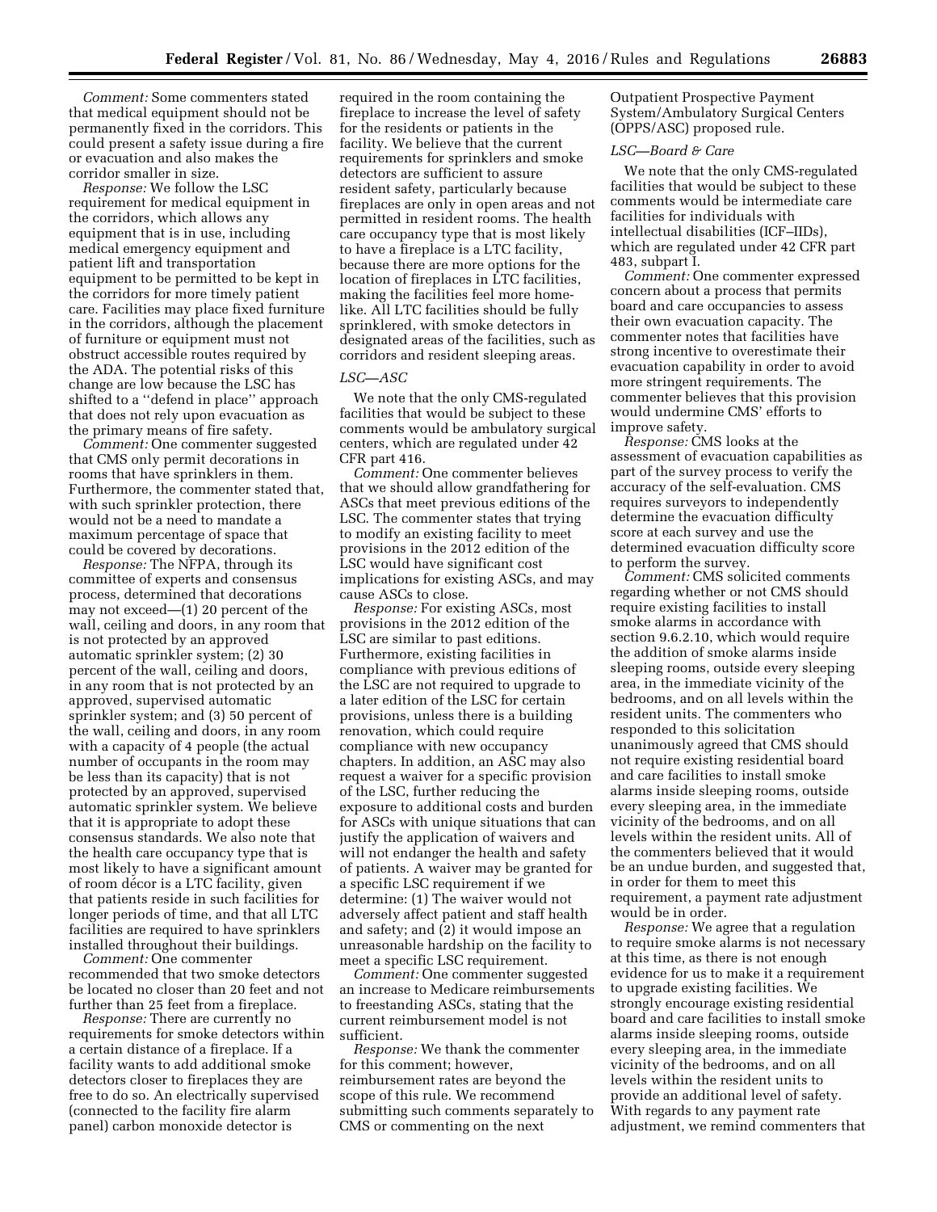*Comment:* Some commenters stated that medical equipment should not be permanently fixed in the corridors. This could present a safety issue during a fire or evacuation and also makes the corridor smaller in size.

*Response:* We follow the LSC requirement for medical equipment in the corridors, which allows any equipment that is in use, including medical emergency equipment and patient lift and transportation equipment to be permitted to be kept in the corridors for more timely patient care. Facilities may place fixed furniture in the corridors, although the placement of furniture or equipment must not obstruct accessible routes required by the ADA. The potential risks of this change are low because the LSC has shifted to a ''defend in place'' approach that does not rely upon evacuation as the primary means of fire safety.

*Comment:* One commenter suggested that CMS only permit decorations in rooms that have sprinklers in them. Furthermore, the commenter stated that, with such sprinkler protection, there would not be a need to mandate a maximum percentage of space that could be covered by decorations.

*Response:* The NFPA, through its committee of experts and consensus process, determined that decorations may not exceed—(1) 20 percent of the wall, ceiling and doors, in any room that is not protected by an approved automatic sprinkler system; (2) 30 percent of the wall, ceiling and doors, in any room that is not protected by an approved, supervised automatic sprinkler system; and (3) 50 percent of the wall, ceiling and doors, in any room with a capacity of 4 people (the actual number of occupants in the room may be less than its capacity) that is not protected by an approved, supervised automatic sprinkler system. We believe that it is appropriate to adopt these consensus standards. We also note that the health care occupancy type that is most likely to have a significant amount of room décor is a LTC facility, given that patients reside in such facilities for longer periods of time, and that all LTC facilities are required to have sprinklers installed throughout their buildings.

*Comment:* One commenter recommended that two smoke detectors be located no closer than 20 feet and not further than 25 feet from a fireplace.

*Response:* There are currently no requirements for smoke detectors within a certain distance of a fireplace. If a facility wants to add additional smoke detectors closer to fireplaces they are free to do so. An electrically supervised (connected to the facility fire alarm panel) carbon monoxide detector is required in the room containing the fireplace to increase the level of safety for the residents or patients in the facility. We believe that the current requirements for sprinklers and smoke detectors are sufficient to assure resident safety, particularly because fireplaces are only in open areas and not permitted in resident rooms. The health care occupancy type that is most likely to have a fireplace is a LTC facility, because there are more options for the location of fireplaces in LTC facilities, making the facilities feel more home-like. All LTC facilities should be fully sprinklered, with smoke detectors in designated areas of the facilities, such as corridors and resident sleeping areas.

### *LSC—ASC*

We note that the only CMS-regulated facilities that would be subject to these comments would be ambulatory surgical centers, which are regulated under 42 CFR part 416.

*Comment:* One commenter believes that we should allow grandfathering for ASCs that meet previous editions of the LSC. The commenter states that trying to modify an existing facility to meet provisions in the 2012 edition of the LSC would have significant cost implications for existing ASCs, and may cause ASCs to close.

*Response:* For existing ASCs, most provisions in the 2012 edition of the LSC are similar to past editions. Furthermore, existing facilities in compliance with previous editions of the LSC are not required to upgrade to a later edition of the LSC for certain provisions, unless there is a building renovation, which could require compliance with new occupancy chapters. In addition, an ASC may also request a waiver for a specific provision of the LSC, further reducing the exposure to additional costs and burden for ASCs with unique situations that can justify the application of waivers and will not endanger the health and safety of patients. A waiver may be granted for a specific LSC requirement if we determine: (1) The waiver would not adversely affect patient and staff health and safety; and (2) it would impose an unreasonable hardship on the facility to meet a specific LSC requirement.

*Comment:* One commenter suggested an increase to Medicare reimbursements to freestanding ASCs, stating that the current reimbursement model is not sufficient.

*Response:* We thank the commenter for this comment; however, reimbursement rates are beyond the scope of this rule. We recommend submitting such comments separately to CMS or commenting on the next Outpatient Prospective Payment System/Ambulatory Surgical Centers (OPPS/ASC) proposed rule.

### *LSC—Board & Care*

We note that the only CMS-regulated facilities that would be subject to these comments would be intermediate care facilities for individuals with intellectual disabilities (ICF–IIDs), which are regulated under 42 CFR part 483, subpart I.

*Comment:* One commenter expressed concern about a process that permits board and care occupancies to assess their own evacuation capacity. The commenter notes that facilities have strong incentive to overestimate their evacuation capability in order to avoid more stringent requirements. The commenter believes that this provision would undermine CMS' efforts to improve safety.

*Response:* CMS looks at the assessment of evacuation capabilities as part of the survey process to verify the accuracy of the self-evaluation. CMS requires surveyors to independently determine the evacuation difficulty score at each survey and use the determined evacuation difficulty score to perform the survey.

*Comment:* CMS solicited comments regarding whether or not CMS should require existing facilities to install smoke alarms in accordance with section 9.6.2.10, which would require the addition of smoke alarms inside sleeping rooms, outside every sleeping area, in the immediate vicinity of the bedrooms, and on all levels within the resident units. The commenters who responded to this solicitation unanimously agreed that CMS should not require existing residential board and care facilities to install smoke alarms inside sleeping rooms, outside every sleeping area, in the immediate vicinity of the bedrooms, and on all levels within the resident units. All of the commenters believed that it would be an undue burden, and suggested that, in order for them to meet this requirement, a payment rate adjustment would be in order.

*Response:* We agree that a regulation to require smoke alarms is not necessary at this time, as there is not enough evidence for us to make it a requirement to upgrade existing facilities. We strongly encourage existing residential board and care facilities to install smoke alarms inside sleeping rooms, outside every sleeping area, in the immediate vicinity of the bedrooms, and on all levels within the resident units to provide an additional level of safety. With regards to any payment rate adjustment, we remind commenters that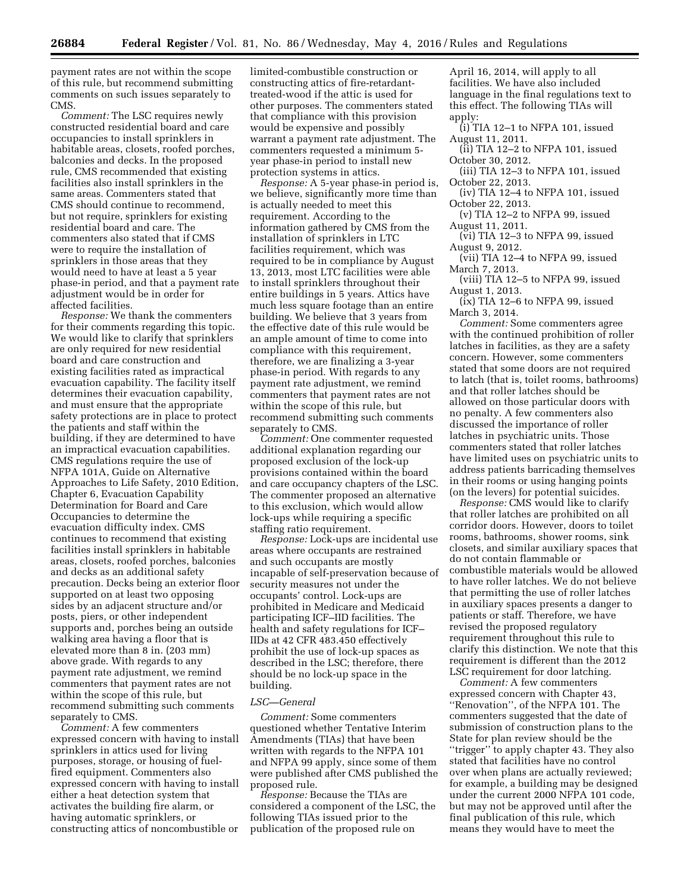payment rates are not within the scope of this rule, but recommend submitting comments on such issues separately to CMS.

*Comment:* The LSC requires newly constructed residential board and care occupancies to install sprinklers in habitable areas, closets, roofed porches, balconies and decks. In the proposed rule, CMS recommended that existing facilities also install sprinklers in the same areas. Commenters stated that CMS should continue to recommend, but not require, sprinklers for existing residential board and care. The commenters also stated that if CMS were to require the installation of sprinklers in those areas that they would need to have at least a 5 year phase-in period, and that a payment rate adjustment would be in order for affected facilities.

*Response:* We thank the commenters for their comments regarding this topic. We would like to clarify that sprinklers are only required for new residential board and care construction and existing facilities rated as impractical evacuation capability. The facility itself determines their evacuation capability, and must ensure that the appropriate safety protections are in place to protect the patients and staff within the building, if they are determined to have an impractical evacuation capabilities. CMS regulations require the use of NFPA 101A, Guide on Alternative Approaches to Life Safety, 2010 Edition, Chapter 6, Evacuation Capability Determination for Board and Care Occupancies to determine the evacuation difficulty index. CMS continues to recommend that existing facilities install sprinklers in habitable areas, closets, roofed porches, balconies and decks as an additional safety precaution. Decks being an exterior floor supported on at least two opposing sides by an adjacent structure and/or posts, piers, or other independent supports and, porches being an outside walking area having a floor that is elevated more than 8 in. (203 mm) above grade. With regards to any payment rate adjustment, we remind commenters that payment rates are not within the scope of this rule, but recommend submitting such comments separately to CMS.

*Comment:* A few commenters expressed concern with having to install sprinklers in attics used for living purposes, storage, or housing of fuel-fired equipment. Commenters also expressed concern with having to install either a heat detection system that activates the building fire alarm, or having automatic sprinklers, or constructing attics of noncombustible or limited-combustible construction or constructing attics of fire-retardant-treated-wood if the attic is used for other purposes. The commenters stated that compliance with this provision would be expensive and possibly warrant a payment rate adjustment. The commenters requested a minimum 5-year phase-in period to install new protection systems in attics.

*Response:* A 5-year phase-in period is, we believe, significantly more time than is actually needed to meet this requirement. According to the information gathered by CMS from the installation of sprinklers in LTC facilities requirement, which was required to be in compliance by August 13, 2013, most LTC facilities were able to install sprinklers throughout their entire buildings in 5 years. Attics have much less square footage than an entire building. We believe that 3 years from the effective date of this rule would be an ample amount of time to come into compliance with this requirement, therefore, we are finalizing a 3-year phase-in period. With regards to any payment rate adjustment, we remind commenters that payment rates are not within the scope of this rule, but recommend submitting such comments separately to CMS.

*Comment:* One commenter requested additional explanation regarding our proposed exclusion of the lock-up provisions contained within the board and care occupancy chapters of the LSC. The commenter proposed an alternative to this exclusion, which would allow lock-ups while requiring a specific staffing ratio requirement.

*Response:* Lock-ups are incidental use areas where occupants are restrained and such occupants are mostly incapable of self-preservation because of security measures not under the occupants' control. Lock-ups are prohibited in Medicare and Medicaid participating ICF–IID facilities. The health and safety regulations for ICF–IIDs at 42 CFR 483.450 effectively prohibit the use of lock-up spaces as described in the LSC; therefore, there should be no lock-up space in the building.

### LSC—General

*Comment:* Some commenters questioned whether Tentative Interim Amendments (TIAs) that have been written with regards to the NFPA 101 and NFPA 99 apply, since some of them were published after CMS published the proposed rule.

*Response:* Because the TIAs are considered a component of the LSC, the following TIAs issued prior to the publication of the proposed rule on April 16, 2014, will apply to all facilities. We have also included language in the final regulations text to this effect. The following TIAs will apply:

(i) TIA 12–1 to NFPA 101, issued August 11, 2011.

(ii) TIA 12–2 to NFPA 101, issued October 30, 2012.

(iii) TIA 12–3 to NFPA 101, issued October 22, 2013.

(iv) TIA 12–4 to NFPA 101, issued October 22, 2013.

(v) TIA 12–2 to NFPA 99, issued August 11, 2011.

(vi) TIA 12–3 to NFPA 99, issued August 9, 2012.

(vii) TIA 12–4 to NFPA 99, issued March 7, 2013.

(viii) TIA 12–5 to NFPA 99, issued August 1, 2013.

(ix) TIA 12–6 to NFPA 99, issued March 3, 2014.

*Comment:* Some commenters agree with the continued prohibition of roller latches in facilities, as they are a safety concern. However, some commenters stated that some doors are not required to latch (that is, toilet rooms, bathrooms) and that roller latches should be allowed on those particular doors with no penalty. A few commenters also discussed the importance of roller latches in psychiatric units. Those commenters stated that roller latches have limited uses on psychiatric units to address patients barricading themselves in their rooms or using hanging points (on the levers) for potential suicides.

*Response:* CMS would like to clarify that roller latches are prohibited on all corridor doors. However, doors to toilet rooms, bathrooms, shower rooms, sink closets, and similar auxiliary spaces that do not contain flammable or combustible materials would be allowed to have roller latches. We do not believe that permitting the use of roller latches in auxiliary spaces presents a danger to patients or staff. Therefore, we have revised the proposed regulatory requirement throughout this rule to clarify this distinction. We note that this requirement is different than the 2012 LSC requirement for door latching.

*Comment:* A few commenters expressed concern with Chapter 43, "Renovation", of the NFPA 101. The commenters suggested that the date of submission of construction plans to the State for plan review should be the "trigger" to apply chapter 43. They also stated that facilities have no control over when plans are actually reviewed; for example, a building may be designed under the current 2000 NFPA 101 code, but may not be approved until after the final publication of this rule, which means they would have to meet the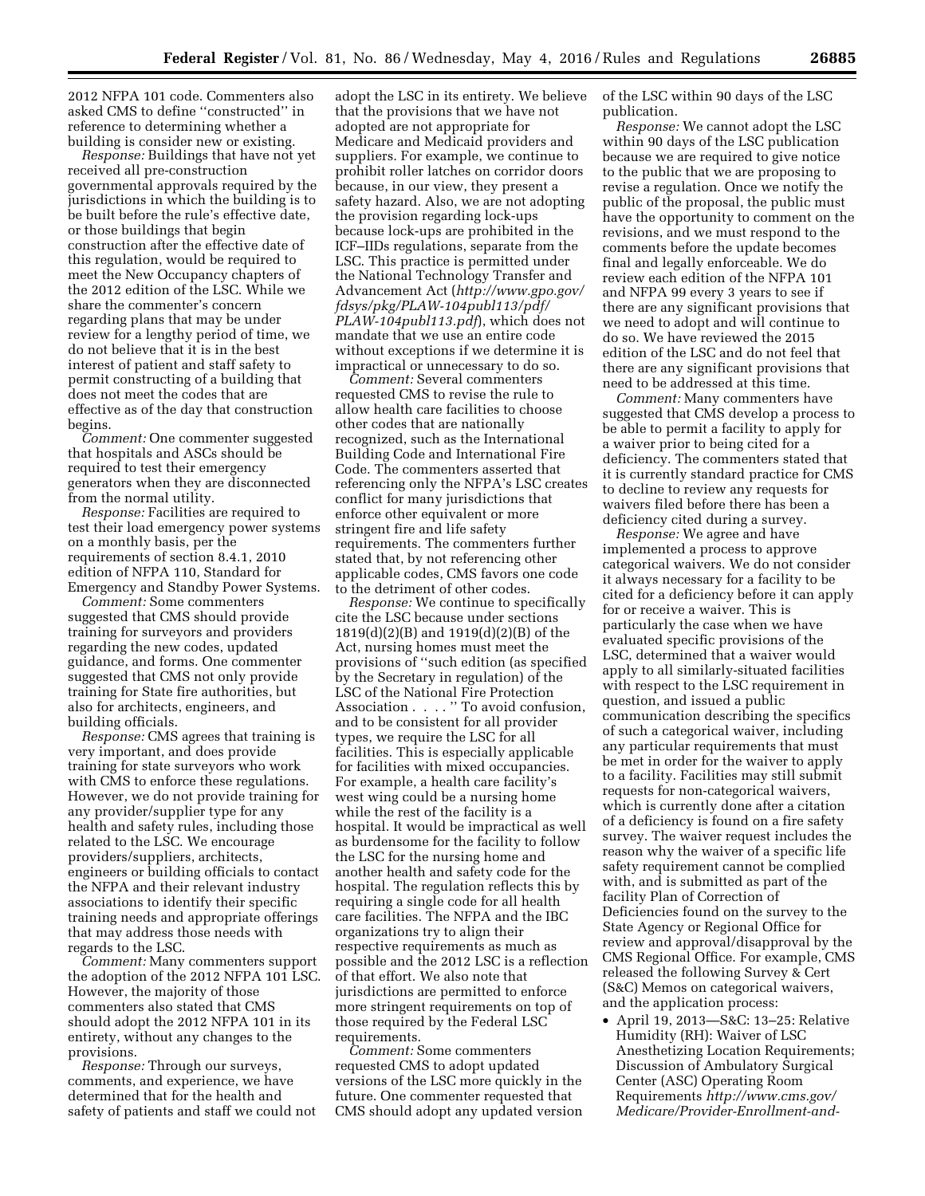2012 NFPA 101 code. Commenters also asked CMS to define ''constructed'' in reference to determining whether a building is consider new or existing.

*Response:* Buildings that have not yet received all pre-construction governmental approvals required by the jurisdictions in which the building is to be built before the rule's effective date, or those buildings that begin construction after the effective date of this regulation, would be required to meet the New Occupancy chapters of the 2012 edition of the LSC. While we share the commenter's concern regarding plans that may be under review for a lengthy period of time, we do not believe that it is in the best interest of patient and staff safety to permit constructing of a building that does not meet the codes that are effective as of the day that construction begins.

*Comment:* One commenter suggested that hospitals and ASCs should be required to test their emergency generators when they are disconnected from the normal utility.

*Response:* Facilities are required to test their load emergency power systems on a monthly basis, per the requirements of section 8.4.1, 2010 edition of NFPA 110, Standard for Emergency and Standby Power Systems.

*Comment:* Some commenters suggested that CMS should provide training for surveyors and providers regarding the new codes, updated guidance, and forms. One commenter suggested that CMS not only provide training for State fire authorities, but also for architects, engineers, and building officials.

*Response:* CMS agrees that training is very important, and does provide training for state surveyors who work with CMS to enforce these regulations. However, we do not provide training for any provider/supplier type for any health and safety rules, including those related to the LSC. We encourage providers/suppliers, architects, engineers or building officials to contact the NFPA and their relevant industry associations to identify their specific training needs and appropriate offerings that may address those needs with regards to the LSC.

*Comment:* Many commenters support the adoption of the 2012 NFPA 101 LSC. However, the majority of those commenters also stated that CMS should adopt the 2012 NFPA 101 in its entirety, without any changes to the provisions.

*Response:* Through our surveys, comments, and experience, we have determined that for the health and safety of patients and staff we could not adopt the LSC in its entirety. We believe that the provisions that we have not adopted are not appropriate for Medicare and Medicaid providers and suppliers. For example, we continue to prohibit roller latches on corridor doors because, in our view, they present a safety hazard. Also, we are not adopting the provision regarding lock-ups because lock-ups are prohibited in the ICF–IIDs regulations, separate from the LSC. This practice is permitted under the National Technology Transfer and Advancement Act (*http://www.gpo.gov/fdsys/pkg/PLAW-104publ113/pdf/PLAW-104publ113.pdf*), which does not mandate that we use an entire code without exceptions if we determine it is impractical or unnecessary to do so.

*Comment:* Several commenters requested CMS to revise the rule to allow health care facilities to choose other codes that are nationally recognized, such as the International Building Code and International Fire Code. The commenters asserted that referencing only the NFPA's LSC creates conflict for many jurisdictions that enforce other equivalent or more stringent fire and life safety requirements. The commenters further stated that, by not referencing other applicable codes, CMS favors one code to the detriment of other codes.

*Response:* We continue to specifically cite the LSC because under sections 1819(d)(2)(B) and 1919(d)(2)(B) of the Act, nursing homes must meet the provisions of ''such edition (as specified by the Secretary in regulation) of the LSC of the National Fire Protection Association . . . . '' To avoid confusion, and to be consistent for all provider types, we require the LSC for all facilities. This is especially applicable for facilities with mixed occupancies. For example, a health care facility's west wing could be a nursing home while the rest of the facility is a hospital. It would be impractical as well as burdensome for the facility to follow the LSC for the nursing home and another health and safety code for the hospital. The regulation reflects this by requiring a single code for all health care facilities. The NFPA and the IBC organizations try to align their respective requirements as much as possible and the 2012 LSC is a reflection of that effort. We also note that jurisdictions are permitted to enforce more stringent requirements on top of those required by the Federal LSC requirements.

*Comment:* Some commenters requested CMS to adopt updated versions of the LSC more quickly in the future. One commenter requested that CMS should adopt any updated version of the LSC within 90 days of the LSC publication.

*Response:* We cannot adopt the LSC within 90 days of the LSC publication because we are required to give notice to the public that we are proposing to revise a regulation. Once we notify the public of the proposal, the public must have the opportunity to comment on the revisions, and we must respond to the comments before the update becomes final and legally enforceable. We do review each edition of the NFPA 101 and NFPA 99 every 3 years to see if there are any significant provisions that we need to adopt and will continue to do so. We have reviewed the 2015 edition of the LSC and do not feel that there are any significant provisions that need to be addressed at this time.

*Comment:* Many commenters have suggested that CMS develop a process to be able to permit a facility to apply for a waiver prior to being cited for a deficiency. The commenters stated that it is currently standard practice for CMS to decline to review any requests for waivers filed before there has been a deficiency cited during a survey.

*Response:* We agree and have implemented a process to approve categorical waivers. We do not consider it always necessary for a facility to be cited for a deficiency before it can apply for or receive a waiver. This is particularly the case when we have evaluated specific provisions of the LSC, determined that a waiver would apply to all similarly-situated facilities with respect to the LSC requirement in question, and issued a public communication describing the specifics of such a categorical waiver, including any particular requirements that must be met in order for the waiver to apply to a facility. Facilities may still submit requests for non-categorical waivers, which is currently done after a citation of a deficiency is found on a fire safety survey. The waiver request includes the reason why the waiver of a specific life safety requirement cannot be complied with, and is submitted as part of the facility Plan of Correction of Deficiencies found on the survey to the State Agency or Regional Office for review and approval/disapproval by the CMS Regional Office. For example, CMS released the following Survey & Cert (S&C) Memos on categorical waivers, and the application process:

- April 19, 2013—S&C: 13–25: Relative Humidity (RH): Waiver of LSC Anesthetizing Location Requirements; Discussion of Ambulatory Surgical Center (ASC) Operating Room Requirements *http://www.cms.gov/Medicare/Provider-Enrollment-and-*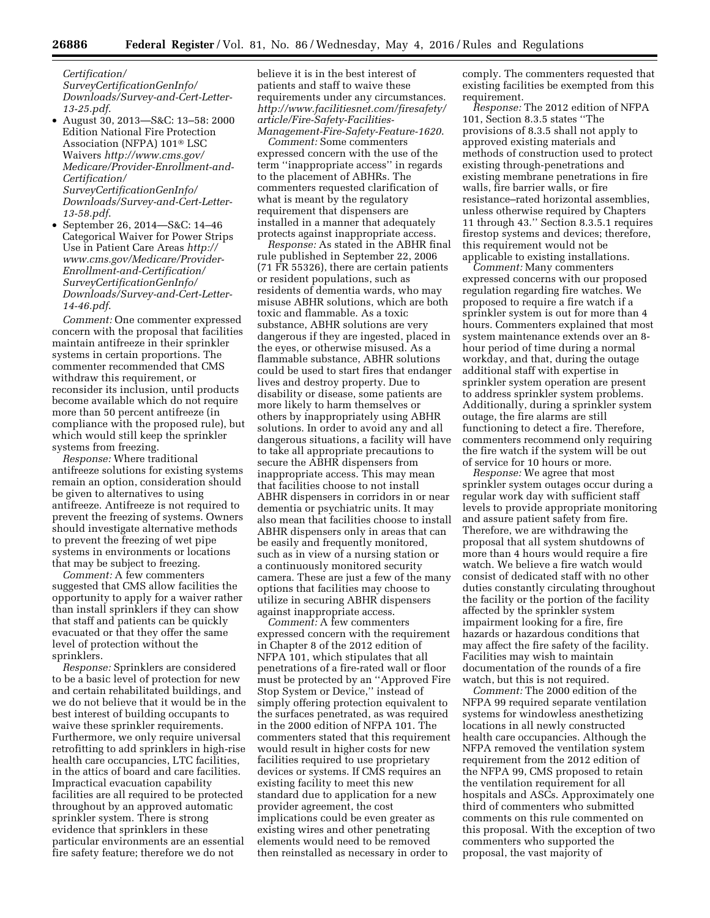*Certification/SurveyCertificationGenInfo/Downloads/Survey-and-Cert-Letter-13-25.pdf*.

- August 30, 2013—S&C: 13–58: 2000 Edition National Fire Protection Association (NFPA) 101® LSC Waivers *http://www.cms.gov/Medicare/Provider-Enrollment-and-Certification/SurveyCertificationGenInfo/Downloads/Survey-and-Cert-Letter-13-58.pdf*.
- September 26, 2014—S&C: 14–46 Categorical Waiver for Power Strips Use in Patient Care Areas *http://www.cms.gov/Medicare/Provider-Enrollment-and-Certification/SurveyCertificationGenInfo/Downloads/Survey-and-Cert-Letter-14-46.pdf*.

*Comment:* One commenter expressed concern with the proposal that facilities maintain antifreeze in their sprinkler systems in certain proportions. The commenter recommended that CMS withdraw this requirement, or reconsider its inclusion, until products become available which do not require more than 50 percent antifreeze (in compliance with the proposed rule), but which would still keep the sprinkler systems from freezing.

*Response:* Where traditional antifreeze solutions for existing systems remain an option, consideration should be given to alternatives to using antifreeze. Antifreeze is not required to prevent the freezing of systems. Owners should investigate alternative methods to prevent the freezing of wet pipe systems in environments or locations that may be subject to freezing.

*Comment:* A few commenters suggested that CMS allow facilities the opportunity to apply for a waiver rather than install sprinklers if they can show that staff and patients can be quickly evacuated or that they offer the same level of protection without the sprinklers.

*Response:* Sprinklers are considered to be a basic level of protection for new and certain rehabilitated buildings, and we do not believe that it would be in the best interest of building occupants to waive these sprinkler requirements. Furthermore, we only require universal retrofitting to add sprinklers in high-rise health care occupancies, LTC facilities, in the attics of board and care facilities. Impractical evacuation capability facilities are all required to be protected throughout by an approved automatic sprinkler system. There is strong evidence that sprinklers in these particular environments are an essential fire safety feature; therefore we do not believe it is in the best interest of patients and staff to waive these requirements under any circumstances. *http://www.facilitiesnet.com/firesafety/article/Fire-Safety-Facilities-Management-Fire-Safety-Feature-1620*.

*Comment:* Some commenters expressed concern with the use of the term "inappropriate access" in regards to the placement of ABHRs. The commenters requested clarification of what is meant by the regulatory requirement that dispensers are installed in a manner that adequately protects against inappropriate access.

*Response:* As stated in the ABHR final rule published in September 22, 2006 (71 FR 55326), there are certain patients or resident populations, such as residents of dementia wards, who may misuse ABHR solutions, which are both toxic and flammable. As a toxic substance, ABHR solutions are very dangerous if they are ingested, placed in the eyes, or otherwise misused. As a flammable substance, ABHR solutions could be used to start fires that endanger lives and destroy property. Due to disability or disease, some patients are more likely to harm themselves or others by inappropriately using ABHR solutions. In order to avoid any and all dangerous situations, a facility will have to take all appropriate precautions to secure the ABHR dispensers from inappropriate access. This may mean that facilities choose to not install ABHR dispensers in corridors in or near dementia or psychiatric units. It may also mean that facilities choose to install ABHR dispensers only in areas that can be easily and frequently monitored, such as in view of a nursing station or a continuously monitored security camera. These are just a few of the many options that facilities may choose to utilize in securing ABHR dispensers against inappropriate access.

*Comment:* A few commenters expressed concern with the requirement in Chapter 8 of the 2012 edition of NFPA 101, which stipulates that all penetrations of a fire-rated wall or floor must be protected by an "Approved Fire Stop System or Device," instead of simply offering protection equivalent to the surfaces penetrated, as was required in the 2000 edition of NFPA 101. The commenters stated that this requirement would result in higher costs for new facilities required to use proprietary devices or systems. If CMS requires an existing facility to meet this new standard due to application for a new provider agreement, the cost implications could be even greater as existing wires and other penetrating elements would need to be removed then reinstalled as necessary in order to comply. The commenters requested that existing facilities be exempted from this requirement.

*Response:* The 2012 edition of NFPA 101, Section 8.3.5 states "The provisions of 8.3.5 shall not apply to approved existing materials and methods of construction used to protect existing through-penetrations and existing membrane penetrations in fire walls, fire barrier walls, or fire resistance–rated horizontal assemblies, unless otherwise required by Chapters 11 through 43." Section 8.3.5.1 requires firestop systems and devices; therefore, this requirement would not be applicable to existing installations.

*Comment:* Many commenters expressed concerns with our proposed regulation regarding fire watches. We proposed to require a fire watch if a sprinkler system is out for more than 4 hours. Commenters explained that most system maintenance extends over an 8-hour period of time during a normal workday, and that, during the outage additional staff with expertise in sprinkler system operation are present to address sprinkler system problems. Additionally, during a sprinkler system outage, the fire alarms are still functioning to detect a fire. Therefore, commenters recommend only requiring the fire watch if the system will be out of service for 10 hours or more.

*Response:* We agree that most sprinkler system outages occur during a regular work day with sufficient staff levels to provide appropriate monitoring and assure patient safety from fire. Therefore, we are withdrawing the proposal that all system shutdowns of more than 4 hours would require a fire watch. We believe a fire watch would consist of dedicated staff with no other duties constantly circulating throughout the facility or the portion of the facility affected by the sprinkler system impairment looking for a fire, fire hazards or hazardous conditions that may affect the fire safety of the facility. Facilities may wish to maintain documentation of the rounds of a fire watch, but this is not required.

*Comment:* The 2000 edition of the NFPA 99 required separate ventilation systems for windowless anesthetizing locations in all newly constructed health care occupancies. Although the NFPA removed the ventilation system requirement from the 2012 edition of the NFPA 99, CMS proposed to retain the ventilation requirement for all hospitals and ASCs. Approximately one third of commenters who submitted comments on this rule commented on this proposal. With the exception of two commenters who supported the proposal, the vast majority of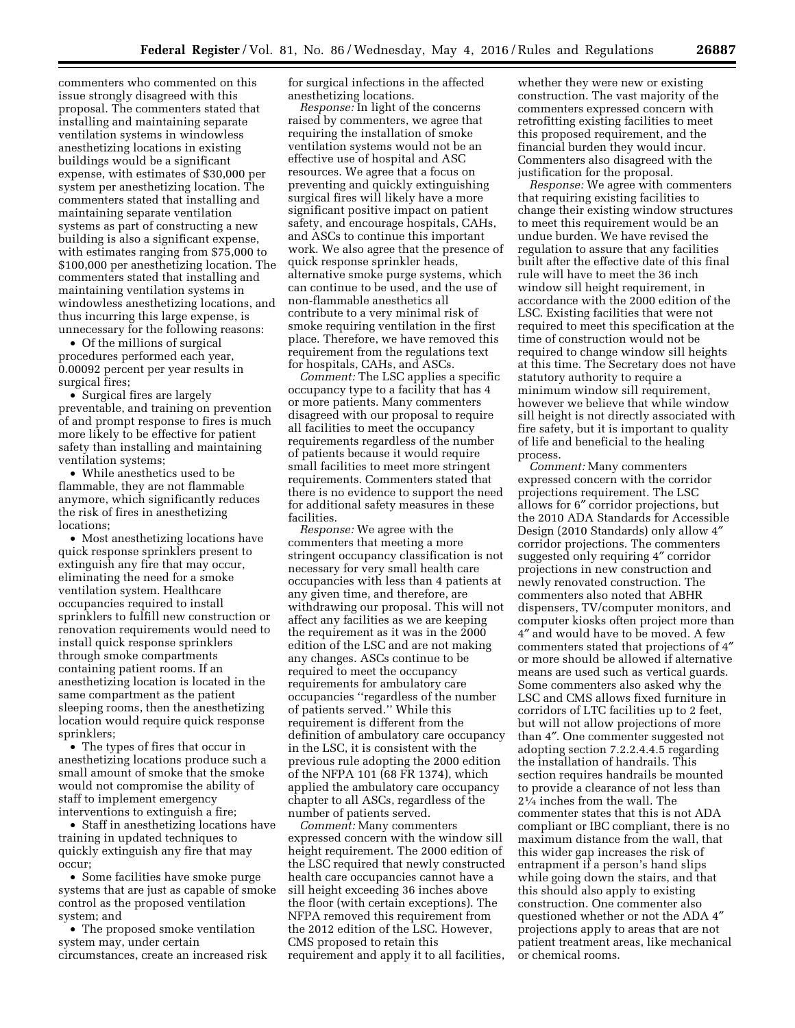commenters who commented on this issue strongly disagreed with this proposal. The commenters stated that installing and maintaining separate ventilation systems in windowless anesthetizing locations in existing buildings would be a significant expense, with estimates of $30,000 per system per anesthetizing location. The commenters stated that installing and maintaining separate ventilation systems as part of constructing a new building is also a significant expense, with estimates ranging from $75,000 to $100,000 per anesthetizing location. The commenters stated that installing and maintaining ventilation systems in windowless anesthetizing locations, and thus incurring this large expense, is unnecessary for the following reasons:

- Of the millions of surgical procedures performed each year, 0.00092 percent per year results in surgical fires;
- Surgical fires are largely preventable, and training on prevention of and prompt response to fires is much more likely to be effective for patient safety than installing and maintaining ventilation systems;
- While anesthetics used to be flammable, they are not flammable anymore, which significantly reduces the risk of fires in anesthetizing locations;
- Most anesthetizing locations have quick response sprinklers present to extinguish any fire that may occur, eliminating the need for a smoke ventilation system. Healthcare occupancies required to install sprinklers to fulfill new construction or renovation requirements would need to install quick response sprinklers through smoke compartments containing patient rooms. If an anesthetizing location is located in the same compartment as the patient sleeping rooms, then the anesthetizing location would require quick response sprinklers;
- The types of fires that occur in anesthetizing locations produce such a small amount of smoke that the smoke would not compromise the ability of staff to implement emergency interventions to extinguish a fire;
- Staff in anesthetizing locations have training in updated techniques to quickly extinguish any fire that may occur;
- Some facilities have smoke purge systems that are just as capable of smoke control as the proposed ventilation system; and
- The proposed smoke ventilation system may, under certain circumstances, create an increased risk for surgical infections in the affected anesthetizing locations.

*Response:* In light of the concerns raised by commenters, we agree that requiring the installation of smoke ventilation systems would not be an effective use of hospital and ASC resources. We agree that a focus on preventing and quickly extinguishing surgical fires will likely have a more significant positive impact on patient safety, and encourage hospitals, CAHs, and ASCs to continue this important work. We also agree that the presence of quick response sprinkler heads, alternative smoke purge systems, which can continue to be used, and the use of non-flammable anesthetics all contribute to a very minimal risk of smoke requiring ventilation in the first place. Therefore, we have removed this requirement from the regulations text for hospitals, CAHs, and ASCs.

*Comment:* The LSC applies a specific occupancy type to a facility that has 4 or more patients. Many commenters disagreed with our proposal to require all facilities to meet the occupancy requirements regardless of the number of patients because it would require small facilities to meet more stringent requirements. Commenters stated that there is no evidence to support the need for additional safety measures in these facilities.

*Response:* We agree with the commenters that meeting a more stringent occupancy classification is not necessary for very small health care occupancies with less than 4 patients at any given time, and therefore, are withdrawing our proposal. This will not affect any facilities as we are keeping the requirement as it was in the 2000 edition of the LSC and are not making any changes. ASCs continue to be required to meet the occupancy requirements for ambulatory care occupancies ''regardless of the number of patients served.'' While this requirement is different from the definition of ambulatory care occupancy in the LSC, it is consistent with the previous rule adopting the 2000 edition of the NFPA 101 (68 FR 1374), which applied the ambulatory care occupancy chapter to all ASCs, regardless of the number of patients served.

*Comment:* Many commenters expressed concern with the window sill height requirement. The 2000 edition of the LSC required that newly constructed health care occupancies cannot have a sill height exceeding 36 inches above the floor (with certain exceptions). The NFPA removed this requirement from the 2012 edition of the LSC. However, CMS proposed to retain this requirement and apply it to all facilities, whether they were new or existing construction. The vast majority of the commenters expressed concern with retrofitting existing facilities to meet this proposed requirement, and the financial burden they would incur. Commenters also disagreed with the justification for the proposal.

*Response:* We agree with commenters that requiring existing facilities to change their existing window structures to meet this requirement would be an undue burden. We have revised the regulation to assure that any facilities built after the effective date of this final rule will have to meet the 36 inch window sill height requirement, in accordance with the 2000 edition of the LSC. Existing facilities that were not required to meet this specification at the time of construction would not be required to change window sill heights at this time. The Secretary does not have statutory authority to require a minimum window sill requirement, however we believe that while window sill height is not directly associated with fire safety, but it is important to quality of life and beneficial to the healing process.

*Comment:* Many commenters expressed concern with the corridor projections requirement. The LSC allows for 6″ corridor projections, but the 2010 ADA Standards for Accessible Design (2010 Standards) only allow 4″ corridor projections. The commenters suggested only requiring 4″ corridor projections in new construction and newly renovated construction. The commenters also noted that ABHR dispensers, TV/computer monitors, and computer kiosks often project more than 4″ and would have to be moved. A few commenters stated that projections of 4″ or more should be allowed if alternative means are used such as vertical guards. Some commenters also asked why the LSC and CMS allows fixed furniture in corridors of LTC facilities up to 2 feet, but will not allow projections of more than 4″. One commenter suggested not adopting section 7.2.2.4.4.5 regarding the installation of handrails. This section requires handrails be mounted to provide a clearance of not less than 2¼ inches from the wall. The commenter states that this is not ADA compliant or IBC compliant, there is no maximum distance from the wall, that this wider gap increases the risk of entrapment if a person's hand slips while going down the stairs, and that this should also apply to existing construction. One commenter also questioned whether or not the ADA 4″ projections apply to areas that are not patient treatment areas, like mechanical or chemical rooms.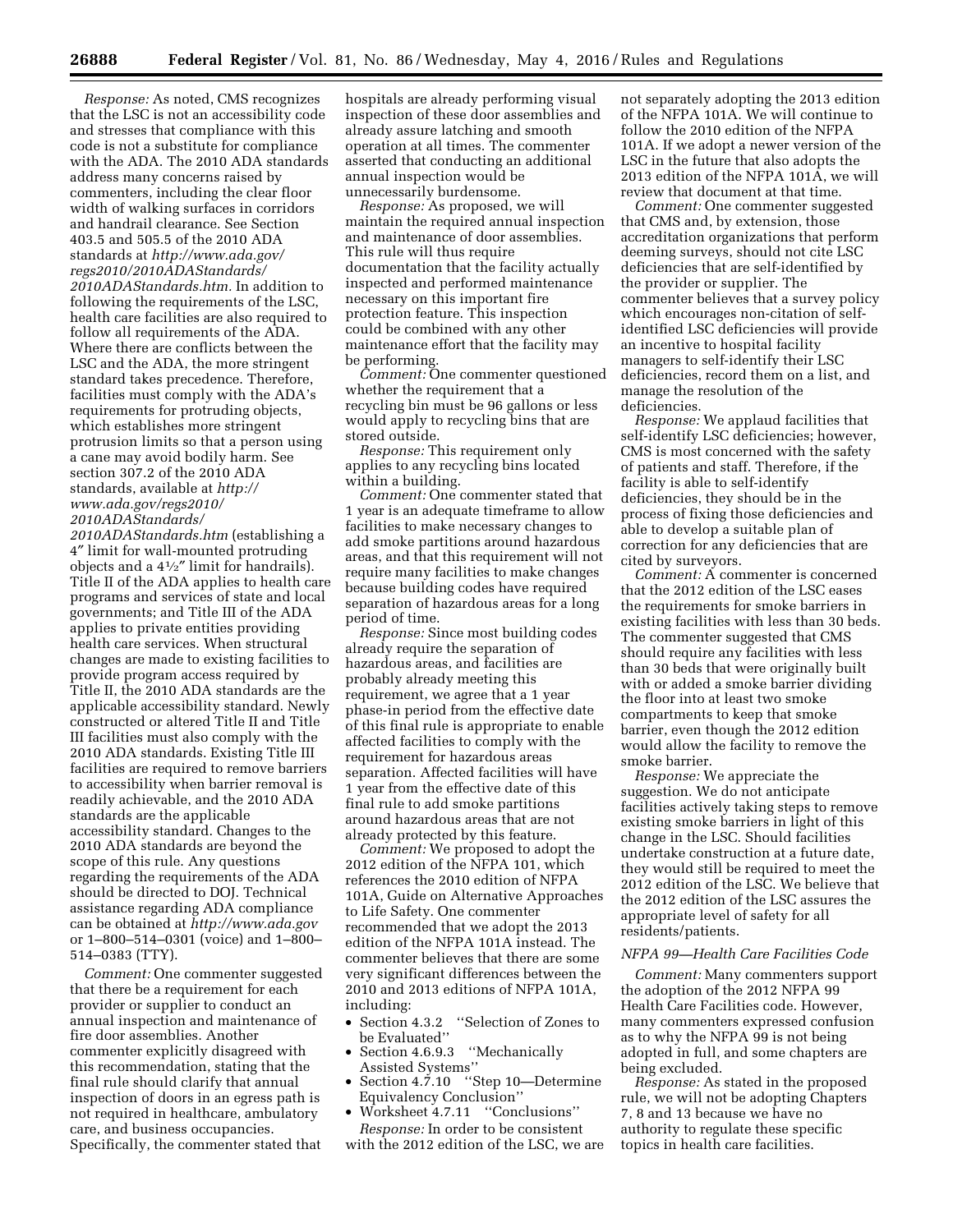*Response:* As noted, CMS recognizes that the LSC is not an accessibility code and stresses that compliance with this code is not a substitute for compliance with the ADA. The 2010 ADA standards address many concerns raised by commenters, including the clear floor width of walking surfaces in corridors and handrail clearance. See Section 403.5 and 505.5 of the 2010 ADA standards at *http://www.ada.gov/regs2010/2010ADAStandards/2010ADAStandards.htm.* In addition to following the requirements of the LSC, health care facilities are also required to follow all requirements of the ADA. Where there are conflicts between the LSC and the ADA, the more stringent standard takes precedence. Therefore, facilities must comply with the ADA's requirements for protruding objects, which establishes more stringent protrusion limits so that a person using a cane may avoid bodily harm. See section 307.2 of the 2010 ADA standards, available at *http://www.ada.gov/regs2010/2010ADAStandards/2010ADAStandards.htm* (establishing a 4″ limit for wall-mounted protruding objects and a 4½″ limit for handrails). Title II of the ADA applies to health care programs and services of state and local governments; and Title III of the ADA applies to private entities providing health care services. When structural changes are made to existing facilities to provide program access required by Title II, the 2010 ADA standards are the applicable accessibility standard. Newly constructed or altered Title II and Title III facilities must also comply with the 2010 ADA standards. Existing Title III facilities are required to remove barriers to accessibility when barrier removal is readily achievable, and the 2010 ADA standards are the applicable accessibility standard. Changes to the 2010 ADA standards are beyond the scope of this rule. Any questions regarding the requirements of the ADA should be directed to DOJ. Technical assistance regarding ADA compliance can be obtained at *http://www.ada.gov* or 1–800–514–0301 (voice) and 1–800–514–0383 (TTY).

*Comment:* One commenter suggested that there be a requirement for each provider or supplier to conduct an annual inspection and maintenance of fire door assemblies. Another commenter explicitly disagreed with this recommendation, stating that the final rule should clarify that annual inspection of doors in an egress path is not required in healthcare, ambulatory care, and business occupancies. Specifically, the commenter stated that hospitals are already performing visual inspection of these door assemblies and already assure latching and smooth operation at all times. The commenter asserted that conducting an additional annual inspection would be unnecessarily burdensome.

*Response:* As proposed, we will maintain the required annual inspection and maintenance of door assemblies. This rule will thus require documentation that the facility actually inspected and performed maintenance necessary on this important fire protection feature. This inspection could be combined with any other maintenance effort that the facility may be performing.

*Comment:* One commenter questioned whether the requirement that a recycling bin must be 96 gallons or less would apply to recycling bins that are stored outside.

*Response:* This requirement only applies to any recycling bins located within a building.

*Comment:* One commenter stated that 1 year is an adequate timeframe to allow facilities to make necessary changes to add smoke partitions around hazardous areas, and that this requirement will not require many facilities to make changes because building codes have required separation of hazardous areas for a long period of time.

*Response:* Since most building codes already require the separation of hazardous areas, and facilities are probably already meeting this requirement, we agree that a 1 year phase-in period from the effective date of this final rule is appropriate to enable affected facilities to comply with the requirement for hazardous areas separation. Affected facilities will have 1 year from the effective date of this final rule to add smoke partitions around hazardous areas that are not already protected by this feature.

*Comment:* We proposed to adopt the 2012 edition of the NFPA 101, which references the 2010 edition of NFPA 101A, Guide on Alternative Approaches to Life Safety. One commenter recommended that we adopt the 2013 edition of the NFPA 101A instead. The commenter believes that there are some very significant differences between the 2010 and 2013 editions of NFPA 101A, including:

- Section 4.3.2 ''Selection of Zones to be Evaluated''
- Section 4.6.9.3 ''Mechanically Assisted Systems''
- Section 4.7.10 ''Step 10—Determine Equivalency Conclusion''
- Worksheet 4.7.11 ''Conclusions''

*Response:* In order to be consistent with the 2012 edition of the LSC, we are not separately adopting the 2013 edition of the NFPA 101A. We will continue to follow the 2010 edition of the NFPA 101A. If we adopt a newer version of the LSC in the future that also adopts the 2013 edition of the NFPA 101A, we will review that document at that time.

*Comment:* One commenter suggested that CMS and, by extension, those accreditation organizations that perform deeming surveys, should not cite LSC deficiencies that are self-identified by the provider or supplier. The commenter believes that a survey policy which encourages non-citation of self-identified LSC deficiencies will provide an incentive to hospital facility managers to self-identify their LSC deficiencies, record them on a list, and manage the resolution of the deficiencies.

*Response:* We applaud facilities that self-identify LSC deficiencies; however, CMS is most concerned with the safety of patients and staff. Therefore, if the facility is able to self-identify deficiencies, they should be in the process of fixing those deficiencies and able to develop a suitable plan of correction for any deficiencies that are cited by surveyors.

*Comment:* A commenter is concerned that the 2012 edition of the LSC eases the requirements for smoke barriers in existing facilities with less than 30 beds. The commenter suggested that CMS should require any facilities with less than 30 beds that were originally built with or added a smoke barrier dividing the floor into at least two smoke compartments to keep that smoke barrier, even though the 2012 edition would allow the facility to remove the smoke barrier.

*Response:* We appreciate the suggestion. We do not anticipate facilities actively taking steps to remove existing smoke barriers in light of this change in the LSC. Should facilities undertake construction at a future date, they would still be required to meet the 2012 edition of the LSC. We believe that the 2012 edition of the LSC assures the appropriate level of safety for all residents/patients.

*NFPA 99—Health Care Facilities Code*

*Comment:* Many commenters support the adoption of the 2012 NFPA 99 Health Care Facilities code. However, many commenters expressed confusion as to why the NFPA 99 is not being adopted in full, and some chapters are being excluded.

*Response:* As stated in the proposed rule, we will not be adopting Chapters 7, 8 and 13 because we have no authority to regulate these specific topics in health care facilities.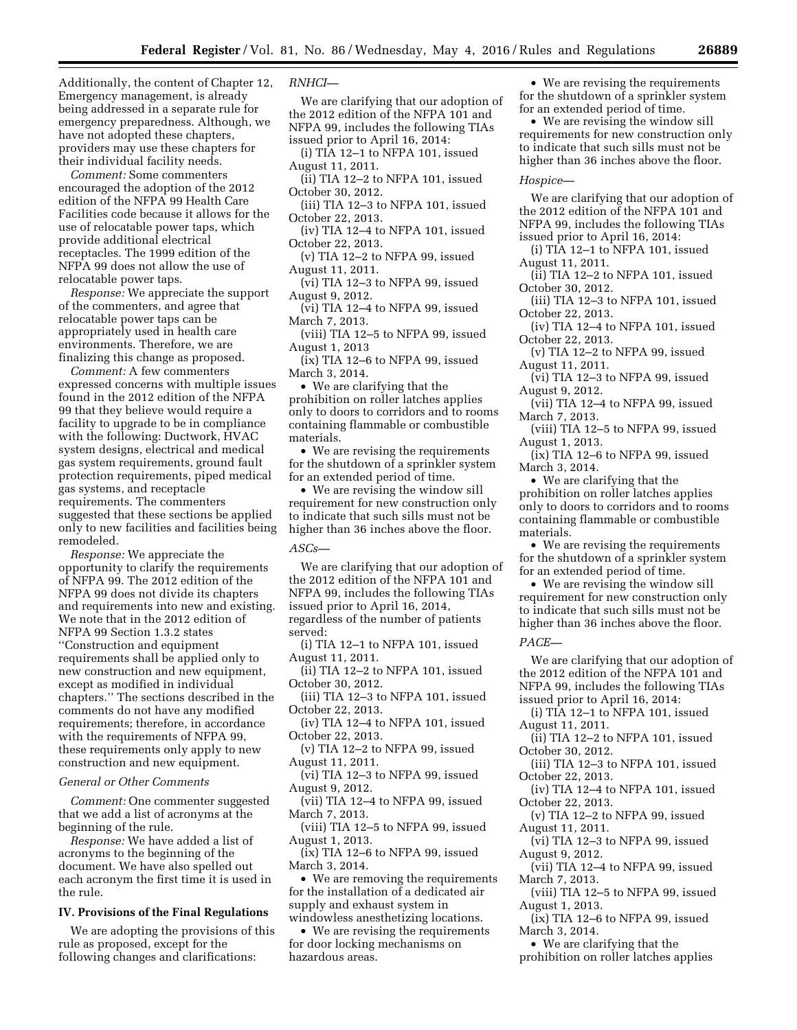Additionally, the content of Chapter 12, Emergency management, is already being addressed in a separate rule for emergency preparedness. Although, we have not adopted these chapters, providers may use these chapters for their individual facility needs.

*Comment:* Some commenters encouraged the adoption of the 2012 edition of the NFPA 99 Health Care Facilities code because it allows for the use of relocatable power taps, which provide additional electrical receptacles. The 1999 edition of the NFPA 99 does not allow the use of relocatable power taps.

*Response:* We appreciate the support of the commenters, and agree that relocatable power taps can be appropriately used in health care environments. Therefore, we are finalizing this change as proposed.

*Comment:* A few commenters expressed concerns with multiple issues found in the 2012 edition of the NFPA 99 that they believe would require a facility to upgrade to be in compliance with the following: Ductwork, HVAC system designs, electrical and medical gas system requirements, ground fault protection requirements, piped medical gas systems, and receptacle requirements. The commenters suggested that these sections be applied only to new facilities and facilities being remodeled.

*Response:* We appreciate the opportunity to clarify the requirements of NFPA 99. The 2012 edition of the NFPA 99 does not divide its chapters and requirements into new and existing. We note that in the 2012 edition of NFPA 99 Section 1.3.2 states ''Construction and equipment requirements shall be applied only to new construction and new equipment, except as modified in individual chapters.'' The sections described in the comments do not have any modified requirements; therefore, in accordance with the requirements of NFPA 99, these requirements only apply to new construction and new equipment.

*General or Other Comments*

*Comment:* One commenter suggested that we add a list of acronyms at the beginning of the rule.

*Response:* We have added a list of acronyms to the beginning of the document. We have also spelled out each acronym the first time it is used in the rule.

## IV. Provisions of the Final Regulations

We are adopting the provisions of this rule as proposed, except for the following changes and clarifications:

*RNHCI—*

We are clarifying that our adoption of the 2012 edition of the NFPA 101 and NFPA 99, includes the following TIAs issued prior to April 16, 2014:

(i) TIA 12–1 to NFPA 101, issued August 11, 2011.

(ii) TIA 12–2 to NFPA 101, issued October 30, 2012.

(iii) TIA 12–3 to NFPA 101, issued October 22, 2013.

(iv) TIA 12–4 to NFPA 101, issued October 22, 2013.

(v) TIA 12–2 to NFPA 99, issued August 11, 2011.

(vi) TIA 12–3 to NFPA 99, issued August 9, 2012.

(vi) TIA 12–4 to NFPA 99, issued March 7, 2013.

(viii) TIA 12–5 to NFPA 99, issued August 1, 2013

(ix) TIA 12–6 to NFPA 99, issued March 3, 2014.

- We are clarifying that the prohibition on roller latches applies only to doors to corridors and to rooms containing flammable or combustible materials.
- We are revising the requirements for the shutdown of a sprinkler system for an extended period of time.
- We are revising the window sill requirement for new construction only to indicate that such sills must not be higher than 36 inches above the floor.

*ASCs—*

We are clarifying that our adoption of the 2012 edition of the NFPA 101 and NFPA 99, includes the following TIAs issued prior to April 16, 2014, regardless of the number of patients served:

(i) TIA 12–1 to NFPA 101, issued August 11, 2011.

(ii) TIA 12–2 to NFPA 101, issued October 30, 2012.

(iii) TIA 12–3 to NFPA 101, issued October 22, 2013.

(iv) TIA 12–4 to NFPA 101, issued October 22, 2013.

(v) TIA 12–2 to NFPA 99, issued August 11, 2011.

(vi) TIA 12–3 to NFPA 99, issued August 9, 2012.

(vii) TIA 12–4 to NFPA 99, issued March 7, 2013.

(viii) TIA 12–5 to NFPA 99, issued August 1, 2013.

(ix) TIA 12–6 to NFPA 99, issued March 3, 2014.

- We are removing the requirements for the installation of a dedicated air supply and exhaust system in windowless anesthetizing locations.
- We are revising the requirements for door locking mechanisms on hazardous areas.
- We are revising the requirements for the shutdown of a sprinkler system for an extended period of time.
- We are revising the window sill requirements for new construction only to indicate that such sills must not be higher than 36 inches above the floor.

*Hospice—*

We are clarifying that our adoption of the 2012 edition of the NFPA 101 and NFPA 99, includes the following TIAs issued prior to April 16, 2014:

(i) TIA 12–1 to NFPA 101, issued August 11, 2011.

(ii) TIA 12–2 to NFPA 101, issued October 30, 2012.

(iii) TIA 12–3 to NFPA 101, issued October 22, 2013.

(iv) TIA 12–4 to NFPA 101, issued October 22, 2013.

(v) TIA 12–2 to NFPA 99, issued August 11, 2011.

(vi) TIA 12–3 to NFPA 99, issued August 9, 2012.

(vii) TIA 12–4 to NFPA 99, issued March 7, 2013.

(viii) TIA 12–5 to NFPA 99, issued August 1, 2013.

(ix) TIA 12–6 to NFPA 99, issued March 3, 2014.

- We are clarifying that the prohibition on roller latches applies only to doors to corridors and to rooms containing flammable or combustible materials.
- We are revising the requirements for the shutdown of a sprinkler system for an extended period of time.
- We are revising the window sill requirement for new construction only to indicate that such sills must not be higher than 36 inches above the floor.

*PACE—*

We are clarifying that our adoption of the 2012 edition of the NFPA 101 and NFPA 99, includes the following TIAs issued prior to April 16, 2014:

(i) TIA 12–1 to NFPA 101, issued August 11, 2011.

(ii) TIA 12–2 to NFPA 101, issued October 30, 2012.

(iii) TIA 12–3 to NFPA 101, issued October 22, 2013.

(iv) TIA 12–4 to NFPA 101, issued October 22, 2013.

(v) TIA 12–2 to NFPA 99, issued August 11, 2011.

(vi) TIA 12–3 to NFPA 99, issued August 9, 2012.

(vii) TIA 12–4 to NFPA 99, issued March 7, 2013.

(viii) TIA 12–5 to NFPA 99, issued August 1, 2013.

(ix) TIA 12–6 to NFPA 99, issued March 3, 2014.

- We are clarifying that the prohibition on roller latches applies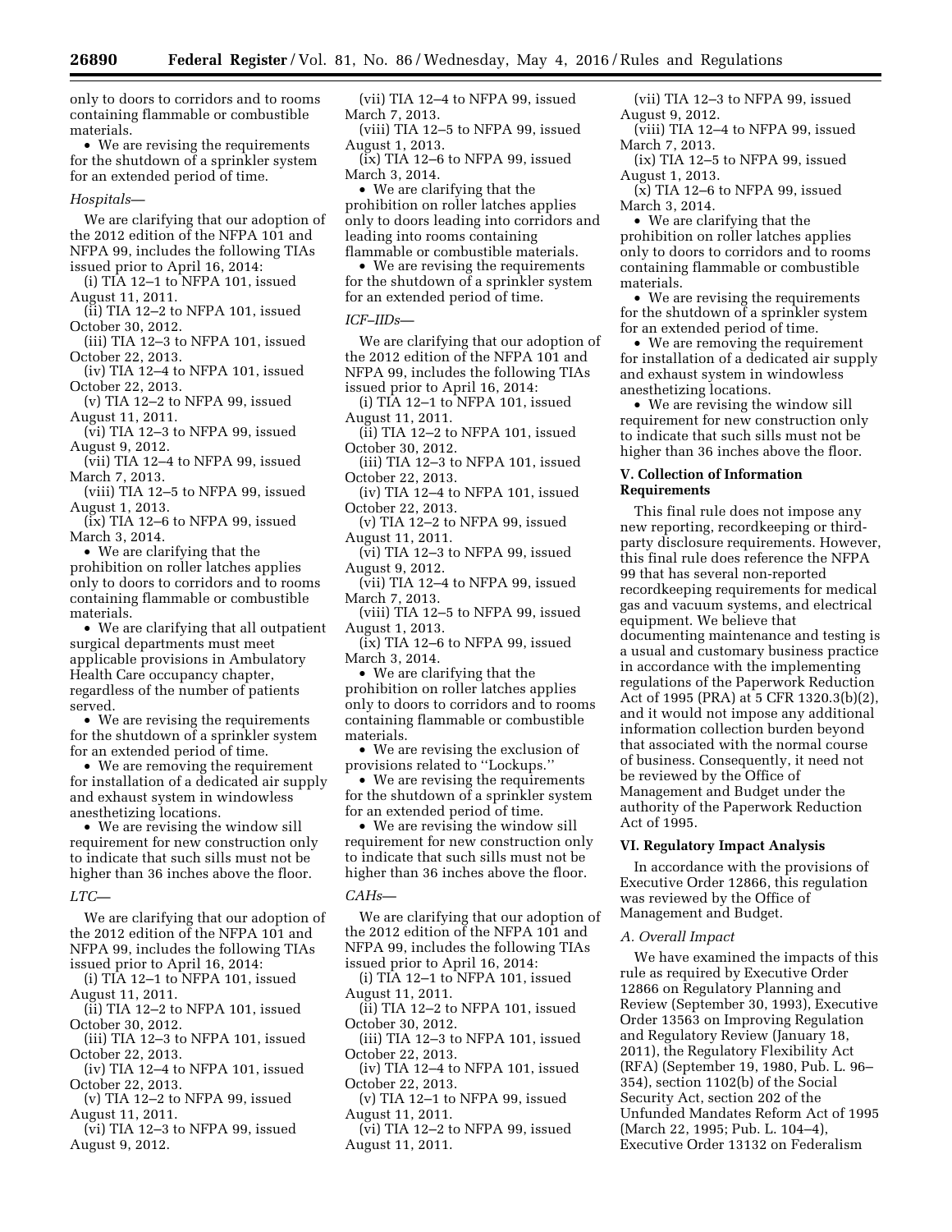only to doors to corridors and to rooms containing flammable or combustible materials.

- We are revising the requirements for the shutdown of a sprinkler system for an extended period of time.

*Hospitals*—

We are clarifying that our adoption of the 2012 edition of the NFPA 101 and NFPA 99, includes the following TIAs issued prior to April 16, 2014:

(i) TIA 12–1 to NFPA 101, issued August 11, 2011.
(ii) TIA 12–2 to NFPA 101, issued October 30, 2012.
(iii) TIA 12–3 to NFPA 101, issued October 22, 2013.
(iv) TIA 12–4 to NFPA 101, issued October 22, 2013.
(v) TIA 12–2 to NFPA 99, issued August 11, 2011.
(vi) TIA 12–3 to NFPA 99, issued August 9, 2012.
(vii) TIA 12–4 to NFPA 99, issued March 7, 2013.
(viii) TIA 12–5 to NFPA 99, issued August 1, 2013.
(ix) TIA 12–6 to NFPA 99, issued March 3, 2014.

- We are clarifying that the prohibition on roller latches applies only to doors to corridors and to rooms containing flammable or combustible materials.
- We are clarifying that all outpatient surgical departments must meet applicable provisions in Ambulatory Health Care occupancy chapter, regardless of the number of patients served.
- We are revising the requirements for the shutdown of a sprinkler system for an extended period of time.
- We are removing the requirement for installation of a dedicated air supply and exhaust system in windowless anesthetizing locations.
- We are revising the window sill requirement for new construction only to indicate that such sills must not be higher than 36 inches above the floor.

*LTC*—

We are clarifying that our adoption of the 2012 edition of the NFPA 101 and NFPA 99, includes the following TIAs issued prior to April 16, 2014:

(i) TIA 12–1 to NFPA 101, issued August 11, 2011.
(ii) TIA 12–2 to NFPA 101, issued October 30, 2012.
(iii) TIA 12–3 to NFPA 101, issued October 22, 2013.
(iv) TIA 12–4 to NFPA 101, issued October 22, 2013.
(v) TIA 12–2 to NFPA 99, issued August 11, 2011.
(vi) TIA 12–3 to NFPA 99, issued August 9, 2012.
(vii) TIA 12–4 to NFPA 99, issued March 7, 2013.
(viii) TIA 12–5 to NFPA 99, issued August 1, 2013.
(ix) TIA 12–6 to NFPA 99, issued March 3, 2014.

- We are clarifying that the prohibition on roller latches applies only to doors leading into corridors and leading into rooms containing flammable or combustible materials.
- We are revising the requirements for the shutdown of a sprinkler system for an extended period of time.

*ICF–IIDs*—

We are clarifying that our adoption of the 2012 edition of the NFPA 101 and NFPA 99, includes the following TIAs issued prior to April 16, 2014:

(i) TIA 12–1 to NFPA 101, issued August 11, 2011.
(ii) TIA 12–2 to NFPA 101, issued October 30, 2012.
(iii) TIA 12–3 to NFPA 101, issued October 22, 2013.
(iv) TIA 12–4 to NFPA 101, issued October 22, 2013.
(v) TIA 12–2 to NFPA 99, issued August 11, 2011.
(vi) TIA 12–3 to NFPA 99, issued August 9, 2012.
(vii) TIA 12–4 to NFPA 99, issued March 7, 2013.
(viii) TIA 12–5 to NFPA 99, issued August 1, 2013.
(ix) TIA 12–6 to NFPA 99, issued March 3, 2014.

- We are clarifying that the prohibition on roller latches applies only to doors to corridors and to rooms containing flammable or combustible materials.
- We are revising the exclusion of provisions related to ''Lockups.''
- We are revising the requirements for the shutdown of a sprinkler system for an extended period of time.
- We are revising the window sill requirement for new construction only to indicate that such sills must not be higher than 36 inches above the floor.

*CAHs*—

We are clarifying that our adoption of the 2012 edition of the NFPA 101 and NFPA 99, includes the following TIAs issued prior to April 16, 2014:

(i) TIA 12–1 to NFPA 101, issued August 11, 2011.
(ii) TIA 12–2 to NFPA 101, issued October 30, 2012.
(iii) TIA 12–3 to NFPA 101, issued October 22, 2013.
(iv) TIA 12–4 to NFPA 101, issued October 22, 2013.
(v) TIA 12–1 to NFPA 99, issued August 11, 2011.
(vi) TIA 12–2 to NFPA 99, issued August 11, 2011.
(vii) TIA 12–3 to NFPA 99, issued August 9, 2012.
(viii) TIA 12–4 to NFPA 99, issued March 7, 2013.
(ix) TIA 12–5 to NFPA 99, issued August 1, 2013.
(x) TIA 12–6 to NFPA 99, issued March 3, 2014.

- We are clarifying that the prohibition on roller latches applies only to doors to corridors and to rooms containing flammable or combustible materials.
- We are revising the requirements for the shutdown of a sprinkler system for an extended period of time.
- We are removing the requirement for installation of a dedicated air supply and exhaust system in windowless anesthetizing locations.
- We are revising the window sill requirement for new construction only to indicate that such sills must not be higher than 36 inches above the floor.

## V. Collection of Information Requirements

This final rule does not impose any new reporting, recordkeeping or third-party disclosure requirements. However, this final rule does reference the NFPA 99 that has several non-reported recordkeeping requirements for medical gas and vacuum systems, and electrical equipment. We believe that documenting maintenance and testing is a usual and customary business practice in accordance with the implementing regulations of the Paperwork Reduction Act of 1995 (PRA) at 5 CFR 1320.3(b)(2), and it would not impose any additional information collection burden beyond that associated with the normal course of business. Consequently, it need not be reviewed by the Office of Management and Budget under the authority of the Paperwork Reduction Act of 1995.

## VI. Regulatory Impact Analysis

In accordance with the provisions of Executive Order 12866, this regulation was reviewed by the Office of Management and Budget.

### *A. Overall Impact*

We have examined the impacts of this rule as required by Executive Order 12866 on Regulatory Planning and Review (September 30, 1993), Executive Order 13563 on Improving Regulation and Regulatory Review (January 18, 2011), the Regulatory Flexibility Act (RFA) (September 19, 1980, Pub. L. 96–354), section 1102(b) of the Social Security Act, section 202 of the Unfunded Mandates Reform Act of 1995 (March 22, 1995; Pub. L. 104–4), Executive Order 13132 on Federalism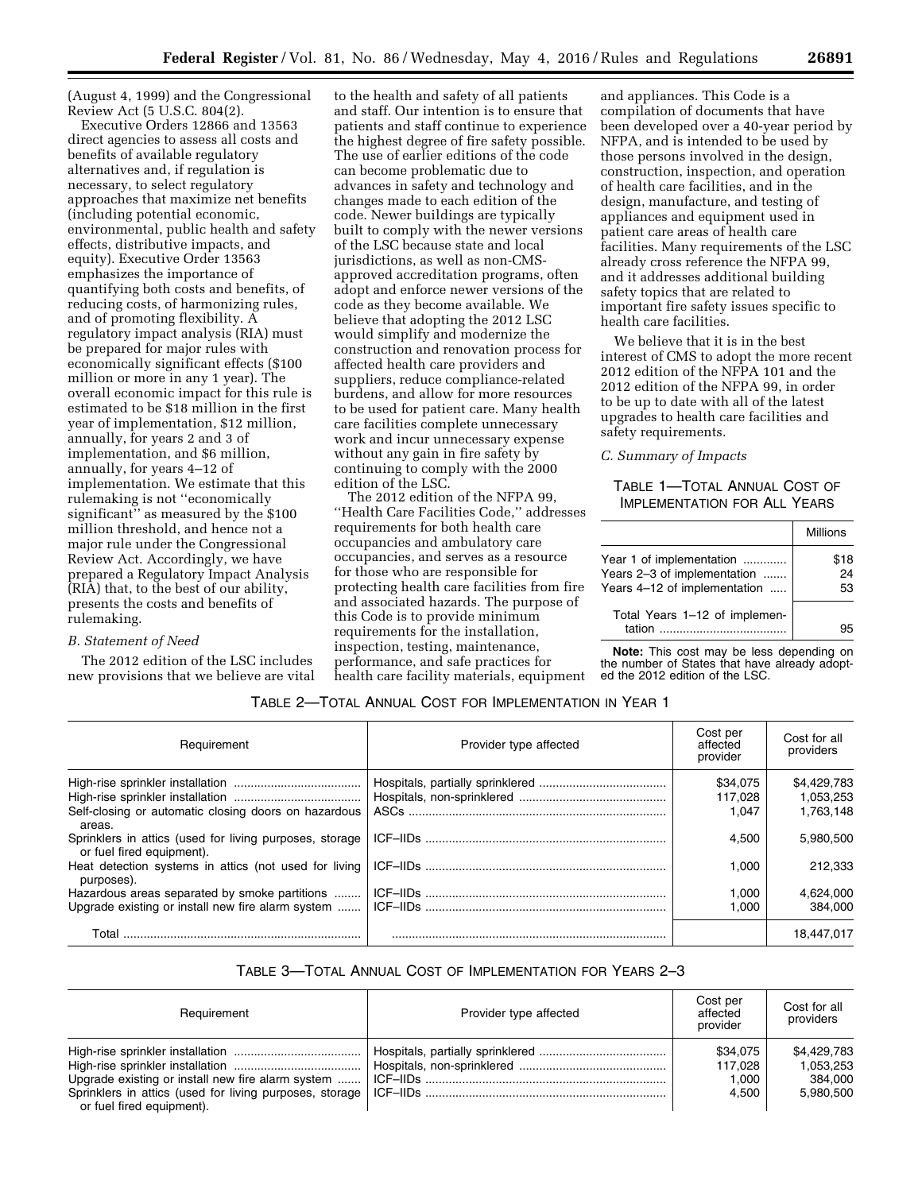(August 4, 1999) and the Congressional Review Act (5 U.S.C. 804(2).

Executive Orders 12866 and 13563 direct agencies to assess all costs and benefits of available regulatory alternatives and, if regulation is necessary, to select regulatory approaches that maximize net benefits (including potential economic, environmental, public health and safety effects, distributive impacts, and equity). Executive Order 13563 emphasizes the importance of quantifying both costs and benefits, of reducing costs, of harmonizing rules, and of promoting flexibility. A regulatory impact analysis (RIA) must be prepared for major rules with economically significant effects ($100 million or more in any 1 year). The overall economic impact for this rule is estimated to be $18 million in the first year of implementation, $12 million, annually, for years 2 and 3 of implementation, and $6 million, annually, for years 4–12 of implementation. We estimate that this rulemaking is not ''economically significant'' as measured by the $100 million threshold, and hence not a major rule under the Congressional Review Act. Accordingly, we have prepared a Regulatory Impact Analysis (RIA) that, to the best of our ability, presents the costs and benefits of rulemaking.

*B. Statement of Need*

The 2012 edition of the LSC includes new provisions that we believe are vital to the health and safety of all patients and staff. Our intention is to ensure that patients and staff continue to experience the highest degree of fire safety possible. The use of earlier editions of the code can become problematic due to advances in safety and technology and changes made to each edition of the code. Newer buildings are typically built to comply with the newer versions of the LSC because state and local jurisdictions, as well as non-CMS-approved accreditation programs, often adopt and enforce newer versions of the code as they become available. We believe that adopting the 2012 LSC would simplify and modernize the construction and renovation process for affected health care providers and suppliers, reduce compliance-related burdens, and allow for more resources to be used for patient care. Many health care facilities complete unnecessary work and incur unnecessary expense without any gain in fire safety by continuing to comply with the 2000 edition of the LSC.

The 2012 edition of the NFPA 99, ''Health Care Facilities Code,'' addresses requirements for both health care occupancies and ambulatory care occupancies, and serves as a resource for those who are responsible for protecting health care facilities from fire and associated hazards. The purpose of this Code is to provide minimum requirements for the installation, inspection, testing, maintenance, performance, and safe practices for health care facility materials, equipment and appliances. This Code is a compilation of documents that have been developed over a 40-year period by NFPA, and is intended to be used by those persons involved in the design, construction, inspection, and operation of health care facilities, and in the design, manufacture, and testing of appliances and equipment used in patient care areas of health care facilities. Many requirements of the LSC already cross reference the NFPA 99, and it addresses additional building safety topics that are related to important fire safety issues specific to health care facilities.

We believe that it is in the best interest of CMS to adopt the more recent 2012 edition of the NFPA 101 and the 2012 edition of the NFPA 99, in order to be up to date with all of the latest upgrades to health care facilities and safety requirements.

*C. Summary of Impacts*

TABLE 1—TOTAL ANNUAL COST OF IMPLEMENTATION FOR ALL YEARS

| | Millions |
|---|---|
| Year 1 of implementation | $18 |
| Years 2–3 of implementation | 24 |
| Years 4–12 of implementation | 53 |
| Total Years 1–12 of implementation | 95 |

**Note:** This cost may be less depending on the number of States that have already adopted the 2012 edition of the LSC.

TABLE 2—TOTAL ANNUAL COST FOR IMPLEMENTATION IN YEAR 1

| Requirement | Provider type affected | Cost per affected provider | Cost for all providers |
|---|---|---|---|
| High-rise sprinkler installation | Hospitals, partially sprinklered | $34,075 | $4,429,783 |
| High-rise sprinkler installation | Hospitals, non-sprinklered | 117,028 | 1,053,253 |
| Self-closing or automatic closing doors on hazardous areas. | ASCs | 1,047 | 1,763,148 |
| Sprinklers in attics (used for living purposes, storage or fuel fired equipment). | ICF–IIDs | 4,500 | 5,980,500 |
| Heat detection systems in attics (not used for living purposes). | ICF–IIDs | 1,000 | 212,333 |
| Hazardous areas separated by smoke partitions | ICF–IIDs | 1,000 | 4,624,000 |
| Upgrade existing or install new fire alarm system | ICF–IIDs | 1,000 | 384,000 |
| Total | | | 18,447,017 |

TABLE 3—TOTAL ANNUAL COST OF IMPLEMENTATION FOR YEARS 2–3

| Requirement | Provider type affected | Cost per affected provider | Cost for all providers |
|---|---|---|---|
| High-rise sprinkler installation | Hospitals, partially sprinklered | $34,075 | $4,429,783 |
| High-rise sprinkler installation | Hospitals, non-sprinklered | 117,028 | 1,053,253 |
| Upgrade existing or install new fire alarm system | ICF–IIDs | 1,000 | 384,000 |
| Sprinklers in attics (used for living purposes, storage or fuel fired equipment). | ICF–IIDs | 4,500 | 5,980,500 |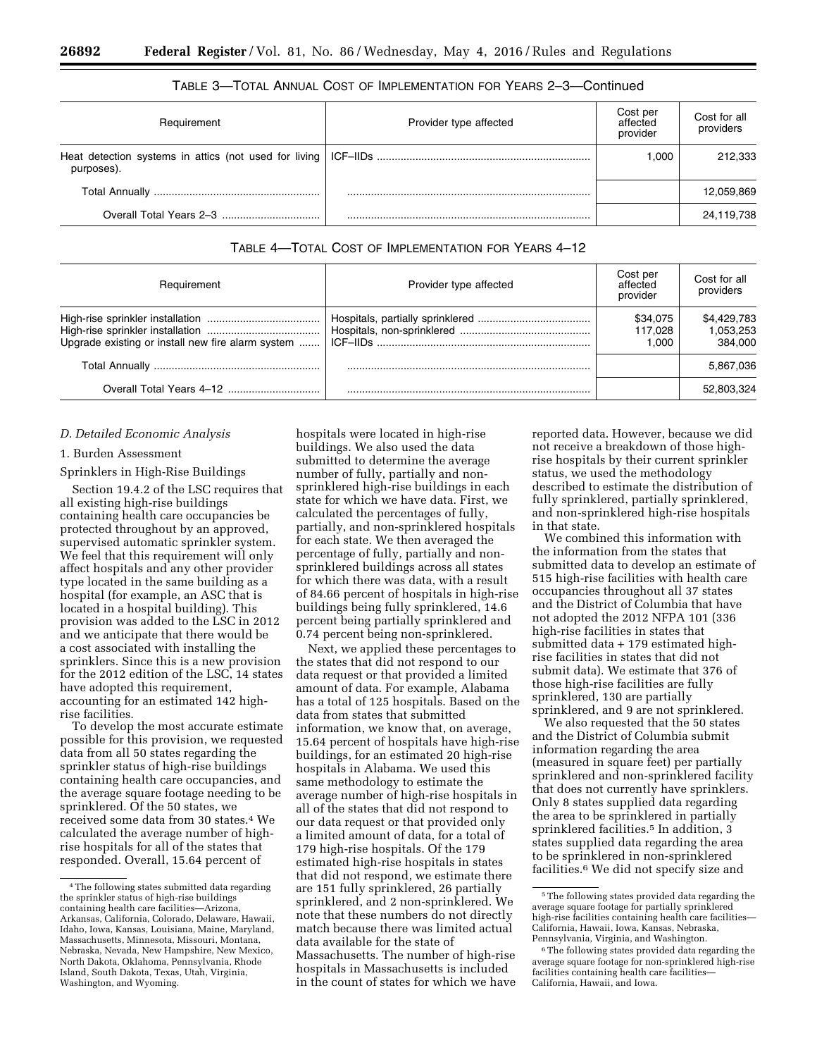TABLE 3—TOTAL ANNUAL COST OF IMPLEMENTATION FOR YEARS 2–3—Continued

| Requirement | Provider type affected | Cost per affected provider | Cost for all providers |
| --- | --- | --- | --- |
| Heat detection systems in attics (not used for living purposes). | ICF–IIDs | 1,000 | 212,333 |
| Total Annually | | | 12,059,869 |
| Overall Total Years 2–3 | | | 24,119,738 |

TABLE 4—TOTAL COST OF IMPLEMENTATION FOR YEARS 4–12

| Requirement | Provider type affected | Cost per affected provider | Cost for all providers |
| --- | --- | --- | --- |
| High-rise sprinkler installation | Hospitals, partially sprinklered | $34,075 | $4,429,783 |
| High-rise sprinkler installation | Hospitals, non-sprinklered | 117,028 | 1,053,253 |
| Upgrade existing or install new fire alarm system | ICF–IIDs | 1,000 | 384,000 |
| Total Annually | | | 5,867,036 |
| Overall Total Years 4–12 | | | 52,803,324 |

*D. Detailed Economic Analysis*

1. Burden Assessment

Sprinklers in High-Rise Buildings

Section 19.4.2 of the LSC requires that all existing high-rise buildings containing health care occupancies be protected throughout by an approved, supervised automatic sprinkler system. We feel that this requirement will only affect hospitals and any other provider type located in the same building as a hospital (for example, an ASC that is located in a hospital building). This provision was added to the LSC in 2012 and we anticipate that there would be a cost associated with installing the sprinklers. Since this is a new provision for the 2012 edition of the LSC, 14 states have adopted this requirement, accounting for an estimated 142 high-rise facilities.

To develop the most accurate estimate possible for this provision, we requested data from all 50 states regarding the sprinkler status of high-rise buildings containing health care occupancies, and the average square footage needing to be sprinklered. Of the 50 states, we received some data from 30 states.[4] We calculated the average number of high-rise hospitals for all of the states that responded. Overall, 15.64 percent of hospitals were located in high-rise buildings. We also used the data submitted to determine the average number of fully, partially and non-sprinklered high-rise buildings in each state for which we have data. First, we calculated the percentages of fully, partially, and non-sprinklered hospitals for each state. We then averaged the percentage of fully, partially and non-sprinklered buildings across all states for which there was data, with a result of 84.66 percent of hospitals in high-rise buildings being fully sprinklered, 14.6 percent being partially sprinklered and 0.74 percent being non-sprinklered.

Next, we applied these percentages to the states that did not respond to our data request or that provided a limited amount of data. For example, Alabama has a total of 125 hospitals. Based on the data from states that submitted information, we know that, on average, 15.64 percent of hospitals have high-rise buildings, for an estimated 20 high-rise hospitals in Alabama. We used this same methodology to estimate the average number of high-rise hospitals in all of the states that did not respond to our data request or that provided only a limited amount of data, for a total of 179 high-rise hospitals. Of the 179 estimated high-rise hospitals in states that did not respond, we estimate there are 151 fully sprinklered, 26 partially sprinklered, and 2 non-sprinklered. We note that these numbers do not directly match because there was limited actual data available for the state of Massachusetts. The number of high-rise hospitals in Massachusetts is included in the count of states for which we have reported data. However, because we did not receive a breakdown of those high-rise hospitals by their current sprinkler status, we used the methodology described to estimate the distribution of fully sprinklered, partially sprinklered, and non-sprinklered high-rise hospitals in that state.

We combined this information with the information from the states that submitted data to develop an estimate of 515 high-rise facilities with health care occupancies throughout all 37 states and the District of Columbia that have not adopted the 2012 NFPA 101 (336 high-rise facilities in states that submitted data + 179 estimated high-rise facilities in states that did not submit data). We estimate that 376 of those high-rise facilities are fully sprinklered, 130 are partially sprinklered, and 9 are not sprinklered.

We also requested that the 50 states and the District of Columbia submit information regarding the area (measured in square feet) per partially sprinklered and non-sprinklered facility that does not currently have sprinklers. Only 8 states supplied data regarding the area to be sprinklered in partially sprinklered facilities.[5] In addition, 3 states supplied data regarding the area to be sprinklered in non-sprinklered facilities.[6] We did not specify size and

[4] The following states submitted data regarding the sprinkler status of high-rise buildings containing health care facilities—Arizona, Arkansas, California, Colorado, Delaware, Hawaii, Idaho, Iowa, Kansas, Louisiana, Maine, Maryland, Massachusetts, Minnesota, Missouri, Montana, Nebraska, Nevada, New Hampshire, New Mexico, North Dakota, Oklahoma, Pennsylvania, Rhode Island, South Dakota, Texas, Utah, Virginia, Washington, and Wyoming.

[5] The following states provided data regarding the average square footage for partially sprinklered high-rise facilities containing health care facilities—California, Hawaii, Iowa, Kansas, Nebraska, Pennsylvania, Virginia, and Washington.

[6] The following states provided data regarding the average square footage for non-sprinklered high-rise facilities containing health care facilities—California, Hawaii, and Iowa.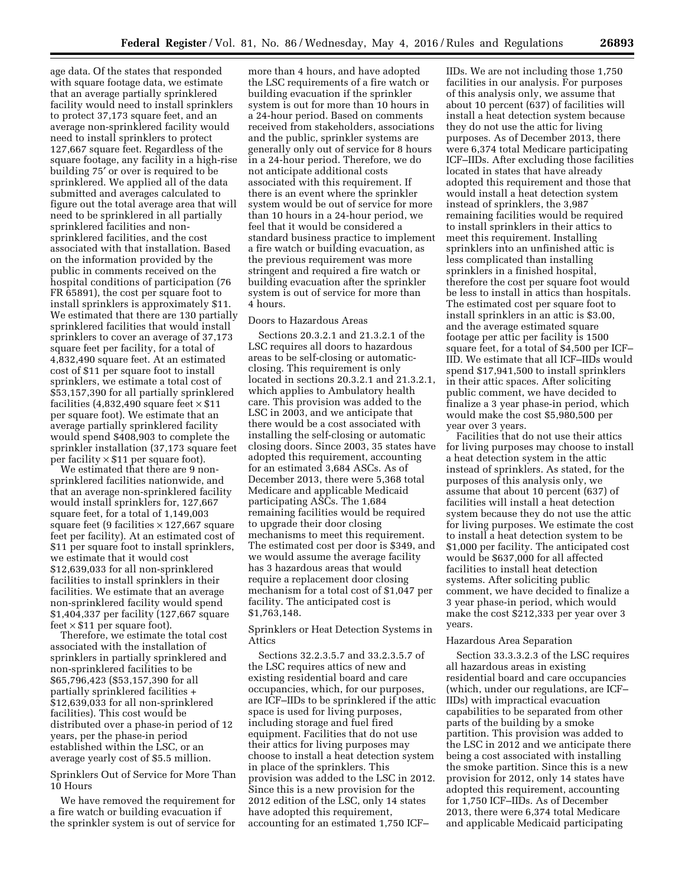age data. Of the states that responded with square footage data, we estimate that an average partially sprinklered facility would need to install sprinklers to protect 37,173 square feet, and an average non-sprinklered facility would need to install sprinklers to protect 127,667 square feet. Regardless of the square footage, any facility in a high-rise building 75′ or over is required to be sprinklered. We applied all of the data submitted and averages calculated to figure out the total average area that will need to be sprinklered in all partially sprinklered facilities and non-sprinklered facilities, and the cost associated with that installation. Based on the information provided by the public in comments received on the hospital conditions of participation (76 FR 65891), the cost per square foot to install sprinklers is approximately $11. We estimated that there are 130 partially sprinklered facilities that would install sprinklers to cover an average of 37,173 square feet per facility, for a total of 4,832,490 square feet. At an estimated cost of $11 per square foot to install sprinklers, we estimate a total cost of $53,157,390 for all partially sprinklered facilities (4,832,490 square feet × $11 per square foot). We estimate that an average partially sprinklered facility would spend $408,903 to complete the sprinkler installation (37,173 square feet per facility × $11 per square foot).

We estimated that there are 9 non-sprinklered facilities nationwide, and that an average non-sprinklered facility would install sprinklers for, 127,667 square feet, for a total of 1,149,003 square feet (9 facilities × 127,667 square feet per facility). At an estimated cost of $11 per square foot to install sprinklers, we estimate that it would cost $12,639,033 for all non-sprinklered facilities to install sprinklers in their facilities. We estimate that an average non-sprinklered facility would spend $1,404,337 per facility (127,667 square feet × $11 per square foot).

Therefore, we estimate the total cost associated with the installation of sprinklers in partially sprinklered and non-sprinklered facilities to be $65,796,423 ($53,157,390 for all partially sprinklered facilities + $12,639,033 for all non-sprinklered facilities). This cost would be distributed over a phase-in period of 12 years, per the phase-in period established within the LSC, or an average yearly cost of $5.5 million.

Sprinklers Out of Service for More Than 10 Hours

We have removed the requirement for a fire watch or building evacuation if the sprinkler system is out of service for more than 4 hours, and have adopted the LSC requirements of a fire watch or building evacuation if the sprinkler system is out for more than 10 hours in a 24-hour period. Based on comments received from stakeholders, associations and the public, sprinkler systems are generally only out of service for 8 hours in a 24-hour period. Therefore, we do not anticipate additional costs associated with this requirement. If there is an event where the sprinkler system would be out of service for more than 10 hours in a 24-hour period, we feel that it would be considered a standard business practice to implement a fire watch or building evacuation, as the previous requirement was more stringent and required a fire watch or building evacuation after the sprinkler system is out of service for more than 4 hours.

Doors to Hazardous Areas

Sections 20.3.2.1 and 21.3.2.1 of the LSC requires all doors to hazardous areas to be self-closing or automatic-closing. This requirement is only located in sections 20.3.2.1 and 21.3.2.1, which applies to Ambulatory health care. This provision was added to the LSC in 2003, and we anticipate that there would be a cost associated with installing the self-closing or automatic closing doors. Since 2003, 35 states have adopted this requirement, accounting for an estimated 3,684 ASCs. As of December 2013, there were 5,368 total Medicare and applicable Medicaid participating ASCs. The 1,684 remaining facilities would be required to upgrade their door closing mechanisms to meet this requirement. The estimated cost per door is $349, and we would assume the average facility has 3 hazardous areas that would require a replacement door closing mechanism for a total cost of $1,047 per facility. The anticipated cost is $1,763,148.

Sprinklers or Heat Detection Systems in Attics

Sections 32.2.3.5.7 and 33.2.3.5.7 of the LSC requires attics of new and existing residential board and care occupancies, which, for our purposes, are ICF–IIDs to be sprinklered if the attic space is used for living purposes, including storage and fuel fired equipment. Facilities that do not use their attics for living purposes may choose to install a heat detection system in place of the sprinklers. This provision was added to the LSC in 2012. Since this is a new provision for the 2012 edition of the LSC, only 14 states have adopted this requirement, accounting for an estimated 1,750 ICF–IIDs. We are not including those 1,750 facilities in our analysis. For purposes of this analysis only, we assume that about 10 percent (637) of facilities will install a heat detection system because they do not use the attic for living purposes. As of December 2013, there were 6,374 total Medicare participating ICF–IIDs. After excluding those facilities located in states that have already adopted this requirement and those that would install a heat detection system instead of sprinklers, the 3,987 remaining facilities would be required to install sprinklers in their attics to meet this requirement. Installing sprinklers into an unfinished attic is less complicated than installing sprinklers in a finished hospital, therefore the cost per square foot would be less to install in attics than hospitals. The estimated cost per square foot to install sprinklers in an attic is $3.00, and the average estimated square footage per attic per facility is 1500 square feet, for a total of $4,500 per ICF–IID. We estimate that all ICF–IIDs would spend $17,941,500 to install sprinklers in their attic spaces. After soliciting public comment, we have decided to finalize a 3 year phase-in period, which would make the cost $5,980,500 per year over 3 years.

Facilities that do not use their attics for living purposes may choose to install a heat detection system in the attic instead of sprinklers. As stated, for the purposes of this analysis only, we assume that about 10 percent (637) of facilities will install a heat detection system because they do not use the attic for living purposes. We estimate the cost to install a heat detection system to be $1,000 per facility. The anticipated cost would be $637,000 for all affected facilities to install heat detection systems. After soliciting public comment, we have decided to finalize a 3 year phase-in period, which would make the cost $212,333 per year over 3 years.

Hazardous Area Separation

Section 33.3.3.2.3 of the LSC requires all hazardous areas in existing residential board and care occupancies (which, under our regulations, are ICF–IIDs with impractical evacuation capabilities to be separated from other parts of the building by a smoke partition. This provision was added to the LSC in 2012 and we anticipate there being a cost associated with installing the smoke partition. Since this is a new provision for 2012, only 14 states have adopted this requirement, accounting for 1,750 ICF–IIDs. As of December 2013, there were 6,374 total Medicare and applicable Medicaid participating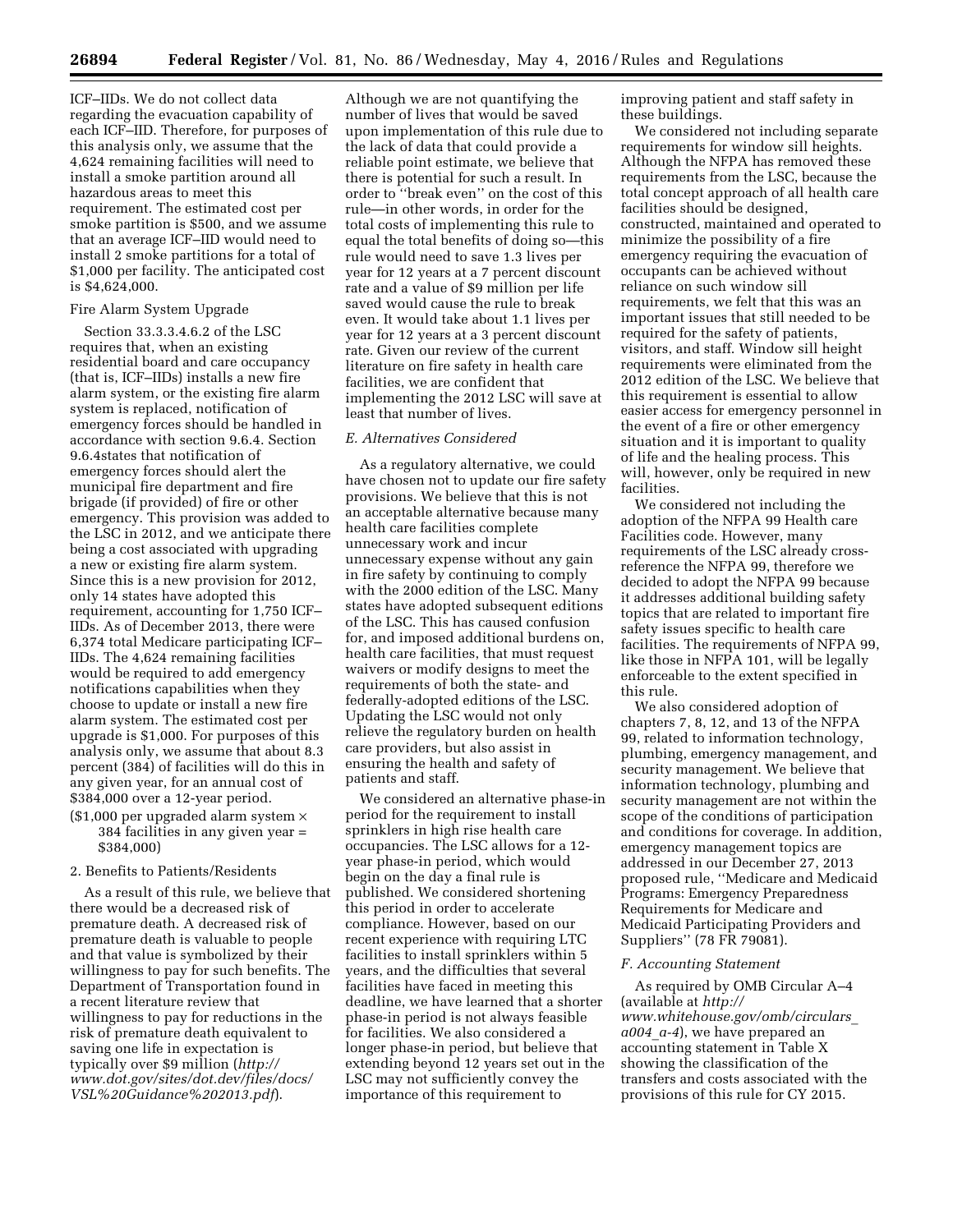ICF–IIDs. We do not collect data regarding the evacuation capability of each ICF–IID. Therefore, for purposes of this analysis only, we assume that the 4,624 remaining facilities will need to install a smoke partition around all hazardous areas to meet this requirement. The estimated cost per smoke partition is $500, and we assume that an average ICF–IID would need to install 2 smoke partitions for a total of $1,000 per facility. The anticipated cost is $4,624,000.

Fire Alarm System Upgrade

Section 33.3.3.4.6.2 of the LSC requires that, when an existing residential board and care occupancy (that is, ICF–IIDs) installs a new fire alarm system, or the existing fire alarm system is replaced, notification of emergency forces should be handled in accordance with section 9.6.4. Section 9.6.4states that notification of emergency forces should alert the municipal fire department and fire brigade (if provided) of fire or other emergency. This provision was added to the LSC in 2012, and we anticipate there being a cost associated with upgrading a new or existing fire alarm system. Since this is a new provision for 2012, only 14 states have adopted this requirement, accounting for 1,750 ICF–IIDs. As of December 2013, there were 6,374 total Medicare participating ICF–IIDs. The 4,624 remaining facilities would be required to add emergency notifications capabilities when they choose to update or install a new fire alarm system. The estimated cost per upgrade is $1,000. For purposes of this analysis only, we assume that about 8.3 percent (384) of facilities will do this in any given year, for an annual cost of $384,000 over a 12-year period.

($1,000 per upgraded alarm system × 384 facilities in any given year = $384,000)

2. Benefits to Patients/Residents

As a result of this rule, we believe that there would be a decreased risk of premature death. A decreased risk of premature death is valuable to people and that value is symbolized by their willingness to pay for such benefits. The Department of Transportation found in a recent literature review that willingness to pay for reductions in the risk of premature death equivalent to saving one life in expectation is typically over $9 million (*http://www.dot.gov/sites/dot.dev/files/docs/VSL%20Guidance%202013.pdf*). Although we are not quantifying the number of lives that would be saved upon implementation of this rule due to the lack of data that could provide a reliable point estimate, we believe that there is potential for such a result. In order to "break even" on the cost of this rule—in other words, in order for the total costs of implementing this rule to equal the total benefits of doing so—this rule would need to save 1.3 lives per year for 12 years at a 7 percent discount rate and a value of $9 million per life saved would cause the rule to break even. It would take about 1.1 lives per year for 12 years at a 3 percent discount rate. Given our review of the current literature on fire safety in health care facilities, we are confident that implementing the 2012 LSC will save at least that number of lives.

*E. Alternatives Considered*

As a regulatory alternative, we could have chosen not to update our fire safety provisions. We believe that this is not an acceptable alternative because many health care facilities complete unnecessary work and incur unnecessary expense without any gain in fire safety by continuing to comply with the 2000 edition of the LSC. Many states have adopted subsequent editions of the LSC. This has caused confusion for, and imposed additional burdens on, health care facilities, that must request waivers or modify designs to meet the requirements of both the state- and federally-adopted editions of the LSC. Updating the LSC would not only relieve the regulatory burden on health care providers, but also assist in ensuring the health and safety of patients and staff.

We considered an alternative phase-in period for the requirement to install sprinklers in high rise health care occupancies. The LSC allows for a 12-year phase-in period, which would begin on the day a final rule is published. We considered shortening this period in order to accelerate compliance. However, based on our recent experience with requiring LTC facilities to install sprinklers within 5 years, and the difficulties that several facilities have faced in meeting this deadline, we have learned that a shorter phase-in period is not always feasible for facilities. We also considered a longer phase-in period, but believe that extending beyond 12 years set out in the LSC may not sufficiently convey the importance of this requirement to improving patient and staff safety in these buildings.

We considered not including separate requirements for window sill heights. Although the NFPA has removed these requirements from the LSC, because the total concept approach of all health care facilities should be designed, constructed, maintained and operated to minimize the possibility of a fire emergency requiring the evacuation of occupants can be achieved without reliance on such window sill requirements, we felt that this was an important issues that still needed to be required for the safety of patients, visitors, and staff. Window sill height requirements were eliminated from the 2012 edition of the LSC. We believe that this requirement is essential to allow easier access for emergency personnel in the event of a fire or other emergency situation and it is important to quality of life and the healing process. This will, however, only be required in new facilities.

We considered not including the adoption of the NFPA 99 Health care Facilities code. However, many requirements of the LSC already cross-reference the NFPA 99, therefore we decided to adopt the NFPA 99 because it addresses additional building safety topics that are related to important fire safety issues specific to health care facilities. The requirements of NFPA 99, like those in NFPA 101, will be legally enforceable to the extent specified in this rule.

We also considered adoption of chapters 7, 8, 12, and 13 of the NFPA 99, related to information technology, plumbing, emergency management, and security management. We believe that information technology, plumbing and security management are not within the scope of the conditions of participation and conditions for coverage. In addition, emergency management topics are addressed in our December 27, 2013 proposed rule, "Medicare and Medicaid Programs: Emergency Preparedness Requirements for Medicare and Medicaid Participating Providers and Suppliers" (78 FR 79081).

*F. Accounting Statement*

As required by OMB Circular A–4 (available at *http://www.whitehouse.gov/omb/circulars_a004_a-4*), we have prepared an accounting statement in Table X showing the classification of the transfers and costs associated with the provisions of this rule for CY 2015.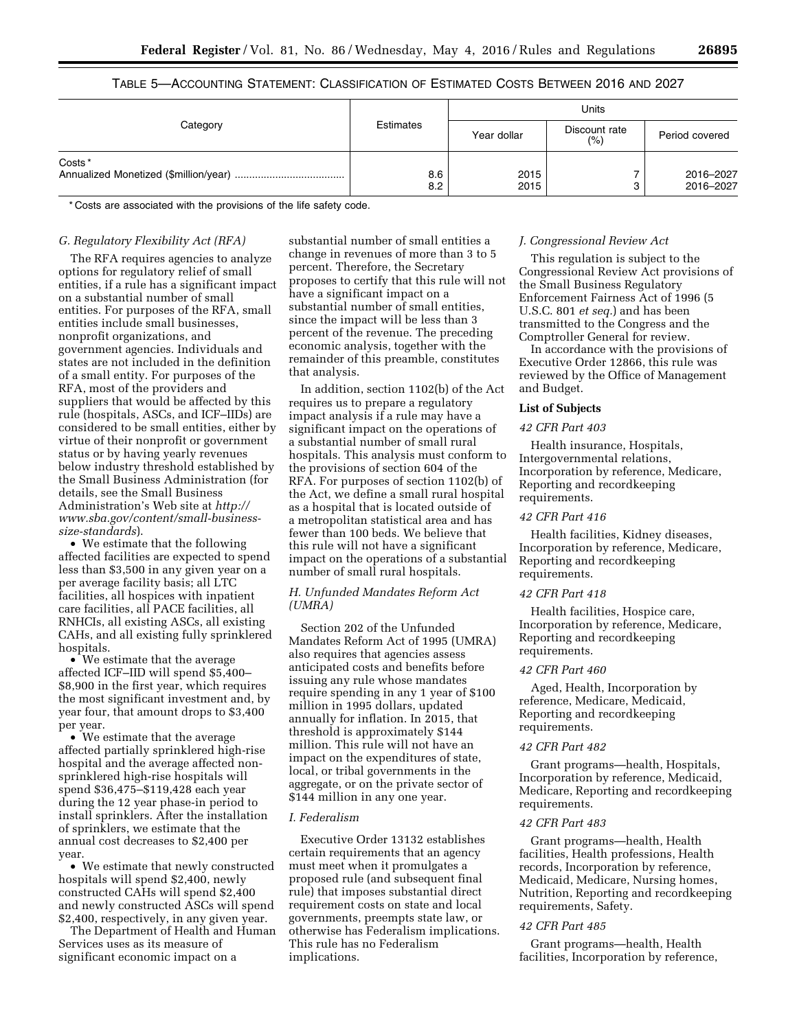TABLE 5—ACCOUNTING STATEMENT: CLASSIFICATION OF ESTIMATED COSTS BETWEEN 2016 AND 2027

| Category | Estimates | Units | | |
|---|---|---|---|---|
| | | Year dollar | Discount rate (%) | Period covered |
| Costs* | | | | |
| Annualized Monetized ($million/year) | 8.6 | 2015 | 7 | 2016–2027 |
| | 8.2 | 2015 | 3 | 2016–2027 |

* Costs are associated with the provisions of the life safety code.

### G. Regulatory Flexibility Act (RFA)

The RFA requires agencies to analyze options for regulatory relief of small entities, if a rule has a significant impact on a substantial number of small entities. For purposes of the RFA, small entities include small businesses, nonprofit organizations, and government agencies. Individuals and states are not included in the definition of a small entity. For purposes of the RFA, most of the providers and suppliers that would be affected by this rule (hospitals, ASCs, and ICF–IIDs) are considered to be small entities, either by virtue of their nonprofit or government status or by having yearly revenues below industry threshold established by the Small Business Administration (for details, see the Small Business Administration's Web site at *http://www.sba.gov/content/small-business-size-standards*).

- We estimate that the following affected facilities are expected to spend less than $3,500 in any given year on a per average facility basis; all LTC facilities, all hospices with inpatient care facilities, all PACE facilities, all RNHCIs, all existing ASCs, all existing CAHs, and all existing fully sprinklered hospitals.
- We estimate that the average affected ICF–IID will spend $5,400–$8,900 in the first year, which requires the most significant investment and, by year four, that amount drops to $3,400 per year.
- We estimate that the average affected partially sprinklered high-rise hospital and the average affected non-sprinklered high-rise hospitals will spend $36,475–$119,428 each year during the 12 year phase-in period to install sprinklers. After the installation of sprinklers, we estimate that the annual cost decreases to $2,400 per year.
- We estimate that newly constructed hospitals will spend $2,400, newly constructed CAHs will spend $2,400 and newly constructed ASCs will spend $2,400, respectively, in any given year.

The Department of Health and Human Services uses as its measure of significant economic impact on a substantial number of small entities a change in revenues of more than 3 to 5 percent. Therefore, the Secretary proposes to certify that this rule will not have a significant impact on a substantial number of small entities, since the impact will be less than 3 percent of the revenue. The preceding economic analysis, together with the remainder of this preamble, constitutes that analysis.

In addition, section 1102(b) of the Act requires us to prepare a regulatory impact analysis if a rule may have a significant impact on the operations of a substantial number of small rural hospitals. This analysis must conform to the provisions of section 604 of the RFA. For purposes of section 1102(b) of the Act, we define a small rural hospital as a hospital that is located outside of a metropolitan statistical area and has fewer than 100 beds. We believe that this rule will not have a significant impact on the operations of a substantial number of small rural hospitals.

### H. Unfunded Mandates Reform Act (UMRA)

Section 202 of the Unfunded Mandates Reform Act of 1995 (UMRA) also requires that agencies assess anticipated costs and benefits before issuing any rule whose mandates require spending in any 1 year of $100 million in 1995 dollars, updated annually for inflation. In 2015, that threshold is approximately $144 million. This rule will not have an impact on the expenditures of state, local, or tribal governments in the aggregate, or on the private sector of $144 million in any one year.

### I. Federalism

Executive Order 13132 establishes certain requirements that an agency must meet when it promulgates a proposed rule (and subsequent final rule) that imposes substantial direct requirement costs on state and local governments, preempts state law, or otherwise has Federalism implications. This rule has no Federalism implications.

### J. Congressional Review Act

This regulation is subject to the Congressional Review Act provisions of the Small Business Regulatory Enforcement Fairness Act of 1996 (5 U.S.C. 801 *et seq.*) and has been transmitted to the Congress and the Comptroller General for review.

In accordance with the provisions of Executive Order 12866, this rule was reviewed by the Office of Management and Budget.

**List of Subjects**

*42 CFR Part 403*

Health insurance, Hospitals, Intergovernmental relations, Incorporation by reference, Medicare, Reporting and recordkeeping requirements.

*42 CFR Part 416*

Health facilities, Kidney diseases, Incorporation by reference, Medicare, Reporting and recordkeeping requirements.

*42 CFR Part 418*

Health facilities, Hospice care, Incorporation by reference, Medicare, Reporting and recordkeeping requirements.

*42 CFR Part 460*

Aged, Health, Incorporation by reference, Medicare, Medicaid, Reporting and recordkeeping requirements.

*42 CFR Part 482*

Grant programs—health, Hospitals, Incorporation by reference, Medicaid, Medicare, Reporting and recordkeeping requirements.

*42 CFR Part 483*

Grant programs—health, Health facilities, Health professions, Health records, Incorporation by reference, Medicaid, Medicare, Nursing homes, Nutrition, Reporting and recordkeeping requirements, Safety.

*42 CFR Part 485*

Grant programs—health, Health facilities, Incorporation by reference,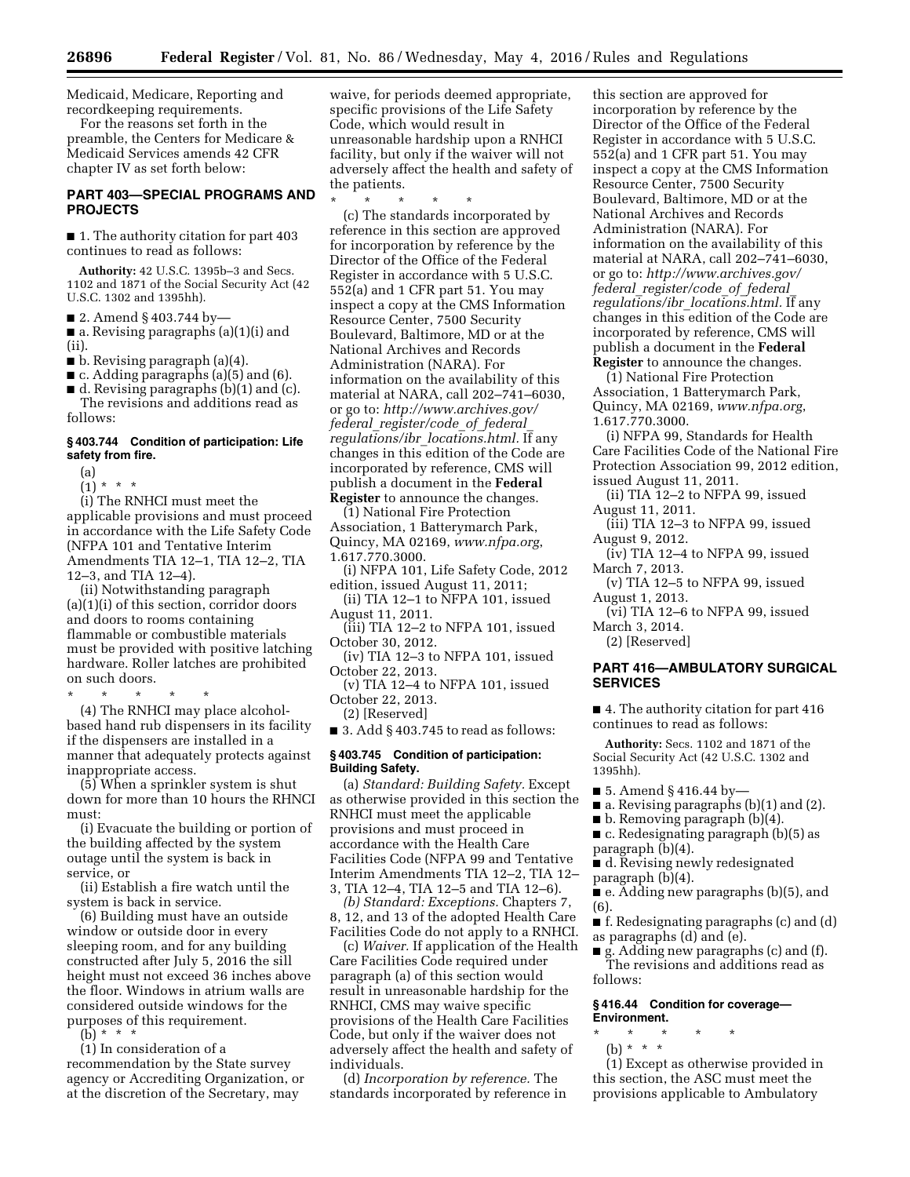Medicaid, Medicare, Reporting and recordkeeping requirements.

For the reasons set forth in the preamble, the Centers for Medicare & Medicaid Services amends 42 CFR chapter IV as set forth below:

## PART 403—SPECIAL PROGRAMS AND PROJECTS

■ 1. The authority citation for part 403 continues to read as follows:

**Authority:** 42 U.S.C. 1395b–3 and Secs. 1102 and 1871 of the Social Security Act (42 U.S.C. 1302 and 1395hh).

■ 2. Amend § 403.744 by—

■ a. Revising paragraphs (a)(1)(i) and (ii).

■ b. Revising paragraph (a)(4).

■ c. Adding paragraphs (a)(5) and (6).

■ d. Revising paragraphs (b)(1) and (c).

The revisions and additions read as follows:

### § 403.744 Condition of participation: Life safety from fire.

(a)

(1) * * *

(i) The RNHCI must meet the applicable provisions and must proceed in accordance with the Life Safety Code (NFPA 101 and Tentative Interim Amendments TIA 12–1, TIA 12–2, TIA 12–3, and TIA 12–4).

(ii) Notwithstanding paragraph (a)(1)(i) of this section, corridor doors and doors to rooms containing flammable or combustible materials must be provided with positive latching hardware. Roller latches are prohibited on such doors.

\* \* \* \* \*

(4) The RNHCI may place alcohol-based hand rub dispensers in its facility if the dispensers are installed in a manner that adequately protects against inappropriate access.

(5) When a sprinkler system is shut down for more than 10 hours the RHNCI must:

(i) Evacuate the building or portion of the building affected by the system outage until the system is back in service, or

(ii) Establish a fire watch until the system is back in service.

(6) Building must have an outside window or outside door in every sleeping room, and for any building constructed after July 5, 2016 the sill height must not exceed 36 inches above the floor. Windows in atrium walls are considered outside windows for the purposes of this requirement.

(b) * * *

(1) In consideration of a recommendation by the State survey agency or Accrediting Organization, or at the discretion of the Secretary, may waive, for periods deemed appropriate, specific provisions of the Life Safety Code, which would result in unreasonable hardship upon a RNHCI facility, but only if the waiver will not adversely affect the health and safety of the patients.

\* \* \* \* \*

(c) The standards incorporated by reference in this section are approved for incorporation by reference by the Director of the Office of the Federal Register in accordance with 5 U.S.C. 552(a) and 1 CFR part 51. You may inspect a copy at the CMS Information Resource Center, 7500 Security Boulevard, Baltimore, MD or at the National Archives and Records Administration (NARA). For information on the availability of this material at NARA, call 202–741–6030, or go to: *http://www.archives.gov/federal_register/code_of_federal_regulations/ibr_locations.html*. If any changes in this edition of the Code are incorporated by reference, CMS will publish a document in the **Federal Register** to announce the changes.

(1) National Fire Protection Association, 1 Batterymarch Park, Quincy, MA 02169, *www.nfpa.org*, 1.617.770.3000.

(i) NFPA 101, Life Safety Code, 2012 edition, issued August 11, 2011;

(ii) TIA 12–1 to NFPA 101, issued August 11, 2011.

(iii) TIA 12–2 to NFPA 101, issued October 30, 2012.

(iv) TIA 12–3 to NFPA 101, issued October 22, 2013.

(v) TIA 12–4 to NFPA 101, issued October 22, 2013.

(2) [Reserved]

■ 3. Add § 403.745 to read as follows:

### § 403.745 Condition of participation: Building Safety.

(a) *Standard: Building Safety.* Except as otherwise provided in this section the RNHCI must meet the applicable provisions and must proceed in accordance with the Health Care Facilities Code (NFPA 99 and Tentative Interim Amendments TIA 12–2, TIA 12–3, TIA 12–4, TIA 12–5 and TIA 12–6).

*(b) Standard: Exceptions.* Chapters 7, 8, 12, and 13 of the adopted Health Care Facilities Code do not apply to a RNHCI.

(c) *Waiver.* If application of the Health Care Facilities Code required under paragraph (a) of this section would result in unreasonable hardship for the RNHCI, CMS may waive specific provisions of the Health Care Facilities Code, but only if the waiver does not adversely affect the health and safety of individuals.

(d) *Incorporation by reference.* The standards incorporated by reference in this section are approved for incorporation by reference by the Director of the Office of the Federal Register in accordance with 5 U.S.C. 552(a) and 1 CFR part 51. You may inspect a copy at the CMS Information Resource Center, 7500 Security Boulevard, Baltimore, MD or at the National Archives and Records Administration (NARA). For information on the availability of this material at NARA, call 202–741–6030, or go to: *http://www.archives.gov/federal_register/code_of_federal_regulations/ibr_locations.html*. If any changes in this edition of the Code are incorporated by reference, CMS will publish a document in the **Federal Register** to announce the changes.

(1) National Fire Protection Association, 1 Batterymarch Park, Quincy, MA 02169, *www.nfpa.org*, 1.617.770.3000.

(i) NFPA 99, Standards for Health Care Facilities Code of the National Fire Protection Association 99, 2012 edition, issued August 11, 2011.

(ii) TIA 12–2 to NFPA 99, issued August 11, 2011.

(iii) TIA 12–3 to NFPA 99, issued August 9, 2012.

(iv) TIA 12–4 to NFPA 99, issued March 7, 2013.

(v) TIA 12–5 to NFPA 99, issued August 1, 2013.

(vi) TIA 12–6 to NFPA 99, issued March 3, 2014.

(2) [Reserved]

## PART 416—AMBULATORY SURGICAL SERVICES

■ 4. The authority citation for part 416 continues to read as follows:

**Authority:** Secs. 1102 and 1871 of the Social Security Act (42 U.S.C. 1302 and 1395hh).

■ 5. Amend § 416.44 by—

■ a. Revising paragraphs (b)(1) and (2).

■ b. Removing paragraph (b)(4).

■ c. Redesignating paragraph (b)(5) as paragraph (b)(4).

■ d. Revising newly redesignated paragraph (b)(4).

■ e. Adding new paragraphs (b)(5), and (6).

■ f. Redesignating paragraphs (c) and (d) as paragraphs (d) and (e).

■ g. Adding new paragraphs (c) and (f).

The revisions and additions read as follows:

### § 416.44 Condition for coverage—Environment.

\* \* \* \* \*

(b) * * *

(1) Except as otherwise provided in this section, the ASC must meet the provisions applicable to Ambulatory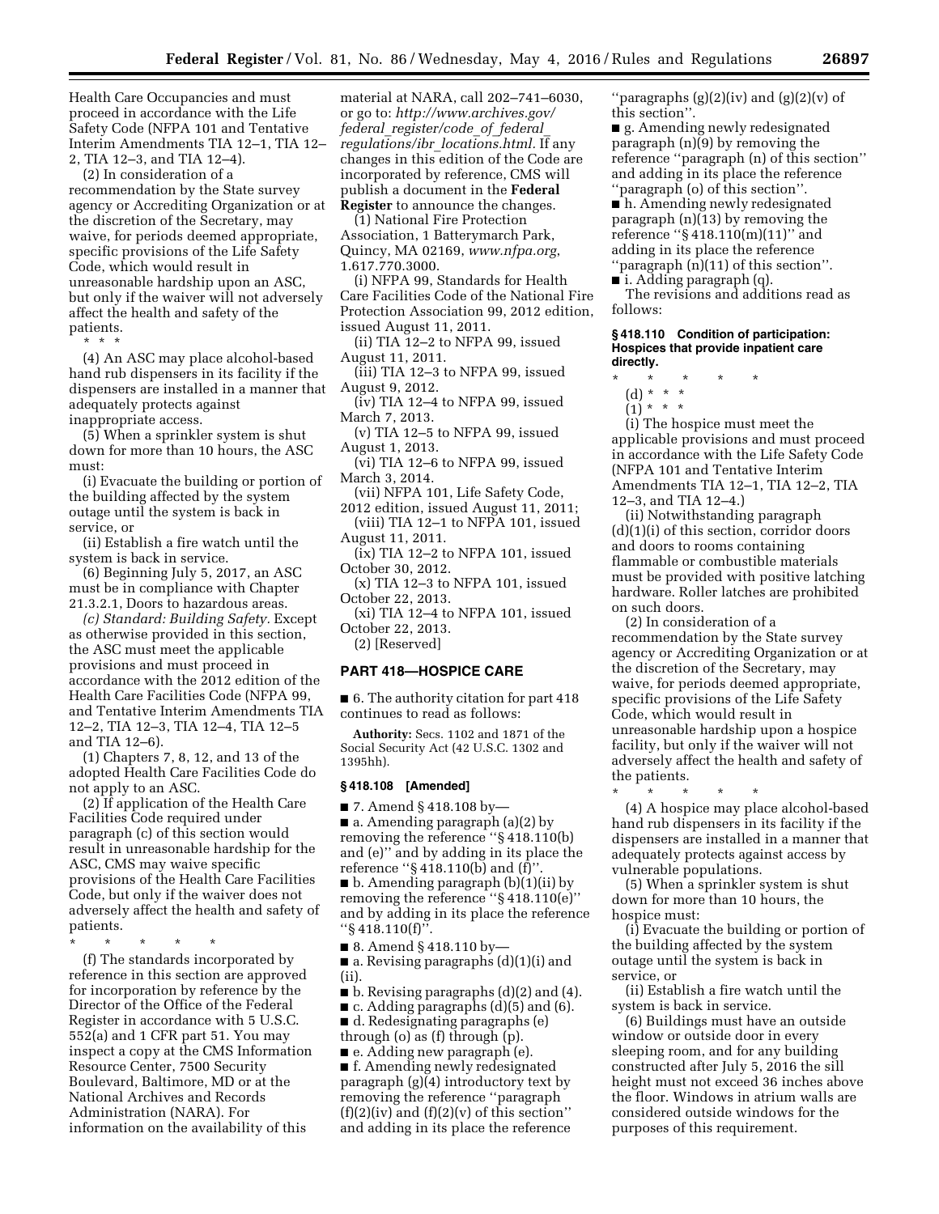Health Care Occupancies and must proceed in accordance with the Life Safety Code (NFPA 101 and Tentative Interim Amendments TIA 12–1, TIA 12–2, TIA 12–3, and TIA 12–4).

(2) In consideration of a recommendation by the State survey agency or Accrediting Organization or at the discretion of the Secretary, may waive, for periods deemed appropriate, specific provisions of the Life Safety Code, which would result in unreasonable hardship upon an ASC, but only if the waiver will not adversely affect the health and safety of the patients.

\* \* \*

(4) An ASC may place alcohol-based hand rub dispensers in its facility if the dispensers are installed in a manner that adequately protects against inappropriate access.

(5) When a sprinkler system is shut down for more than 10 hours, the ASC must:

(i) Evacuate the building or portion of the building affected by the system outage until the system is back in service, or

(ii) Establish a fire watch until the system is back in service.

(6) Beginning July 5, 2017, an ASC must be in compliance with Chapter 21.3.2.1, Doors to hazardous areas.

*(c) Standard: Building Safety.* Except as otherwise provided in this section, the ASC must meet the applicable provisions and must proceed in accordance with the 2012 edition of the Health Care Facilities Code (NFPA 99, and Tentative Interim Amendments TIA 12–2, TIA 12–3, TIA 12–4, TIA 12–5 and TIA 12–6).

(1) Chapters 7, 8, 12, and 13 of the adopted Health Care Facilities Code do not apply to an ASC.

(2) If application of the Health Care Facilities Code required under paragraph (c) of this section would result in unreasonable hardship for the ASC, CMS may waive specific provisions of the Health Care Facilities Code, but only if the waiver does not adversely affect the health and safety of patients.

\* \* \* \* \*

(f) The standards incorporated by reference in this section are approved for incorporation by reference by the Director of the Office of the Federal Register in accordance with 5 U.S.C. 552(a) and 1 CFR part 51. You may inspect a copy at the CMS Information Resource Center, 7500 Security Boulevard, Baltimore, MD or at the National Archives and Records Administration (NARA). For information on the availability of this material at NARA, call 202–741–6030, or go to: *http://www.archives.gov/federal_register/code_of_federal_regulations/ibr_locations.html.* If any changes in this edition of the Code are incorporated by reference, CMS will publish a document in the **Federal Register** to announce the changes.

(1) National Fire Protection Association, 1 Batterymarch Park, Quincy, MA 02169, *www.nfpa.org*, 1.617.770.3000.

(i) NFPA 99, Standards for Health Care Facilities Code of the National Fire Protection Association 99, 2012 edition, issued August 11, 2011.

(ii) TIA 12–2 to NFPA 99, issued August 11, 2011.

(iii) TIA 12–3 to NFPA 99, issued August 9, 2012.

(iv) TIA 12–4 to NFPA 99, issued March 7, 2013.

(v) TIA 12–5 to NFPA 99, issued August 1, 2013.

(vi) TIA 12–6 to NFPA 99, issued March 3, 2014.

(vii) NFPA 101, Life Safety Code, 2012 edition, issued August 11, 2011;

(viii) TIA 12–1 to NFPA 101, issued August 11, 2011.

(ix) TIA 12–2 to NFPA 101, issued October 30, 2012.

(x) TIA 12–3 to NFPA 101, issued October 22, 2013.

(xi) TIA 12–4 to NFPA 101, issued October 22, 2013.

(2) [Reserved]

## PART 418—HOSPICE CARE

■ 6. The authority citation for part 418 continues to read as follows:

**Authority:** Secs. 1102 and 1871 of the Social Security Act (42 U.S.C. 1302 and 1395hh).

### § 418.108 [Amended]

■ 7. Amend § 418.108 by—

■ a. Amending paragraph (a)(2) by removing the reference "§ 418.110(b) and (e)" and by adding in its place the reference "§ 418.110(b) and (f)".

■ b. Amending paragraph (b)(1)(ii) by removing the reference "§ 418.110(e)" and by adding in its place the reference "§ 418.110(f)".

■ 8. Amend § 418.110 by—

■ a. Revising paragraphs (d)(1)(i) and (ii).

■ b. Revising paragraphs (d)(2) and (4).

■ c. Adding paragraphs (d)(5) and (6).

■ d. Redesignating paragraphs (e) through (o) as (f) through (p).

■ e. Adding new paragraph (e).

■ f. Amending newly redesignated paragraph (g)(4) introductory text by removing the reference "paragraph (f)(2)(iv) and (f)(2)(v) of this section" and adding in its place the reference "paragraphs (g)(2)(iv) and (g)(2)(v) of this section".

■ g. Amending newly redesignated paragraph (n)(9) by removing the reference "paragraph (n) of this section" and adding in its place the reference "paragraph (o) of this section".

■ h. Amending newly redesignated paragraph (n)(13) by removing the reference "§ 418.110(m)(11)" and adding in its place the reference "paragraph (n)(11) of this section".

■ i. Adding paragraph (q).

The revisions and additions read as follows:

### § 418.110 Condition of participation: Hospices that provide inpatient care directly.

\* \* \* \* \*

(d) \* \* \*

(1) \* \* \*

(i) The hospice must meet the applicable provisions and must proceed in accordance with the Life Safety Code (NFPA 101 and Tentative Interim Amendments TIA 12–1, TIA 12–2, TIA 12–3, and TIA 12–4.)

(ii) Notwithstanding paragraph (d)(1)(i) of this section, corridor doors and doors to rooms containing flammable or combustible materials must be provided with positive latching hardware. Roller latches are prohibited on such doors.

(2) In consideration of a recommendation by the State survey agency or Accrediting Organization or at the discretion of the Secretary, may waive, for periods deemed appropriate, specific provisions of the Life Safety Code, which would result in unreasonable hardship upon a hospice facility, but only if the waiver will not adversely affect the health and safety of the patients.

\* \* \* \* \*

(4) A hospice may place alcohol-based hand rub dispensers in its facility if the dispensers are installed in a manner that adequately protects against access by vulnerable populations.

(5) When a sprinkler system is shut down for more than 10 hours, the hospice must:

(i) Evacuate the building or portion of the building affected by the system outage until the system is back in service, or

(ii) Establish a fire watch until the system is back in service.

(6) Buildings must have an outside window or outside door in every sleeping room, and for any building constructed after July 5, 2016 the sill height must not exceed 36 inches above the floor. Windows in atrium walls are considered outside windows for the purposes of this requirement.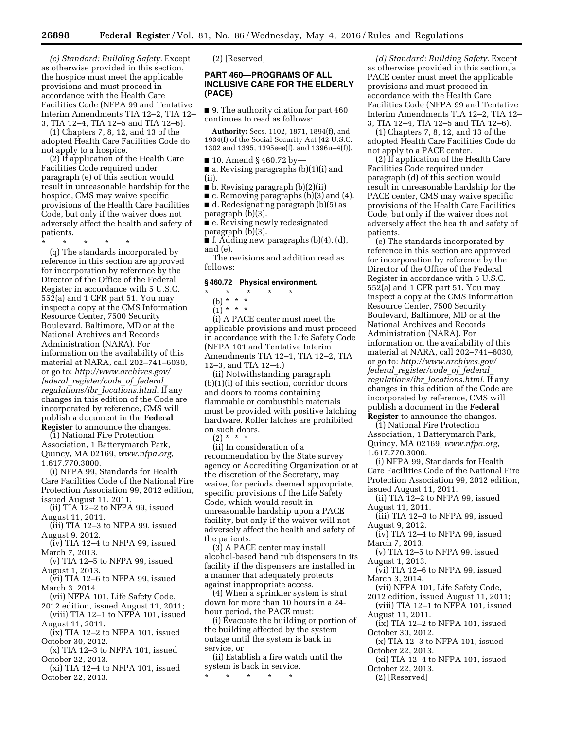*(e) Standard: Building Safety.* Except as otherwise provided in this section, the hospice must meet the applicable provisions and must proceed in accordance with the Health Care Facilities Code (NFPA 99 and Tentative Interim Amendments TIA 12–2, TIA 12–3, TIA 12–4, TIA 12–5 and TIA 12–6).

(1) Chapters 7, 8, 12, and 13 of the adopted Health Care Facilities Code do not apply to a hospice.

(2) If application of the Health Care Facilities Code required under paragraph (e) of this section would result in unreasonable hardship for the hospice, CMS may waive specific provisions of the Health Care Facilities Code, but only if the waiver does not adversely affect the health and safety of patients.

\* \* \* \* \*

(q) The standards incorporated by reference in this section are approved for incorporation by reference by the Director of the Office of the Federal Register in accordance with 5 U.S.C. 552(a) and 1 CFR part 51. You may inspect a copy at the CMS Information Resource Center, 7500 Security Boulevard, Baltimore, MD or at the National Archives and Records Administration (NARA). For information on the availability of this material at NARA, call 202–741–6030, or go to: *http://www.archives.gov/federal_register/code_of_federal_regulations/ibr_locations.html.* If any changes in this edition of the Code are incorporated by reference, CMS will publish a document in the **Federal Register** to announce the changes.

(1) National Fire Protection Association, 1 Batterymarch Park, Quincy, MA 02169, *www.nfpa.org*, 1.617.770.3000.

(i) NFPA 99, Standards for Health Care Facilities Code of the National Fire Protection Association 99, 2012 edition, issued August 11, 2011.

(ii) TIA 12–2 to NFPA 99, issued August 11, 2011.

(iii) TIA 12–3 to NFPA 99, issued August 9, 2012.

(iv) TIA 12–4 to NFPA 99, issued March 7, 2013.

(v) TIA 12–5 to NFPA 99, issued August 1, 2013.

(vi) TIA 12–6 to NFPA 99, issued March 3, 2014.

(vii) NFPA 101, Life Safety Code, 2012 edition, issued August 11, 2011;

(viii) TIA 12–1 to NFPA 101, issued August 11, 2011.

(ix) TIA 12–2 to NFPA 101, issued October 30, 2012.

(x) TIA 12–3 to NFPA 101, issued October 22, 2013.

(xi) TIA 12–4 to NFPA 101, issued October 22, 2013.

(2) [Reserved]

## PART 460—PROGRAMS OF ALL INCLUSIVE CARE FOR THE ELDERLY (PACE)

■ 9. The authority citation for part 460 continues to read as follows:

**Authority:** Secs. 1102, 1871, 1894(f), and 1934(f) of the Social Security Act (42 U.S.C. 1302 and 1395, 1395eee(f), and 1396u–4(f)).

■ 10. Amend § 460.72 by—

■ a. Revising paragraphs (b)(1)(i) and (ii).

■ b. Revising paragraph (b)(2)(ii)

■ c. Removing paragraphs (b)(3) and (4).

■ d. Redesignating paragraph (b)(5) as paragraph (b)(3).

■ e. Revising newly redesignated paragraph (b)(3).

■ f. Adding new paragraphs (b)(4), (d), and (e).

The revisions and addition read as follows:

### § 460.72 Physical environment.

\* \* \* \* \*

(b) \* \* \*

(1) \* \* \*

(i) A PACE center must meet the applicable provisions and must proceed in accordance with the Life Safety Code (NFPA 101 and Tentative Interim Amendments TIA 12–1, TIA 12–2, TIA 12–3, and TIA 12–4.)

(ii) Notwithstanding paragraph (b)(1)(i) of this section, corridor doors and doors to rooms containing flammable or combustible materials must be provided with positive latching hardware. Roller latches are prohibited on such doors.

(2) \* \* \*

(ii) In consideration of a recommendation by the State survey agency or Accrediting Organization or at the discretion of the Secretary, may waive, for periods deemed appropriate, specific provisions of the Life Safety Code, which would result in unreasonable hardship upon a PACE facility, but only if the waiver will not adversely affect the health and safety of the patients.

(3) A PACE center may install alcohol-based hand rub dispensers in its facility if the dispensers are installed in a manner that adequately protects against inappropriate access.

(4) When a sprinkler system is shut down for more than 10 hours in a 24-hour period, the PACE must:

(i) Evacuate the building or portion of the building affected by the system outage until the system is back in service, or

(ii) Establish a fire watch until the system is back in service.

\* \* \* \* \*

*(d) Standard: Building Safety.* Except as otherwise provided in this section, a PACE center must meet the applicable provisions and must proceed in accordance with the Health Care Facilities Code (NFPA 99 and Tentative Interim Amendments TIA 12–2, TIA 12–3, TIA 12–4, TIA 12–5 and TIA 12–6).

(1) Chapters 7, 8, 12, and 13 of the adopted Health Care Facilities Code do not apply to a PACE center.

(2) If application of the Health Care Facilities Code required under paragraph (d) of this section would result in unreasonable hardship for the PACE center, CMS may waive specific provisions of the Health Care Facilities Code, but only if the waiver does not adversely affect the health and safety of patients.

(e) The standards incorporated by reference in this section are approved for incorporation by reference by the Director of the Office of the Federal Register in accordance with 5 U.S.C. 552(a) and 1 CFR part 51. You may inspect a copy at the CMS Information Resource Center, 7500 Security Boulevard, Baltimore, MD or at the National Archives and Records Administration (NARA). For information on the availability of this material at NARA, call 202–741–6030, or go to: *http://www.archives.gov/federal_register/code_of_federal_regulations/ibr_locations.html.* If any changes in this edition of the Code are incorporated by reference, CMS will publish a document in the **Federal Register** to announce the changes.

(1) National Fire Protection Association, 1 Batterymarch Park, Quincy, MA 02169, *www.nfpa.org*, 1.617.770.3000.

(i) NFPA 99, Standards for Health Care Facilities Code of the National Fire Protection Association 99, 2012 edition, issued August 11, 2011.

(ii) TIA 12–2 to NFPA 99, issued August 11, 2011.

(iii) TIA 12–3 to NFPA 99, issued August 9, 2012.

(iv) TIA 12–4 to NFPA 99, issued March 7, 2013.

(v) TIA 12–5 to NFPA 99, issued August 1, 2013.

(vi) TIA 12–6 to NFPA 99, issued March 3, 2014.

(vii) NFPA 101, Life Safety Code, 2012 edition, issued August 11, 2011;

(viii) TIA 12–1 to NFPA 101, issued August 11, 2011.

(ix) TIA 12–2 to NFPA 101, issued October 30, 2012.

(x) TIA 12–3 to NFPA 101, issued October 22, 2013.

(xi) TIA 12–4 to NFPA 101, issued October 22, 2013.

(2) [Reserved]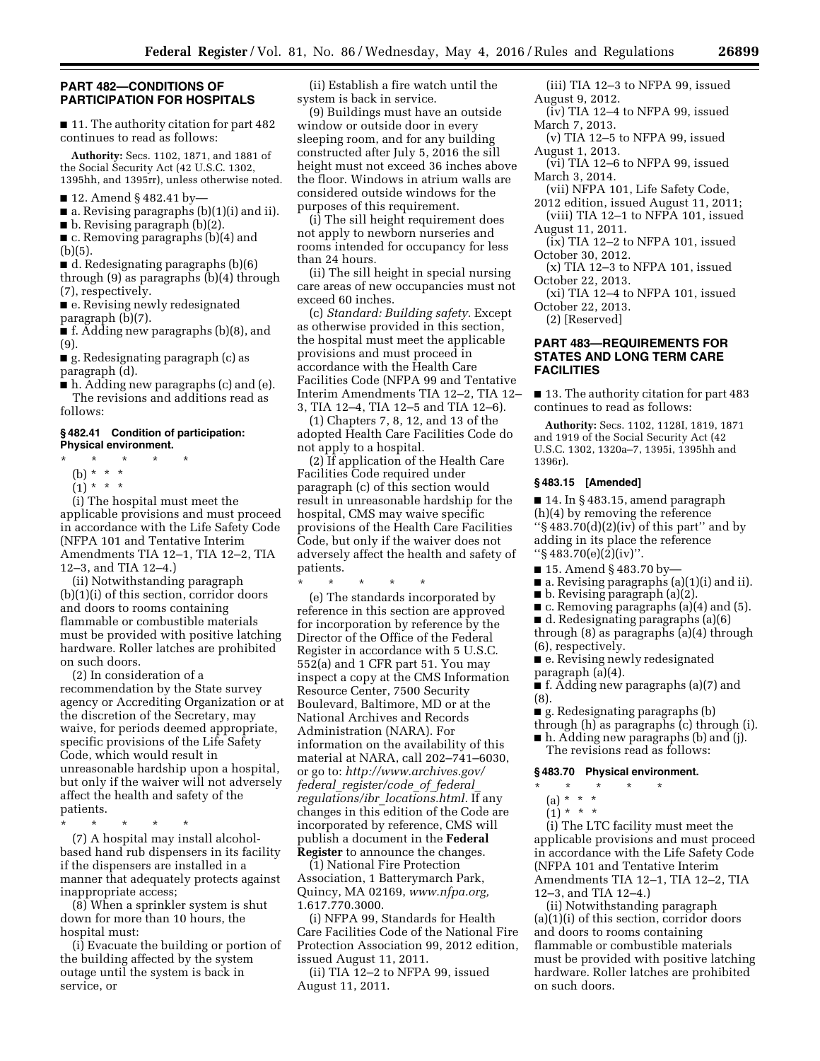## PART 482—CONDITIONS OF PARTICIPATION FOR HOSPITALS

■ 11. The authority citation for part 482 continues to read as follows:

**Authority:** Secs. 1102, 1871, and 1881 of the Social Security Act (42 U.S.C. 1302, 1395hh, and 1395rr), unless otherwise noted.

■ 12. Amend § 482.41 by—

■ a. Revising paragraphs (b)(1)(i) and ii).

■ b. Revising paragraph (b)(2).

■ c. Removing paragraphs (b)(4) and (b)(5).

■ d. Redesignating paragraphs (b)(6) through (9) as paragraphs (b)(4) through (7), respectively.

■ e. Revising newly redesignated paragraph (b)(7).

■ f. Adding new paragraphs (b)(8), and (9).

■ g. Redesignating paragraph (c) as paragraph (d).

■ h. Adding new paragraphs (c) and (e).

The revisions and additions read as follows:

### § 482.41 Condition of participation: Physical environment.

\* \* \* \* \*

(b) \* \* \*

(1) \* \* \*

(i) The hospital must meet the applicable provisions and must proceed in accordance with the Life Safety Code (NFPA 101 and Tentative Interim Amendments TIA 12–1, TIA 12–2, TIA 12–3, and TIA 12–4.)

(ii) Notwithstanding paragraph (b)(1)(i) of this section, corridor doors and doors to rooms containing flammable or combustible materials must be provided with positive latching hardware. Roller latches are prohibited on such doors.

(2) In consideration of a recommendation by the State survey agency or Accrediting Organization or at the discretion of the Secretary, may waive, for periods deemed appropriate, specific provisions of the Life Safety Code, which would result in unreasonable hardship upon a hospital, but only if the waiver will not adversely affect the health and safety of the patients.

\* \* \* \* \*

(7) A hospital may install alcohol-based hand rub dispensers in its facility if the dispensers are installed in a manner that adequately protects against inappropriate access;

(8) When a sprinkler system is shut down for more than 10 hours, the hospital must:

(i) Evacuate the building or portion of the building affected by the system outage until the system is back in service, or

(ii) Establish a fire watch until the system is back in service.

(9) Buildings must have an outside window or outside door in every sleeping room, and for any building constructed after July 5, 2016 the sill height must not exceed 36 inches above the floor. Windows in atrium walls are considered outside windows for the purposes of this requirement.

(i) The sill height requirement does not apply to newborn nurseries and rooms intended for occupancy for less than 24 hours.

(ii) The sill height in special nursing care areas of new occupancies must not exceed 60 inches.

(c) *Standard: Building safety.* Except as otherwise provided in this section, the hospital must meet the applicable provisions and must proceed in accordance with the Health Care Facilities Code (NFPA 99 and Tentative Interim Amendments TIA 12–2, TIA 12–3, TIA 12–4, TIA 12–5 and TIA 12–6).

(1) Chapters 7, 8, 12, and 13 of the adopted Health Care Facilities Code do not apply to a hospital.

(2) If application of the Health Care Facilities Code required under paragraph (c) of this section would result in unreasonable hardship for the hospital, CMS may waive specific provisions of the Health Care Facilities Code, but only if the waiver does not adversely affect the health and safety of patients.

\* \* \* \* \*

(e) The standards incorporated by reference in this section are approved for incorporation by reference by the Director of the Office of the Federal Register in accordance with 5 U.S.C. 552(a) and 1 CFR part 51. You may inspect a copy at the CMS Information Resource Center, 7500 Security Boulevard, Baltimore, MD or at the National Archives and Records Administration (NARA). For information on the availability of this material at NARA, call 202–741–6030, or go to: *http://www.archives.gov/federal_register/code_of_federal_regulations/ibr_locations.html.* If any changes in this edition of the Code are incorporated by reference, CMS will publish a document in the **Federal Register** to announce the changes.

(1) National Fire Protection Association, 1 Batterymarch Park, Quincy, MA 02169, *www.nfpa.org,* 1.617.770.3000.

(i) NFPA 99, Standards for Health Care Facilities Code of the National Fire Protection Association 99, 2012 edition, issued August 11, 2011.

(ii) TIA 12–2 to NFPA 99, issued August 11, 2011.

(iii) TIA 12–3 to NFPA 99, issued August 9, 2012.

(iv) TIA 12–4 to NFPA 99, issued March 7, 2013.

(v) TIA 12–5 to NFPA 99, issued August 1, 2013.

(vi) TIA 12–6 to NFPA 99, issued March 3, 2014.

(vii) NFPA 101, Life Safety Code, 2012 edition, issued August 11, 2011;

(viii) TIA 12–1 to NFPA 101, issued August 11, 2011.

(ix) TIA 12–2 to NFPA 101, issued October 30, 2012.

(x) TIA 12–3 to NFPA 101, issued October 22, 2013.

(xi) TIA 12–4 to NFPA 101, issued October 22, 2013.

(2) [Reserved]

## PART 483—REQUIREMENTS FOR STATES AND LONG TERM CARE FACILITIES

■ 13. The authority citation for part 483 continues to read as follows:

**Authority:** Secs. 1102, 1128I, 1819, 1871 and 1919 of the Social Security Act (42 U.S.C. 1302, 1320a–7, 1395i, 1395hh and 1396r).

### § 483.15 [Amended]

■ 14. In § 483.15, amend paragraph (h)(4) by removing the reference ''§ 483.70(d)(2)(iv) of this part'' and by adding in its place the reference ''§ 483.70(e)(2)(iv)''.

■ 15. Amend § 483.70 by—

■ a. Revising paragraphs (a)(1)(i) and ii).

■ b. Revising paragraph (a)(2).

■ c. Removing paragraphs (a)(4) and (5).

■ d. Redesignating paragraphs (a)(6) through (8) as paragraphs (a)(4) through (6), respectively.

■ e. Revising newly redesignated paragraph (a)(4).

■ f. Adding new paragraphs (a)(7) and (8).

■ g. Redesignating paragraphs (b) through (h) as paragraphs (c) through (i).

■ h. Adding new paragraphs (b) and (j).

The revisions read as follows:

### § 483.70 Physical environment.

\* \* \* \* \*

(a) \* \* \*

(1) \* \* \*

(i) The LTC facility must meet the applicable provisions and must proceed in accordance with the Life Safety Code (NFPA 101 and Tentative Interim Amendments TIA 12–1, TIA 12–2, TIA 12–3, and TIA 12–4.)

(ii) Notwithstanding paragraph (a)(1)(i) of this section, corridor doors and doors to rooms containing flammable or combustible materials must be provided with positive latching hardware. Roller latches are prohibited on such doors.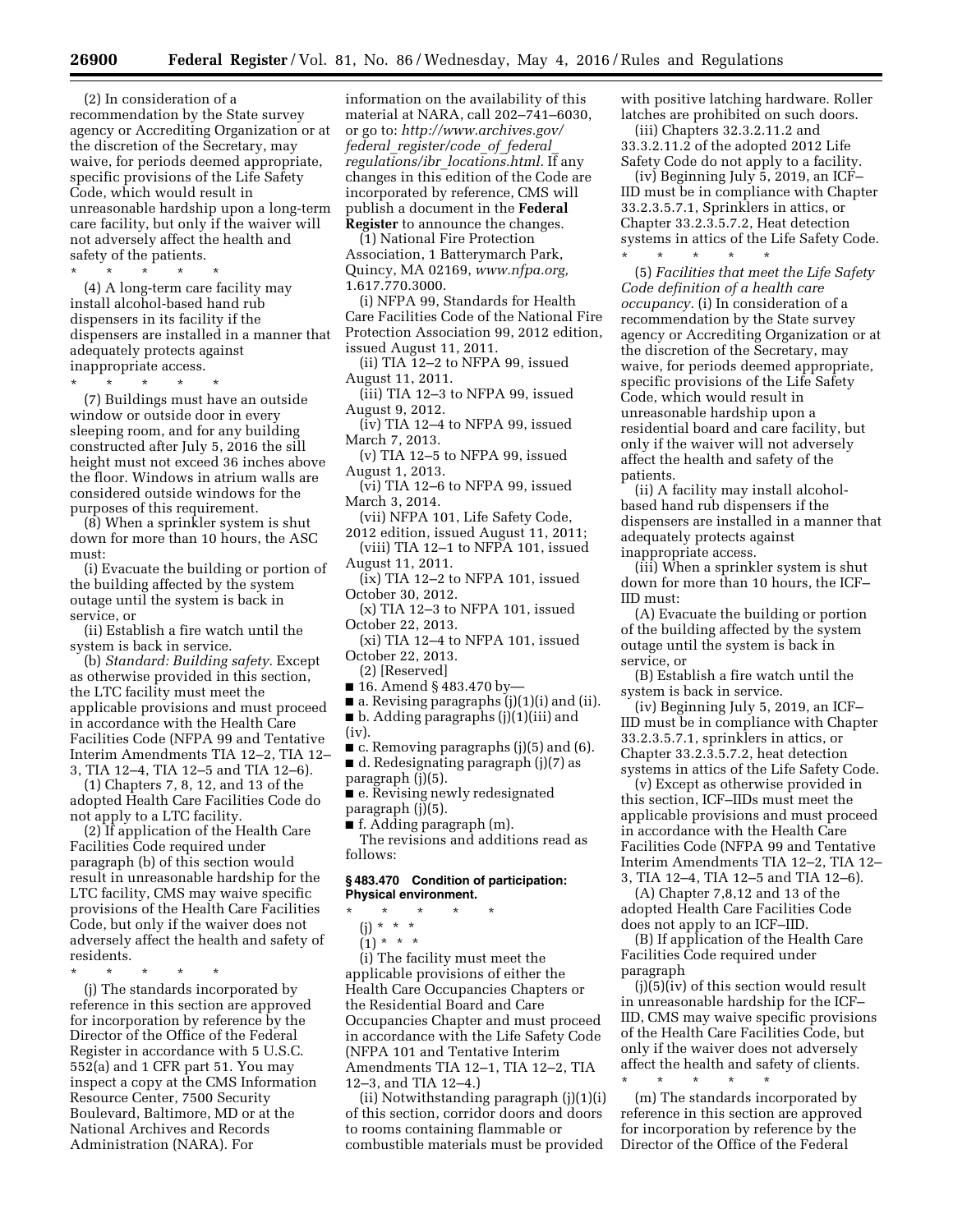(2) In consideration of a recommendation by the State survey agency or Accrediting Organization or at the discretion of the Secretary, may waive, for periods deemed appropriate, specific provisions of the Life Safety Code, which would result in unreasonable hardship upon a long-term care facility, but only if the waiver will not adversely affect the health and safety of the patients.

\* \* \* \* \*

(4) A long-term care facility may install alcohol-based hand rub dispensers in its facility if the dispensers are installed in a manner that adequately protects against inappropriate access.

\* \* \* \* \*

(7) Buildings must have an outside window or outside door in every sleeping room, and for any building constructed after July 5, 2016 the sill height must not exceed 36 inches above the floor. Windows in atrium walls are considered outside windows for the purposes of this requirement.

(8) When a sprinkler system is shut down for more than 10 hours, the ASC must:

(i) Evacuate the building or portion of the building affected by the system outage until the system is back in service, or

(ii) Establish a fire watch until the system is back in service.

(b) *Standard: Building safety.* Except as otherwise provided in this section, the LTC facility must meet the applicable provisions and must proceed in accordance with the Health Care Facilities Code (NFPA 99 and Tentative Interim Amendments TIA 12–2, TIA 12–3, TIA 12–4, TIA 12–5 and TIA 12–6).

(1) Chapters 7, 8, 12, and 13 of the adopted Health Care Facilities Code do not apply to a LTC facility.

(2) If application of the Health Care Facilities Code required under paragraph (b) of this section would result in unreasonable hardship for the LTC facility, CMS may waive specific provisions of the Health Care Facilities Code, but only if the waiver does not adversely affect the health and safety of residents.

\* \* \* \* \*

(j) The standards incorporated by reference in this section are approved for incorporation by reference by the Director of the Office of the Federal Register in accordance with 5 U.S.C. 552(a) and 1 CFR part 51. You may inspect a copy at the CMS Information Resource Center, 7500 Security Boulevard, Baltimore, MD or at the National Archives and Records Administration (NARA). For information on the availability of this material at NARA, call 202–741–6030, or go to: *http://www.archives.gov/federal_register/code_of_federal_regulations/ibr_locations.html.* If any changes in this edition of the Code are incorporated by reference, CMS will publish a document in the **Federal Register** to announce the changes.

(1) National Fire Protection Association, 1 Batterymarch Park, Quincy, MA 02169, *www.nfpa.org,* 1.617.770.3000.

(i) NFPA 99, Standards for Health Care Facilities Code of the National Fire Protection Association 99, 2012 edition, issued August 11, 2011.

(ii) TIA 12–2 to NFPA 99, issued August 11, 2011.

(iii) TIA 12–3 to NFPA 99, issued August 9, 2012.

(iv) TIA 12–4 to NFPA 99, issued March 7, 2013.

(v) TIA 12–5 to NFPA 99, issued August 1, 2013.

(vi) TIA 12–6 to NFPA 99, issued March 3, 2014.

(vii) NFPA 101, Life Safety Code, 2012 edition, issued August 11, 2011;

(viii) TIA 12–1 to NFPA 101, issued August 11, 2011.

(ix) TIA 12–2 to NFPA 101, issued October 30, 2012.

(x) TIA 12–3 to NFPA 101, issued October 22, 2013.

(xi) TIA 12–4 to NFPA 101, issued October 22, 2013.

(2) [Reserved]

■ 16. Amend § 483.470 by—

■ a. Revising paragraphs (j)(1)(i) and (ii).

■ b. Adding paragraphs (j)(1)(iii) and (iv).

■ c. Removing paragraphs (j)(5) and (6).

■ d. Redesignating paragraph (j)(7) as paragraph (j)(5).

■ e. Revising newly redesignated paragraph (j)(5).

■ f. Adding paragraph (m).

The revisions and additions read as follows:

**§ 483.470 Condition of participation: Physical environment.**

\* \* \* \* \*

(j) \* \* \*

(1) \* \* \*

(i) The facility must meet the applicable provisions of either the Health Care Occupancies Chapters or the Residential Board and Care Occupancies Chapter and must proceed in accordance with the Life Safety Code (NFPA 101 and Tentative Interim Amendments TIA 12–1, TIA 12–2, TIA 12–3, and TIA 12–4.)

(ii) Notwithstanding paragraph (j)(1)(i) of this section, corridor doors and doors to rooms containing flammable or combustible materials must be provided with positive latching hardware. Roller latches are prohibited on such doors.

(iii) Chapters 32.3.2.11.2 and 33.3.2.11.2 of the adopted 2012 Life Safety Code do not apply to a facility.

(iv) Beginning July 5, 2019, an ICF–IID must be in compliance with Chapter 33.2.3.5.7.1, Sprinklers in attics, or Chapter 33.2.3.5.7.2, Heat detection systems in attics of the Life Safety Code.

\* \* \* \* \*

(5) *Facilities that meet the Life Safety Code definition of a health care occupancy.* (i) In consideration of a recommendation by the State survey agency or Accrediting Organization or at the discretion of the Secretary, may waive, for periods deemed appropriate, specific provisions of the Life Safety Code, which would result in unreasonable hardship upon a residential board and care facility, but only if the waiver will not adversely affect the health and safety of the patients.

(ii) A facility may install alcohol-based hand rub dispensers if the dispensers are installed in a manner that adequately protects against inappropriate access.

(iii) When a sprinkler system is shut down for more than 10 hours, the ICF–IID must:

(A) Evacuate the building or portion of the building affected by the system outage until the system is back in service, or

(B) Establish a fire watch until the system is back in service.

(iv) Beginning July 5, 2019, an ICF–IID must be in compliance with Chapter 33.2.3.5.7.1, sprinklers in attics, or Chapter 33.2.3.5.7.2, heat detection systems in attics of the Life Safety Code.

(v) Except as otherwise provided in this section, ICF–IIDs must meet the applicable provisions and must proceed in accordance with the Health Care Facilities Code (NFPA 99 and Tentative Interim Amendments TIA 12–2, TIA 12–3, TIA 12–4, TIA 12–5 and TIA 12–6).

(A) Chapter 7,8,12 and 13 of the adopted Health Care Facilities Code does not apply to an ICF–IID.

(B) If application of the Health Care Facilities Code required under paragraph (j)(5)(iv) of this section would result in unreasonable hardship for the ICF–IID, CMS may waive specific provisions of the Health Care Facilities Code, but only if the waiver does not adversely affect the health and safety of clients.

\* \* \* \* \*

(m) The standards incorporated by reference in this section are approved for incorporation by reference by the Director of the Office of the Federal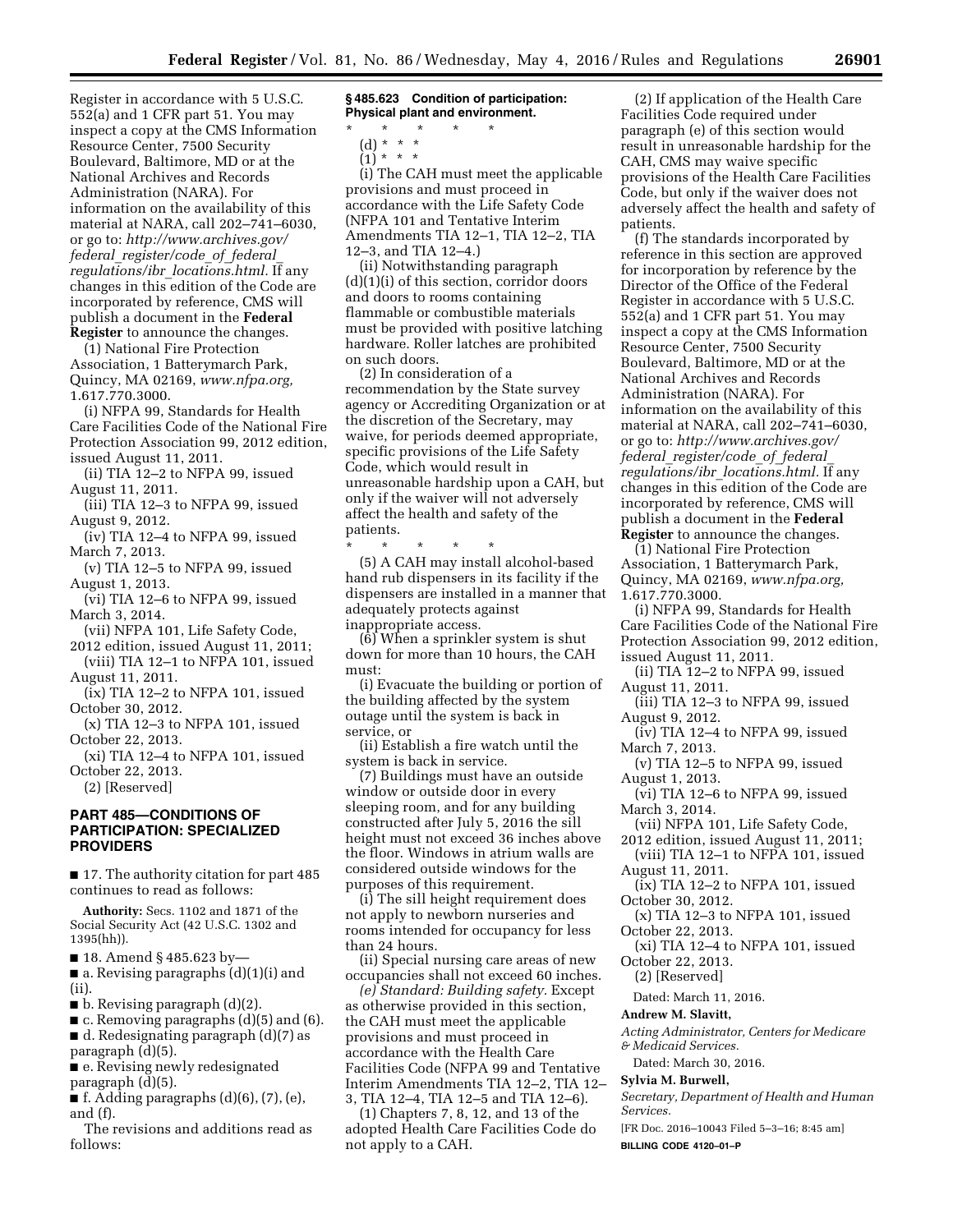Register in accordance with 5 U.S.C. 552(a) and 1 CFR part 51. You may inspect a copy at the CMS Information Resource Center, 7500 Security Boulevard, Baltimore, MD or at the National Archives and Records Administration (NARA). For information on the availability of this material at NARA, call 202–741–6030, or go to: *http://www.archives.gov/federal_register/code_of_federal_regulations/ibr_locations.html.* If any changes in this edition of the Code are incorporated by reference, CMS will publish a document in the **Federal Register** to announce the changes.

(1) National Fire Protection Association, 1 Batterymarch Park, Quincy, MA 02169, *www.nfpa.org,* 1.617.770.3000.

(i) NFPA 99, Standards for Health Care Facilities Code of the National Fire Protection Association 99, 2012 edition, issued August 11, 2011.

(ii) TIA 12–2 to NFPA 99, issued August 11, 2011.

(iii) TIA 12–3 to NFPA 99, issued August 9, 2012.

(iv) TIA 12–4 to NFPA 99, issued March 7, 2013.

(v) TIA 12–5 to NFPA 99, issued August 1, 2013.

(vi) TIA 12–6 to NFPA 99, issued March 3, 2014.

(vii) NFPA 101, Life Safety Code, 2012 edition, issued August 11, 2011;

(viii) TIA 12–1 to NFPA 101, issued August 11, 2011.

(ix) TIA 12–2 to NFPA 101, issued October 30, 2012.

(x) TIA 12–3 to NFPA 101, issued October 22, 2013.

(xi) TIA 12–4 to NFPA 101, issued October 22, 2013.

(2) [Reserved]

## PART 485—CONDITIONS OF PARTICIPATION: SPECIALIZED PROVIDERS

■ 17. The authority citation for part 485 continues to read as follows:

**Authority:** Secs. 1102 and 1871 of the Social Security Act (42 U.S.C. 1302 and 1395(hh)).

■ 18. Amend § 485.623 by—

■ a. Revising paragraphs (d)(1)(i) and (ii).

■ b. Revising paragraph (d)(2).

■ c. Removing paragraphs (d)(5) and (6).

■ d. Redesignating paragraph (d)(7) as paragraph (d)(5).

■ e. Revising newly redesignated paragraph (d)(5).

■ f. Adding paragraphs (d)(6), (7), (e), and (f).

The revisions and additions read as follows:

### § 485.623 Condition of participation: Physical plant and environment.

\* \* \* \* \*

(d) \* \* \*

(1) \* \* \*

(i) The CAH must meet the applicable provisions and must proceed in accordance with the Life Safety Code (NFPA 101 and Tentative Interim Amendments TIA 12–1, TIA 12–2, TIA 12–3, and TIA 12–4.)

(ii) Notwithstanding paragraph (d)(1)(i) of this section, corridor doors and doors to rooms containing flammable or combustible materials must be provided with positive latching hardware. Roller latches are prohibited on such doors.

(2) In consideration of a recommendation by the State survey agency or Accrediting Organization or at the discretion of the Secretary, may waive, for periods deemed appropriate, specific provisions of the Life Safety Code, which would result in unreasonable hardship upon a CAH, but only if the waiver will not adversely affect the health and safety of the patients.

\* \* \* \* \*

(5) A CAH may install alcohol-based hand rub dispensers in its facility if the dispensers are installed in a manner that adequately protects against inappropriate access.

(6) When a sprinkler system is shut down for more than 10 hours, the CAH must:

(i) Evacuate the building or portion of the building affected by the system outage until the system is back in service, or

(ii) Establish a fire watch until the system is back in service.

(7) Buildings must have an outside window or outside door in every sleeping room, and for any building constructed after July 5, 2016 the sill height must not exceed 36 inches above the floor. Windows in atrium walls are considered outside windows for the purposes of this requirement.

(i) The sill height requirement does not apply to newborn nurseries and rooms intended for occupancy for less than 24 hours.

(ii) Special nursing care areas of new occupancies shall not exceed 60 inches.

*(e) Standard: Building safety.* Except as otherwise provided in this section, the CAH must meet the applicable provisions and must proceed in accordance with the Health Care Facilities Code (NFPA 99 and Tentative Interim Amendments TIA 12–2, TIA 12–3, TIA 12–4, TIA 12–5 and TIA 12–6).

(1) Chapters 7, 8, 12, and 13 of the adopted Health Care Facilities Code do not apply to a CAH.

(2) If application of the Health Care Facilities Code required under paragraph (e) of this section would result in unreasonable hardship for the CAH, CMS may waive specific provisions of the Health Care Facilities Code, but only if the waiver does not adversely affect the health and safety of patients.

(f) The standards incorporated by reference in this section are approved for incorporation by reference by the Director of the Office of the Federal Register in accordance with 5 U.S.C. 552(a) and 1 CFR part 51. You may inspect a copy at the CMS Information Resource Center, 7500 Security Boulevard, Baltimore, MD or at the National Archives and Records Administration (NARA). For information on the availability of this material at NARA, call 202–741–6030, or go to: *http://www.archives.gov/federal_register/code_of_federal_regulations/ibr_locations.html.* If any changes in this edition of the Code are incorporated by reference, CMS will publish a document in the **Federal Register** to announce the changes.

(1) National Fire Protection Association, 1 Batterymarch Park, Quincy, MA 02169, *www.nfpa.org,* 1.617.770.3000.

(i) NFPA 99, Standards for Health Care Facilities Code of the National Fire Protection Association 99, 2012 edition, issued August 11, 2011.

(ii) TIA 12–2 to NFPA 99, issued August 11, 2011.

(iii) TIA 12–3 to NFPA 99, issued August 9, 2012.

(iv) TIA 12–4 to NFPA 99, issued March 7, 2013.

(v) TIA 12–5 to NFPA 99, issued August 1, 2013.

(vi) TIA 12–6 to NFPA 99, issued March 3, 2014.

(vii) NFPA 101, Life Safety Code, 2012 edition, issued August 11, 2011;

(viii) TIA 12–1 to NFPA 101, issued August 11, 2011.

(ix) TIA 12–2 to NFPA 101, issued October 30, 2012.

(x) TIA 12–3 to NFPA 101, issued October 22, 2013.

(xi) TIA 12–4 to NFPA 101, issued October 22, 2013.

(2) [Reserved]

Dated: March 11, 2016.

**Andrew M. Slavitt,**

*Acting Administrator, Centers for Medicare & Medicaid Services.*

Dated: March 30, 2016.

**Sylvia M. Burwell,**

*Secretary, Department of Health and Human Services.*

[FR Doc. 2016–10043 Filed 5–3–16; 8:45 am]

**BILLING CODE 4120–01–P**